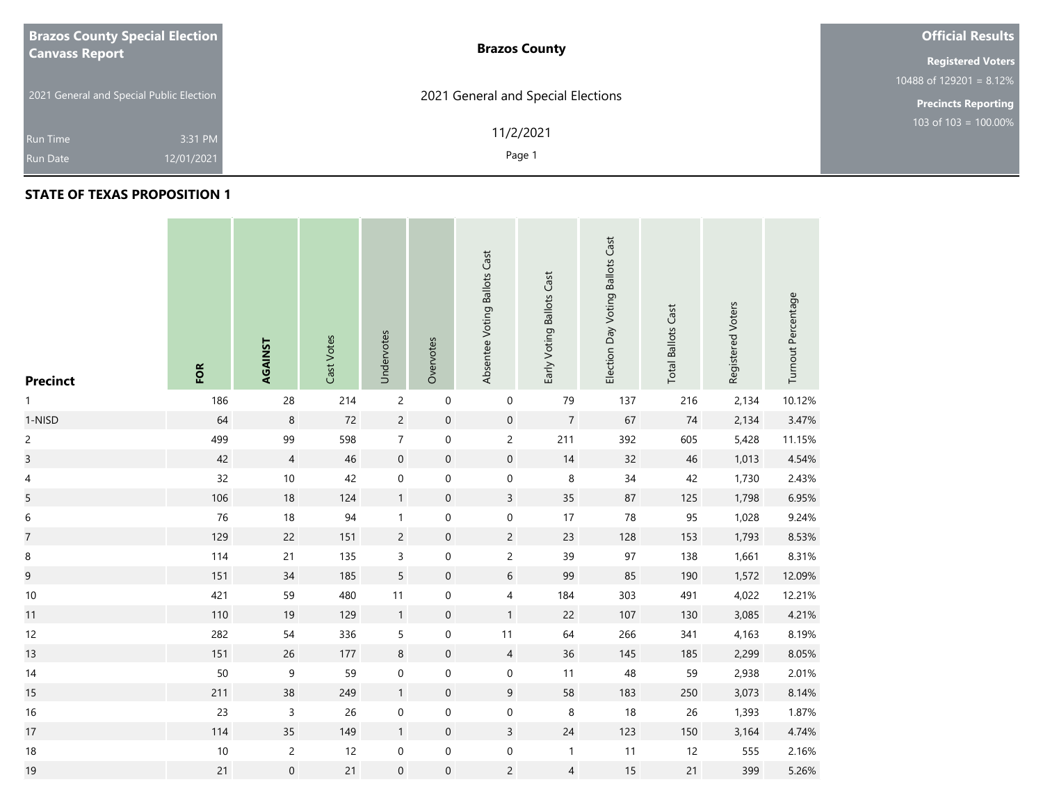**Brazos County Special Election Canvass Report**

2021 General and Special Public Election

Run Time 3:31 PM
Run Date 12/01/2021

**Brazos County**

2021 General and Special Elections

11/2/2021

**Official Results**

**Registered Voters**
10488 of 129201 = 8.12%

**Precincts Reporting**
103 of 103 = 100.00%

## STATE OF TEXAS PROPOSITION 1

| Precinct | FOR | AGAINST | Cast Votes | Undervotes | Overvotes | Absentee Voting Ballots Cast | Early Voting Ballots Cast | Election Day Voting Ballots Cast | Total Ballots Cast | Registered Voters | Turnout Percentage |
|---|---|---|---|---|---|---|---|---|---|---|---|
| 1 | 186 | 28 | 214 | 2 | 0 | 0 | 79 | 137 | 216 | 2,134 | 10.12% |
| 1-NISD | 64 | 8 | 72 | 2 | 0 | 0 | 7 | 67 | 74 | 2,134 | 3.47% |
| 2 | 499 | 99 | 598 | 7 | 0 | 2 | 211 | 392 | 605 | 5,428 | 11.15% |
| 3 | 42 | 4 | 46 | 0 | 0 | 0 | 14 | 32 | 46 | 1,013 | 4.54% |
| 4 | 32 | 10 | 42 | 0 | 0 | 0 | 8 | 34 | 42 | 1,730 | 2.43% |
| 5 | 106 | 18 | 124 | 1 | 0 | 3 | 35 | 87 | 125 | 1,798 | 6.95% |
| 6 | 76 | 18 | 94 | 1 | 0 | 0 | 17 | 78 | 95 | 1,028 | 9.24% |
| 7 | 129 | 22 | 151 | 2 | 0 | 2 | 23 | 128 | 153 | 1,793 | 8.53% |
| 8 | 114 | 21 | 135 | 3 | 0 | 2 | 39 | 97 | 138 | 1,661 | 8.31% |
| 9 | 151 | 34 | 185 | 5 | 0 | 6 | 99 | 85 | 190 | 1,572 | 12.09% |
| 10 | 421 | 59 | 480 | 11 | 0 | 4 | 184 | 303 | 491 | 4,022 | 12.21% |
| 11 | 110 | 19 | 129 | 1 | 0 | 1 | 22 | 107 | 130 | 3,085 | 4.21% |
| 12 | 282 | 54 | 336 | 5 | 0 | 11 | 64 | 266 | 341 | 4,163 | 8.19% |
| 13 | 151 | 26 | 177 | 8 | 0 | 4 | 36 | 145 | 185 | 2,299 | 8.05% |
| 14 | 50 | 9 | 59 | 0 | 0 | 0 | 11 | 48 | 59 | 2,938 | 2.01% |
| 15 | 211 | 38 | 249 | 1 | 0 | 9 | 58 | 183 | 250 | 3,073 | 8.14% |
| 16 | 23 | 3 | 26 | 0 | 0 | 0 | 8 | 18 | 26 | 1,393 | 1.87% |
| 17 | 114 | 35 | 149 | 1 | 0 | 3 | 24 | 123 | 150 | 3,164 | 4.74% |
| 18 | 10 | 2 | 12 | 0 | 0 | 0 | 1 | 11 | 12 | 555 | 2.16% |
| 19 | 21 | 0 | 21 | 0 | 0 | 2 | 4 | 15 | 21 | 399 | 5.26% |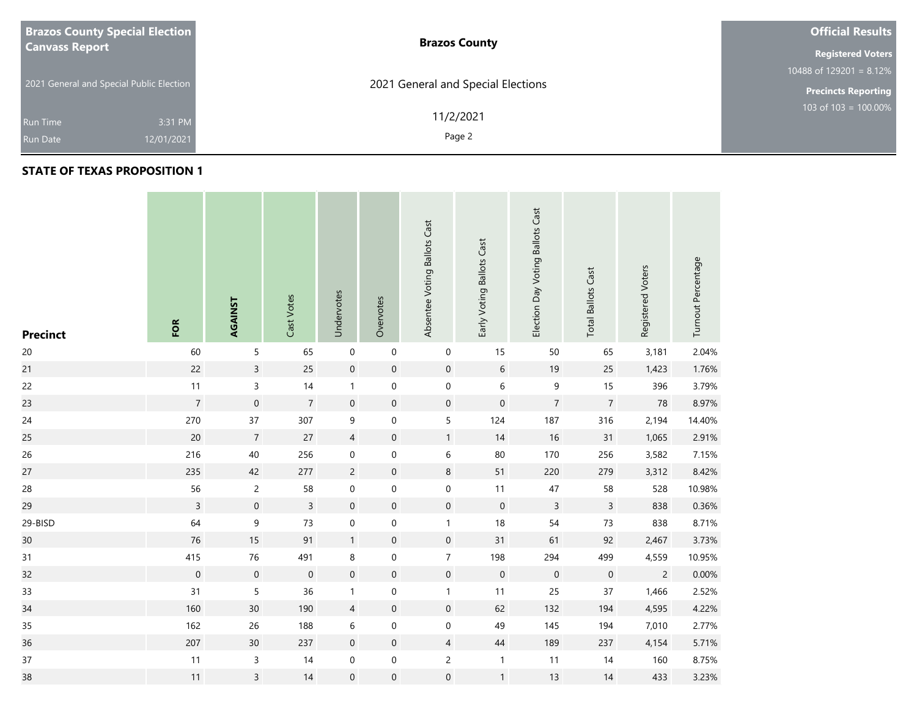**Brazos County Special Election Canvass Report**

2021 General and Special Public Election

Run Time 3:31 PM
Run Date 12/01/2021

**Brazos County**

2021 General and Special Elections

11/2/2021

**Official Results**

**Registered Voters**
10488 of 129201 = 8.12%

**Precincts Reporting**
103 of 103 = 100.00%

## STATE OF TEXAS PROPOSITION 1

| Precinct | FOR | AGAINST | Cast Votes | Undervotes | Overvotes | Absentee Voting Ballots Cast | Early Voting Ballots Cast | Election Day Voting Ballots Cast | Total Ballots Cast | Registered Voters | Turnout Percentage |
|---|---|---|---|---|---|---|---|---|---|---|---|
| 20 | 60 | 5 | 65 | 0 | 0 | 0 | 15 | 50 | 65 | 3,181 | 2.04% |
| 21 | 22 | 3 | 25 | 0 | 0 | 0 | 6 | 19 | 25 | 1,423 | 1.76% |
| 22 | 11 | 3 | 14 | 1 | 0 | 0 | 6 | 9 | 15 | 396 | 3.79% |
| 23 | 7 | 0 | 7 | 0 | 0 | 0 | 0 | 7 | 7 | 78 | 8.97% |
| 24 | 270 | 37 | 307 | 9 | 0 | 5 | 124 | 187 | 316 | 2,194 | 14.40% |
| 25 | 20 | 7 | 27 | 4 | 0 | 1 | 14 | 16 | 31 | 1,065 | 2.91% |
| 26 | 216 | 40 | 256 | 0 | 0 | 6 | 80 | 170 | 256 | 3,582 | 7.15% |
| 27 | 235 | 42 | 277 | 2 | 0 | 8 | 51 | 220 | 279 | 3,312 | 8.42% |
| 28 | 56 | 2 | 58 | 0 | 0 | 0 | 11 | 47 | 58 | 528 | 10.98% |
| 29 | 3 | 0 | 3 | 0 | 0 | 0 | 0 | 3 | 3 | 838 | 0.36% |
| 29-BISD | 64 | 9 | 73 | 0 | 0 | 1 | 18 | 54 | 73 | 838 | 8.71% |
| 30 | 76 | 15 | 91 | 1 | 0 | 0 | 31 | 61 | 92 | 2,467 | 3.73% |
| 31 | 415 | 76 | 491 | 8 | 0 | 7 | 198 | 294 | 499 | 4,559 | 10.95% |
| 32 | 0 | 0 | 0 | 0 | 0 | 0 | 0 | 0 | 0 | 2 | 0.00% |
| 33 | 31 | 5 | 36 | 1 | 0 | 1 | 11 | 25 | 37 | 1,466 | 2.52% |
| 34 | 160 | 30 | 190 | 4 | 0 | 0 | 62 | 132 | 194 | 4,595 | 4.22% |
| 35 | 162 | 26 | 188 | 6 | 0 | 0 | 49 | 145 | 194 | 7,010 | 2.77% |
| 36 | 207 | 30 | 237 | 0 | 0 | 4 | 44 | 189 | 237 | 4,154 | 5.71% |
| 37 | 11 | 3 | 14 | 0 | 0 | 2 | 1 | 11 | 14 | 160 | 8.75% |
| 38 | 11 | 3 | 14 | 0 | 0 | 0 | 1 | 13 | 14 | 433 | 3.23% |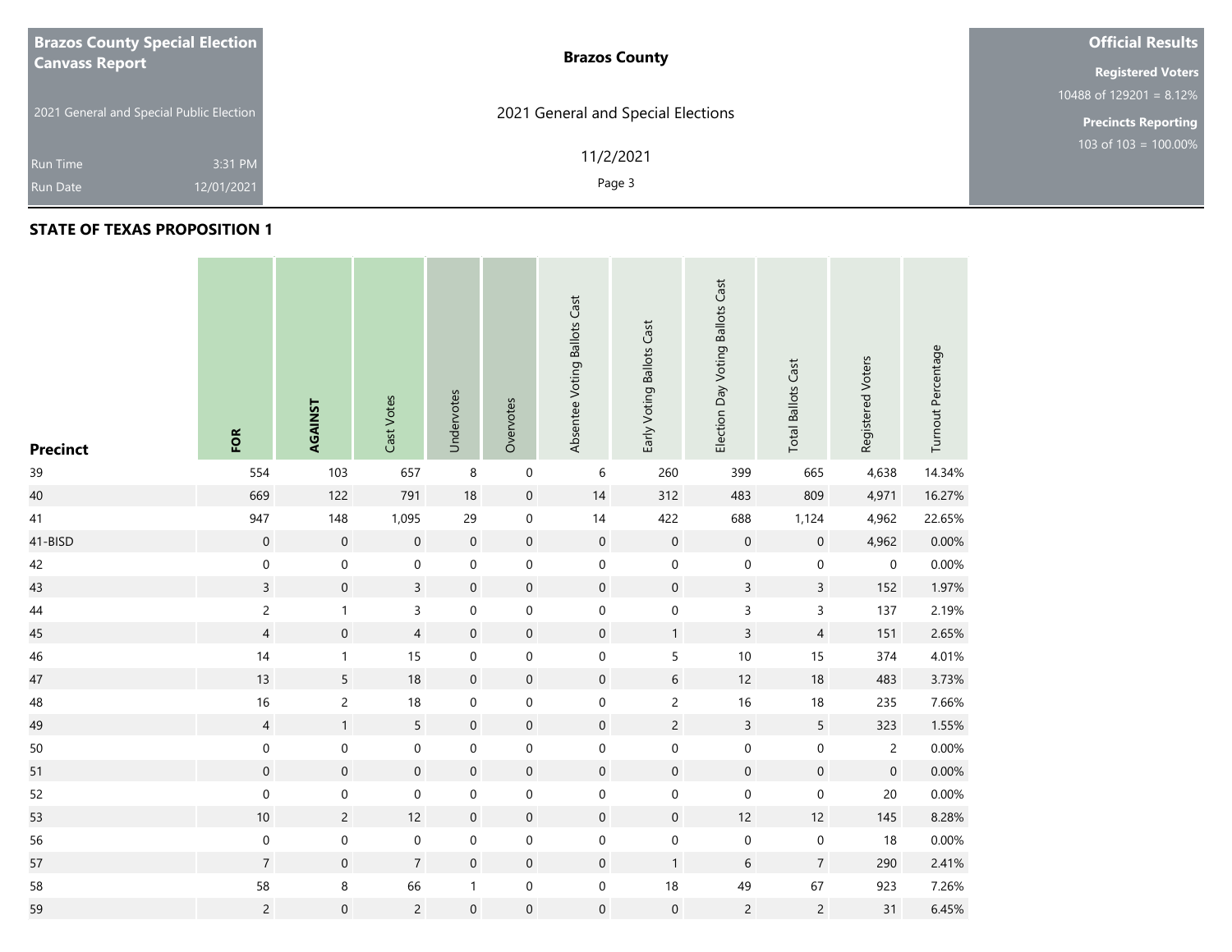**Brazos County Special Election Canvass Report**

2021 General and Special Public Election

Run Time 3:31 PM

Run Date 12/01/2021

**Brazos County**

2021 General and Special Elections

11/2/2021

**Official Results**

**Registered Voters**

10488 of 129201 = 8.12%

**Precincts Reporting**

103 of 103 = 100.00%

## STATE OF TEXAS PROPOSITION 1

| Precinct | FOR | AGAINST | Cast Votes | Undervotes | Overvotes | Absentee Voting Ballots Cast | Early Voting Ballots Cast | Election Day Voting Ballots Cast | Total Ballots Cast | Registered Voters | Turnout Percentage |
|---|---|---|---|---|---|---|---|---|---|---|---|
| 39 | 554 | 103 | 657 | 8 | 0 | 6 | 260 | 399 | 665 | 4,638 | 14.34% |
| 40 | 669 | 122 | 791 | 18 | 0 | 14 | 312 | 483 | 809 | 4,971 | 16.27% |
| 41 | 947 | 148 | 1,095 | 29 | 0 | 14 | 422 | 688 | 1,124 | 4,962 | 22.65% |
| 41-BISD | 0 | 0 | 0 | 0 | 0 | 0 | 0 | 0 | 0 | 4,962 | 0.00% |
| 42 | 0 | 0 | 0 | 0 | 0 | 0 | 0 | 0 | 0 | 0 | 0.00% |
| 43 | 3 | 0 | 3 | 0 | 0 | 0 | 0 | 3 | 3 | 152 | 1.97% |
| 44 | 2 | 1 | 3 | 0 | 0 | 0 | 0 | 3 | 3 | 137 | 2.19% |
| 45 | 4 | 0 | 4 | 0 | 0 | 0 | 1 | 3 | 4 | 151 | 2.65% |
| 46 | 14 | 1 | 15 | 0 | 0 | 0 | 5 | 10 | 15 | 374 | 4.01% |
| 47 | 13 | 5 | 18 | 0 | 0 | 0 | 6 | 12 | 18 | 483 | 3.73% |
| 48 | 16 | 2 | 18 | 0 | 0 | 0 | 2 | 16 | 18 | 235 | 7.66% |
| 49 | 4 | 1 | 5 | 0 | 0 | 0 | 2 | 3 | 5 | 323 | 1.55% |
| 50 | 0 | 0 | 0 | 0 | 0 | 0 | 0 | 0 | 0 | 2 | 0.00% |
| 51 | 0 | 0 | 0 | 0 | 0 | 0 | 0 | 0 | 0 | 0 | 0.00% |
| 52 | 0 | 0 | 0 | 0 | 0 | 0 | 0 | 0 | 0 | 20 | 0.00% |
| 53 | 10 | 2 | 12 | 0 | 0 | 0 | 0 | 12 | 12 | 145 | 8.28% |
| 56 | 0 | 0 | 0 | 0 | 0 | 0 | 0 | 0 | 0 | 18 | 0.00% |
| 57 | 7 | 0 | 7 | 0 | 0 | 0 | 1 | 6 | 7 | 290 | 2.41% |
| 58 | 58 | 8 | 66 | 1 | 0 | 0 | 18 | 49 | 67 | 923 | 7.26% |
| 59 | 2 | 0 | 2 | 0 | 0 | 0 | 0 | 2 | 2 | 31 | 6.45% |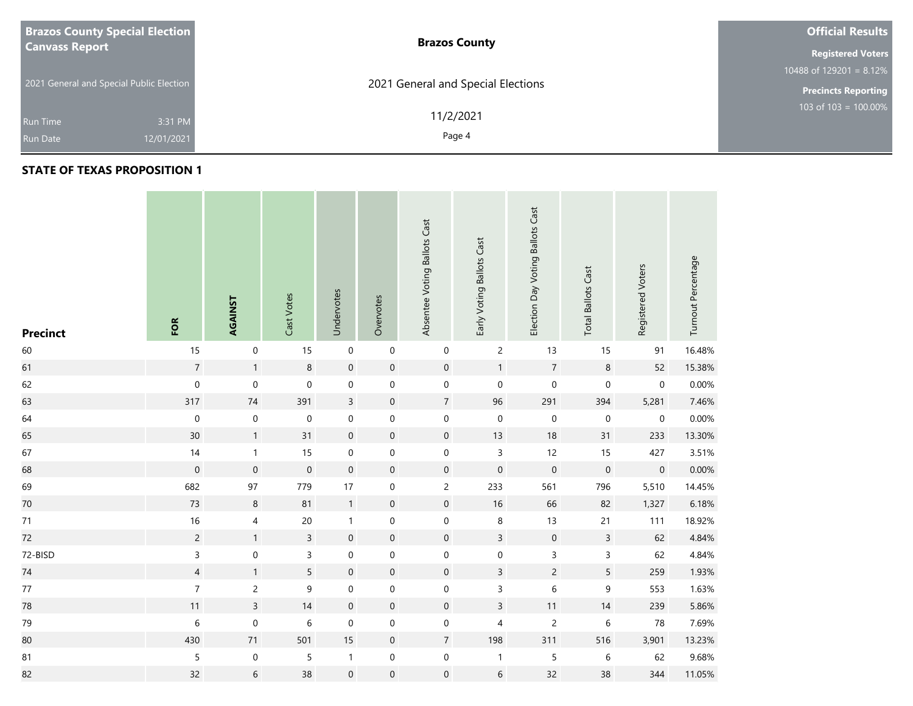**Brazos County Special Election Canvass Report**

2021 General and Special Public Election

Run Time 3:31 PM

Run Date 12/01/2021

**Brazos County**

2021 General and Special Elections

11/2/2021

**Official Results**

**Registered Voters**

10488 of 129201 = 8.12%

**Precincts Reporting**

103 of 103 = 100.00%

## STATE OF TEXAS PROPOSITION 1

| Precinct | FOR | AGAINST | Cast Votes | Undervotes | Overvotes | Absentee Voting Ballots Cast | Early Voting Ballots Cast | Election Day Voting Ballots Cast | Total Ballots Cast | Registered Voters | Turnout Percentage |
|---|---|---|---|---|---|---|---|---|---|---|---|
| 60 | 15 | 0 | 15 | 0 | 0 | 0 | 2 | 13 | 15 | 91 | 16.48% |
| 61 | 7 | 1 | 8 | 0 | 0 | 0 | 1 | 7 | 8 | 52 | 15.38% |
| 62 | 0 | 0 | 0 | 0 | 0 | 0 | 0 | 0 | 0 | 0 | 0.00% |
| 63 | 317 | 74 | 391 | 3 | 0 | 7 | 96 | 291 | 394 | 5,281 | 7.46% |
| 64 | 0 | 0 | 0 | 0 | 0 | 0 | 0 | 0 | 0 | 0 | 0.00% |
| 65 | 30 | 1 | 31 | 0 | 0 | 0 | 13 | 18 | 31 | 233 | 13.30% |
| 67 | 14 | 1 | 15 | 0 | 0 | 0 | 3 | 12 | 15 | 427 | 3.51% |
| 68 | 0 | 0 | 0 | 0 | 0 | 0 | 0 | 0 | 0 | 0 | 0.00% |
| 69 | 682 | 97 | 779 | 17 | 0 | 2 | 233 | 561 | 796 | 5,510 | 14.45% |
| 70 | 73 | 8 | 81 | 1 | 0 | 0 | 16 | 66 | 82 | 1,327 | 6.18% |
| 71 | 16 | 4 | 20 | 1 | 0 | 0 | 8 | 13 | 21 | 111 | 18.92% |
| 72 | 2 | 1 | 3 | 0 | 0 | 0 | 3 | 0 | 3 | 62 | 4.84% |
| 72-BISD | 3 | 0 | 3 | 0 | 0 | 0 | 0 | 3 | 3 | 62 | 4.84% |
| 74 | 4 | 1 | 5 | 0 | 0 | 0 | 3 | 2 | 5 | 259 | 1.93% |
| 77 | 7 | 2 | 9 | 0 | 0 | 0 | 3 | 6 | 9 | 553 | 1.63% |
| 78 | 11 | 3 | 14 | 0 | 0 | 0 | 3 | 11 | 14 | 239 | 5.86% |
| 79 | 6 | 0 | 6 | 0 | 0 | 0 | 4 | 2 | 6 | 78 | 7.69% |
| 80 | 430 | 71 | 501 | 15 | 0 | 7 | 198 | 311 | 516 | 3,901 | 13.23% |
| 81 | 5 | 0 | 5 | 1 | 0 | 0 | 1 | 5 | 6 | 62 | 9.68% |
| 82 | 32 | 6 | 38 | 0 | 0 | 0 | 6 | 32 | 38 | 344 | 11.05% |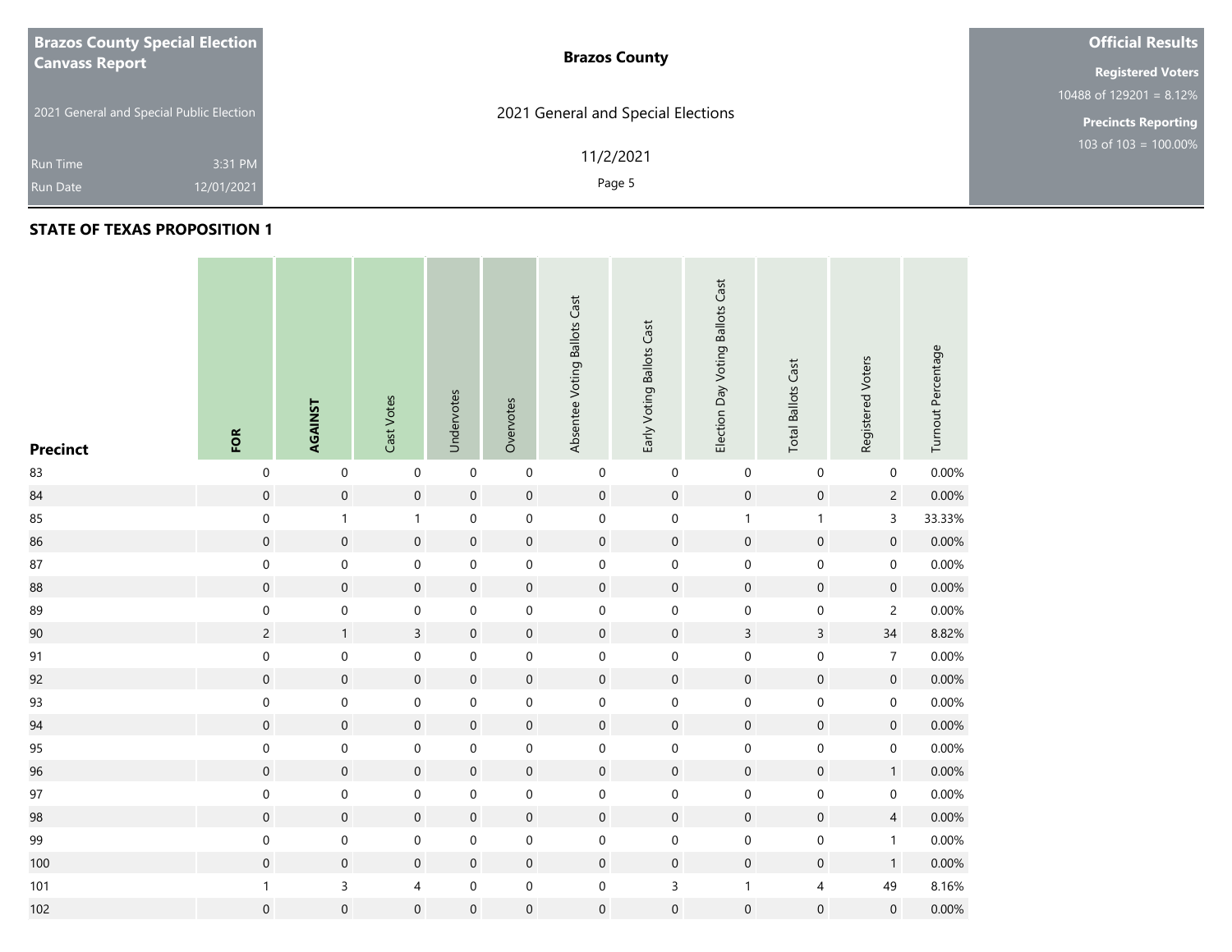**Brazos County Special Election Canvass Report**

2021 General and Special Public Election

Run Time 3:31 PM

Run Date 12/01/2021

**Brazos County**

2021 General and Special Elections

11/2/2021

**Official Results**

**Registered Voters**

10488 of 129201 = 8.12%

**Precincts Reporting**

103 of 103 = 100.00%

## STATE OF TEXAS PROPOSITION 1

| Precinct | FOR | AGAINST | Cast Votes | Undervotes | Overvotes | Absentee Voting Ballots Cast | Early Voting Ballots Cast | Election Day Voting Ballots Cast | Total Ballots Cast | Registered Voters | Turnout Percentage |
|---|---|---|---|---|---|---|---|---|---|---|---|
| 83 | 0 | 0 | 0 | 0 | 0 | 0 | 0 | 0 | 0 | 0 | 0.00% |
| 84 | 0 | 0 | 0 | 0 | 0 | 0 | 0 | 0 | 0 | 2 | 0.00% |
| 85 | 0 | 1 | 1 | 0 | 0 | 0 | 0 | 1 | 1 | 3 | 33.33% |
| 86 | 0 | 0 | 0 | 0 | 0 | 0 | 0 | 0 | 0 | 0 | 0.00% |
| 87 | 0 | 0 | 0 | 0 | 0 | 0 | 0 | 0 | 0 | 0 | 0.00% |
| 88 | 0 | 0 | 0 | 0 | 0 | 0 | 0 | 0 | 0 | 0 | 0.00% |
| 89 | 0 | 0 | 0 | 0 | 0 | 0 | 0 | 0 | 0 | 2 | 0.00% |
| 90 | 2 | 1 | 3 | 0 | 0 | 0 | 0 | 3 | 3 | 34 | 8.82% |
| 91 | 0 | 0 | 0 | 0 | 0 | 0 | 0 | 0 | 0 | 7 | 0.00% |
| 92 | 0 | 0 | 0 | 0 | 0 | 0 | 0 | 0 | 0 | 0 | 0.00% |
| 93 | 0 | 0 | 0 | 0 | 0 | 0 | 0 | 0 | 0 | 0 | 0.00% |
| 94 | 0 | 0 | 0 | 0 | 0 | 0 | 0 | 0 | 0 | 0 | 0.00% |
| 95 | 0 | 0 | 0 | 0 | 0 | 0 | 0 | 0 | 0 | 0 | 0.00% |
| 96 | 0 | 0 | 0 | 0 | 0 | 0 | 0 | 0 | 0 | 1 | 0.00% |
| 97 | 0 | 0 | 0 | 0 | 0 | 0 | 0 | 0 | 0 | 0 | 0.00% |
| 98 | 0 | 0 | 0 | 0 | 0 | 0 | 0 | 0 | 0 | 4 | 0.00% |
| 99 | 0 | 0 | 0 | 0 | 0 | 0 | 0 | 0 | 0 | 1 | 0.00% |
| 100 | 0 | 0 | 0 | 0 | 0 | 0 | 0 | 0 | 0 | 1 | 0.00% |
| 101 | 1 | 3 | 4 | 0 | 0 | 0 | 3 | 1 | 4 | 49 | 8.16% |
| 102 | 0 | 0 | 0 | 0 | 0 | 0 | 0 | 0 | 0 | 0 | 0.00% |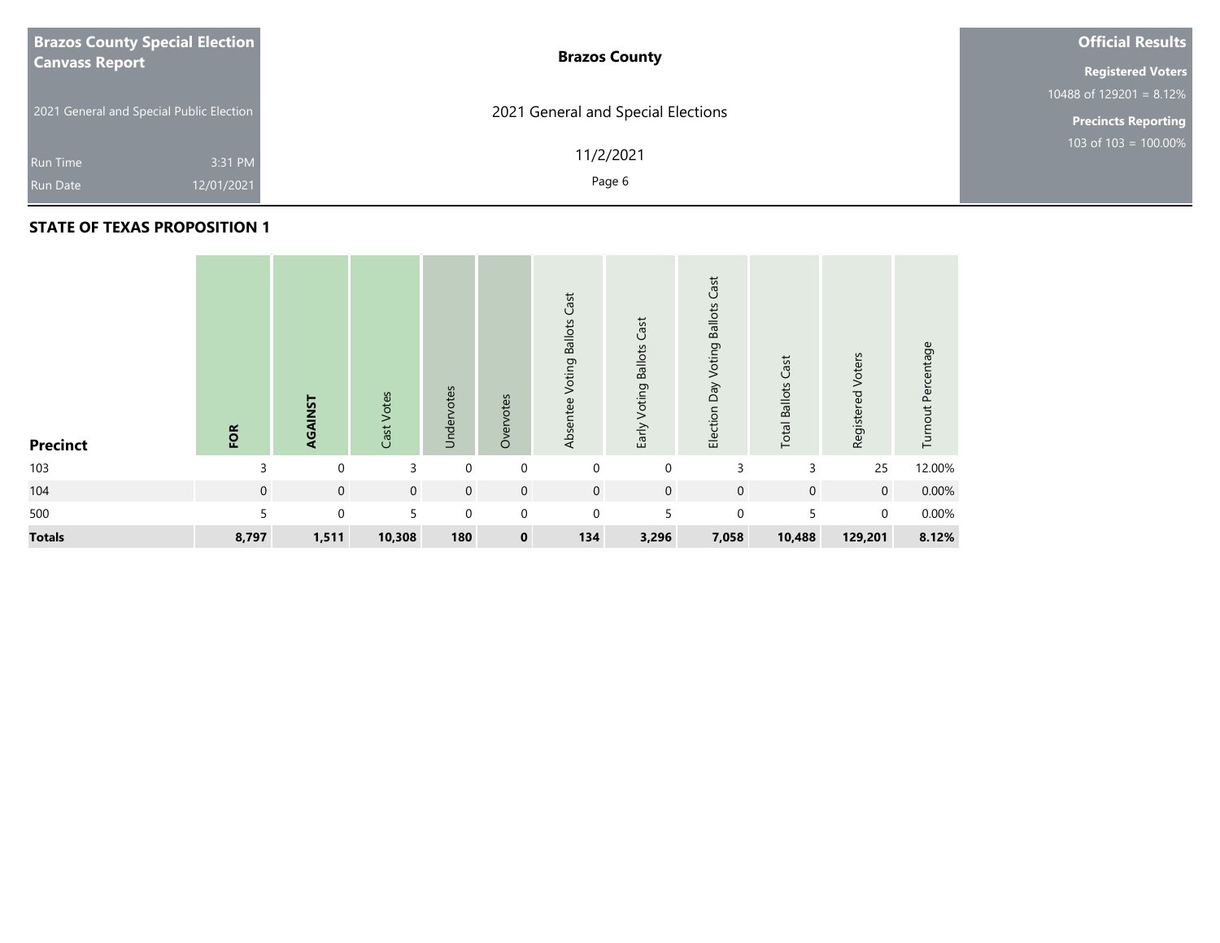| **Brazos County Special Election Canvass Report** | | **Brazos County** | **Official Results** |
|---|---|---|---|
| 2021 General and Special Public Election | | 2021 General and Special Elections | **Registered Voters** 10488 of 129201 = 8.12% |
| Run Time | 3:31 PM | 11/2/2021 | **Precincts Reporting** 103 of 103 = 100.00% |
| Run Date | 12/01/2021 | | |

## STATE OF TEXAS PROPOSITION 1

| Precinct | FOR | AGAINST | Cast Votes | Undervotes | Overvotes | Absentee Voting Ballots Cast | Early Voting Ballots Cast | Election Day Voting Ballots Cast | Total Ballots Cast | Registered Voters | Turnout Percentage |
|---|---|---|---|---|---|---|---|---|---|---|---|
| 103 | 3 | 0 | 3 | 0 | 0 | 0 | 0 | 3 | 3 | 25 | 12.00% |
| 104 | 0 | 0 | 0 | 0 | 0 | 0 | 0 | 0 | 0 | 0 | 0.00% |
| 500 | 5 | 0 | 5 | 0 | 0 | 0 | 5 | 0 | 5 | 0 | 0.00% |
| **Totals** | **8,797** | **1,511** | **10,308** | **180** | **0** | **134** | **3,296** | **7,058** | **10,488** | **129,201** | **8.12%** |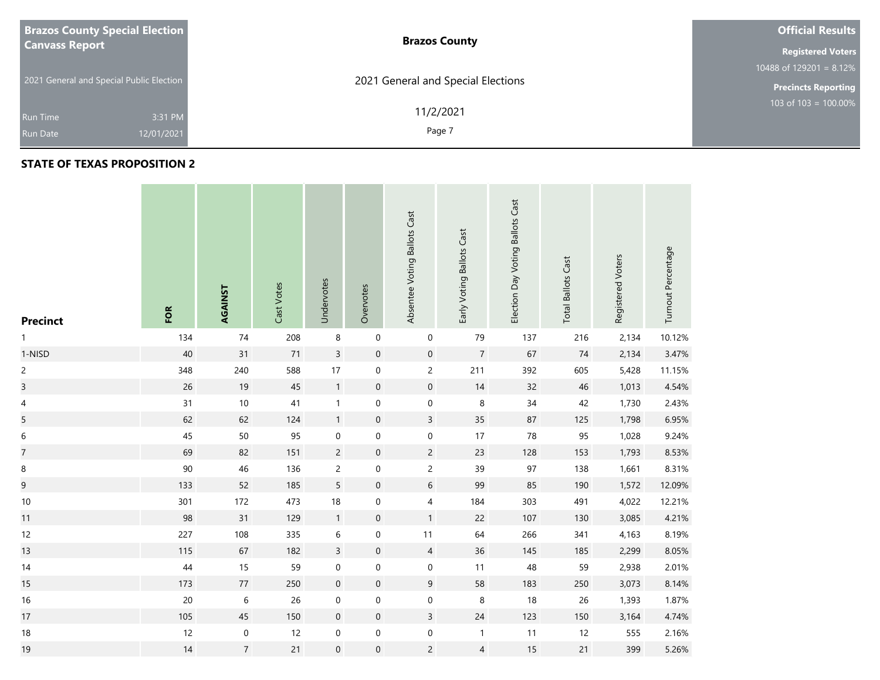# Brazos County Special Election Canvass Report

2021 General and Special Public Election

Run Time 3:31 PM
Run Date 12/01/2021

**Brazos County**

2021 General and Special Elections

11/2/2021

**Official Results**

**Registered Voters**
10488 of 129201 = 8.12%

**Precincts Reporting**
103 of 103 = 100.00%

## STATE OF TEXAS PROPOSITION 2

| Precinct | FOR | AGAINST | Cast Votes | Undervotes | Overvotes | Absentee Voting Ballots Cast | Early Voting Ballots Cast | Election Day Voting Ballots Cast | Total Ballots Cast | Registered Voters | Turnout Percentage |
|---|---|---|---|---|---|---|---|---|---|---|---|
| 1 | 134 | 74 | 208 | 8 | 0 | 0 | 79 | 137 | 216 | 2,134 | 10.12% |
| 1-NISD | 40 | 31 | 71 | 3 | 0 | 0 | 7 | 67 | 74 | 2,134 | 3.47% |
| 2 | 348 | 240 | 588 | 17 | 0 | 2 | 211 | 392 | 605 | 5,428 | 11.15% |
| 3 | 26 | 19 | 45 | 1 | 0 | 0 | 14 | 32 | 46 | 1,013 | 4.54% |
| 4 | 31 | 10 | 41 | 1 | 0 | 0 | 8 | 34 | 42 | 1,730 | 2.43% |
| 5 | 62 | 62 | 124 | 1 | 0 | 3 | 35 | 87 | 125 | 1,798 | 6.95% |
| 6 | 45 | 50 | 95 | 0 | 0 | 0 | 17 | 78 | 95 | 1,028 | 9.24% |
| 7 | 69 | 82 | 151 | 2 | 0 | 2 | 23 | 128 | 153 | 1,793 | 8.53% |
| 8 | 90 | 46 | 136 | 2 | 0 | 2 | 39 | 97 | 138 | 1,661 | 8.31% |
| 9 | 133 | 52 | 185 | 5 | 0 | 6 | 99 | 85 | 190 | 1,572 | 12.09% |
| 10 | 301 | 172 | 473 | 18 | 0 | 4 | 184 | 303 | 491 | 4,022 | 12.21% |
| 11 | 98 | 31 | 129 | 1 | 0 | 1 | 22 | 107 | 130 | 3,085 | 4.21% |
| 12 | 227 | 108 | 335 | 6 | 0 | 11 | 64 | 266 | 341 | 4,163 | 8.19% |
| 13 | 115 | 67 | 182 | 3 | 0 | 4 | 36 | 145 | 185 | 2,299 | 8.05% |
| 14 | 44 | 15 | 59 | 0 | 0 | 0 | 11 | 48 | 59 | 2,938 | 2.01% |
| 15 | 173 | 77 | 250 | 0 | 0 | 9 | 58 | 183 | 250 | 3,073 | 8.14% |
| 16 | 20 | 6 | 26 | 0 | 0 | 0 | 8 | 18 | 26 | 1,393 | 1.87% |
| 17 | 105 | 45 | 150 | 0 | 0 | 3 | 24 | 123 | 150 | 3,164 | 4.74% |
| 18 | 12 | 0 | 12 | 0 | 0 | 0 | 1 | 11 | 12 | 555 | 2.16% |
| 19 | 14 | 7 | 21 | 0 | 0 | 2 | 4 | 15 | 21 | 399 | 5.26% |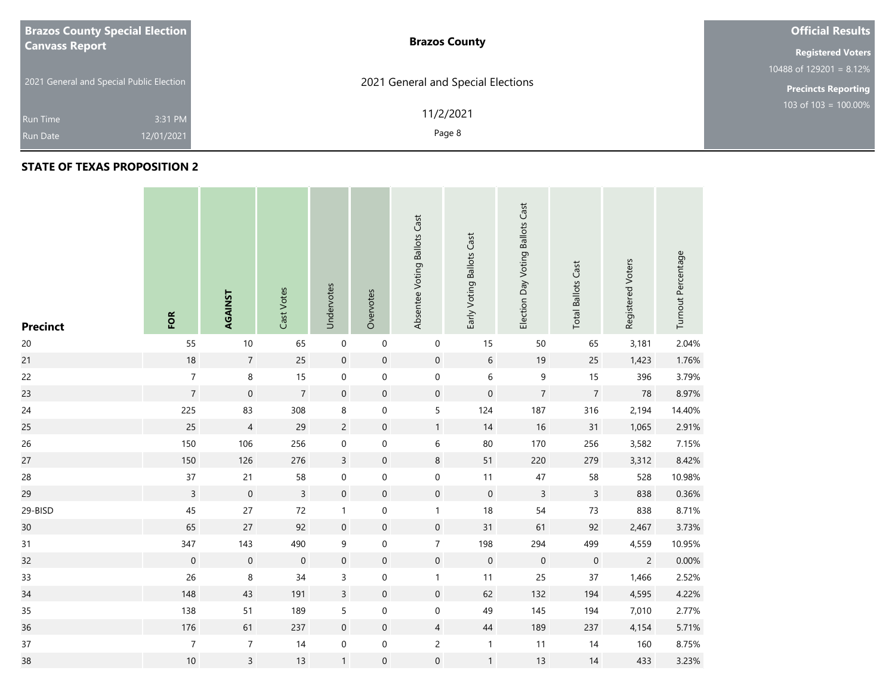**Brazos County Special Election Canvass Report**

2021 General and Special Public Election

Run Time 3:31 PM
Run Date 12/01/2021

**Brazos County**

2021 General and Special Elections

11/2/2021

**Official Results**

**Registered Voters**
10488 of 129201 = 8.12%

**Precincts Reporting**
103 of 103 = 100.00%

## STATE OF TEXAS PROPOSITION 2

| Precinct | FOR | AGAINST | Cast Votes | Undervotes | Overvotes | Absentee Voting Ballots Cast | Early Voting Ballots Cast | Election Day Voting Ballots Cast | Total Ballots Cast | Registered Voters | Turnout Percentage |
|---|---|---|---|---|---|---|---|---|---|---|---|
| 20 | 55 | 10 | 65 | 0 | 0 | 0 | 15 | 50 | 65 | 3,181 | 2.04% |
| 21 | 18 | 7 | 25 | 0 | 0 | 0 | 6 | 19 | 25 | 1,423 | 1.76% |
| 22 | 7 | 8 | 15 | 0 | 0 | 0 | 6 | 9 | 15 | 396 | 3.79% |
| 23 | 7 | 0 | 7 | 0 | 0 | 0 | 0 | 7 | 7 | 78 | 8.97% |
| 24 | 225 | 83 | 308 | 8 | 0 | 5 | 124 | 187 | 316 | 2,194 | 14.40% |
| 25 | 25 | 4 | 29 | 2 | 0 | 1 | 14 | 16 | 31 | 1,065 | 2.91% |
| 26 | 150 | 106 | 256 | 0 | 0 | 6 | 80 | 170 | 256 | 3,582 | 7.15% |
| 27 | 150 | 126 | 276 | 3 | 0 | 8 | 51 | 220 | 279 | 3,312 | 8.42% |
| 28 | 37 | 21 | 58 | 0 | 0 | 0 | 11 | 47 | 58 | 528 | 10.98% |
| 29 | 3 | 0 | 3 | 0 | 0 | 0 | 0 | 3 | 3 | 838 | 0.36% |
| 29-BISD | 45 | 27 | 72 | 1 | 0 | 1 | 18 | 54 | 73 | 838 | 8.71% |
| 30 | 65 | 27 | 92 | 0 | 0 | 0 | 31 | 61 | 92 | 2,467 | 3.73% |
| 31 | 347 | 143 | 490 | 9 | 0 | 7 | 198 | 294 | 499 | 4,559 | 10.95% |
| 32 | 0 | 0 | 0 | 0 | 0 | 0 | 0 | 0 | 0 | 2 | 0.00% |
| 33 | 26 | 8 | 34 | 3 | 0 | 1 | 11 | 25 | 37 | 1,466 | 2.52% |
| 34 | 148 | 43 | 191 | 3 | 0 | 0 | 62 | 132 | 194 | 4,595 | 4.22% |
| 35 | 138 | 51 | 189 | 5 | 0 | 0 | 49 | 145 | 194 | 7,010 | 2.77% |
| 36 | 176 | 61 | 237 | 0 | 0 | 4 | 44 | 189 | 237 | 4,154 | 5.71% |
| 37 | 7 | 7 | 14 | 0 | 0 | 2 | 1 | 11 | 14 | 160 | 8.75% |
| 38 | 10 | 3 | 13 | 1 | 0 | 0 | 1 | 13 | 14 | 433 | 3.23% |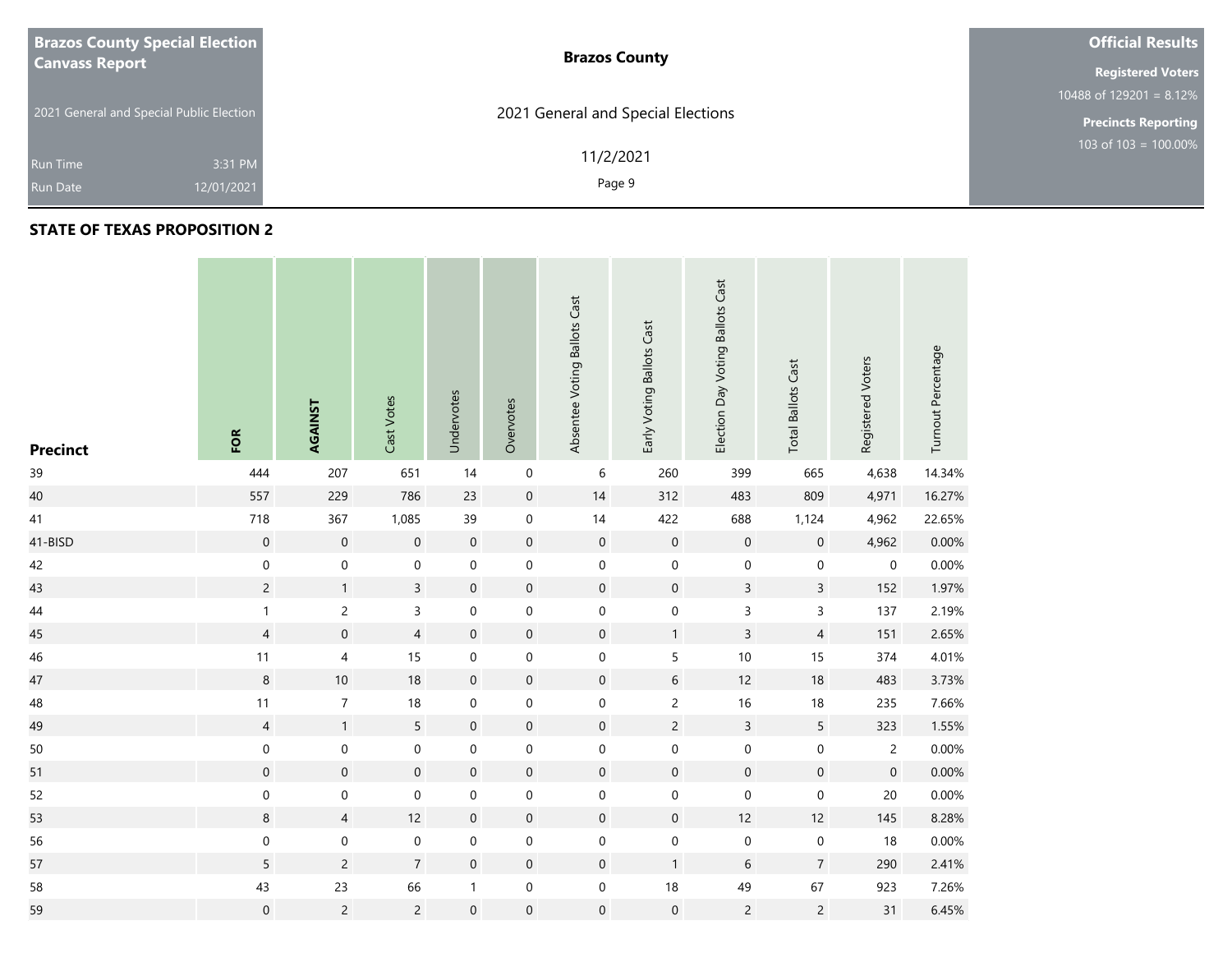**Brazos County Special Election Canvass Report**

2021 General and Special Public Election

Run Time 3:31 PM

Run Date 12/01/2021

**Brazos County**

2021 General and Special Elections

11/2/2021

**Official Results**

**Registered Voters**

10488 of 129201 = 8.12%

**Precincts Reporting**

103 of 103 = 100.00%

## STATE OF TEXAS PROPOSITION 2

| Precinct | FOR | AGAINST | Cast Votes | Undervotes | Overvotes | Absentee Voting Ballots Cast | Early Voting Ballots Cast | Election Day Voting Ballots Cast | Total Ballots Cast | Registered Voters | Turnout Percentage |
|---|---|---|---|---|---|---|---|---|---|---|---|
| 39 | 444 | 207 | 651 | 14 | 0 | 6 | 260 | 399 | 665 | 4,638 | 14.34% |
| 40 | 557 | 229 | 786 | 23 | 0 | 14 | 312 | 483 | 809 | 4,971 | 16.27% |
| 41 | 718 | 367 | 1,085 | 39 | 0 | 14 | 422 | 688 | 1,124 | 4,962 | 22.65% |
| 41-BISD | 0 | 0 | 0 | 0 | 0 | 0 | 0 | 0 | 0 | 4,962 | 0.00% |
| 42 | 0 | 0 | 0 | 0 | 0 | 0 | 0 | 0 | 0 | 0 | 0.00% |
| 43 | 2 | 1 | 3 | 0 | 0 | 0 | 0 | 3 | 3 | 152 | 1.97% |
| 44 | 1 | 2 | 3 | 0 | 0 | 0 | 0 | 3 | 3 | 137 | 2.19% |
| 45 | 4 | 0 | 4 | 0 | 0 | 0 | 1 | 3 | 4 | 151 | 2.65% |
| 46 | 11 | 4 | 15 | 0 | 0 | 0 | 5 | 10 | 15 | 374 | 4.01% |
| 47 | 8 | 10 | 18 | 0 | 0 | 0 | 6 | 12 | 18 | 483 | 3.73% |
| 48 | 11 | 7 | 18 | 0 | 0 | 0 | 2 | 16 | 18 | 235 | 7.66% |
| 49 | 4 | 1 | 5 | 0 | 0 | 0 | 2 | 3 | 5 | 323 | 1.55% |
| 50 | 0 | 0 | 0 | 0 | 0 | 0 | 0 | 0 | 0 | 2 | 0.00% |
| 51 | 0 | 0 | 0 | 0 | 0 | 0 | 0 | 0 | 0 | 0 | 0.00% |
| 52 | 0 | 0 | 0 | 0 | 0 | 0 | 0 | 0 | 0 | 20 | 0.00% |
| 53 | 8 | 4 | 12 | 0 | 0 | 0 | 0 | 12 | 12 | 145 | 8.28% |
| 56 | 0 | 0 | 0 | 0 | 0 | 0 | 0 | 0 | 0 | 18 | 0.00% |
| 57 | 5 | 2 | 7 | 0 | 0 | 0 | 1 | 6 | 7 | 290 | 2.41% |
| 58 | 43 | 23 | 66 | 1 | 0 | 0 | 18 | 49 | 67 | 923 | 7.26% |
| 59 | 0 | 2 | 2 | 0 | 0 | 0 | 0 | 2 | 2 | 31 | 6.45% |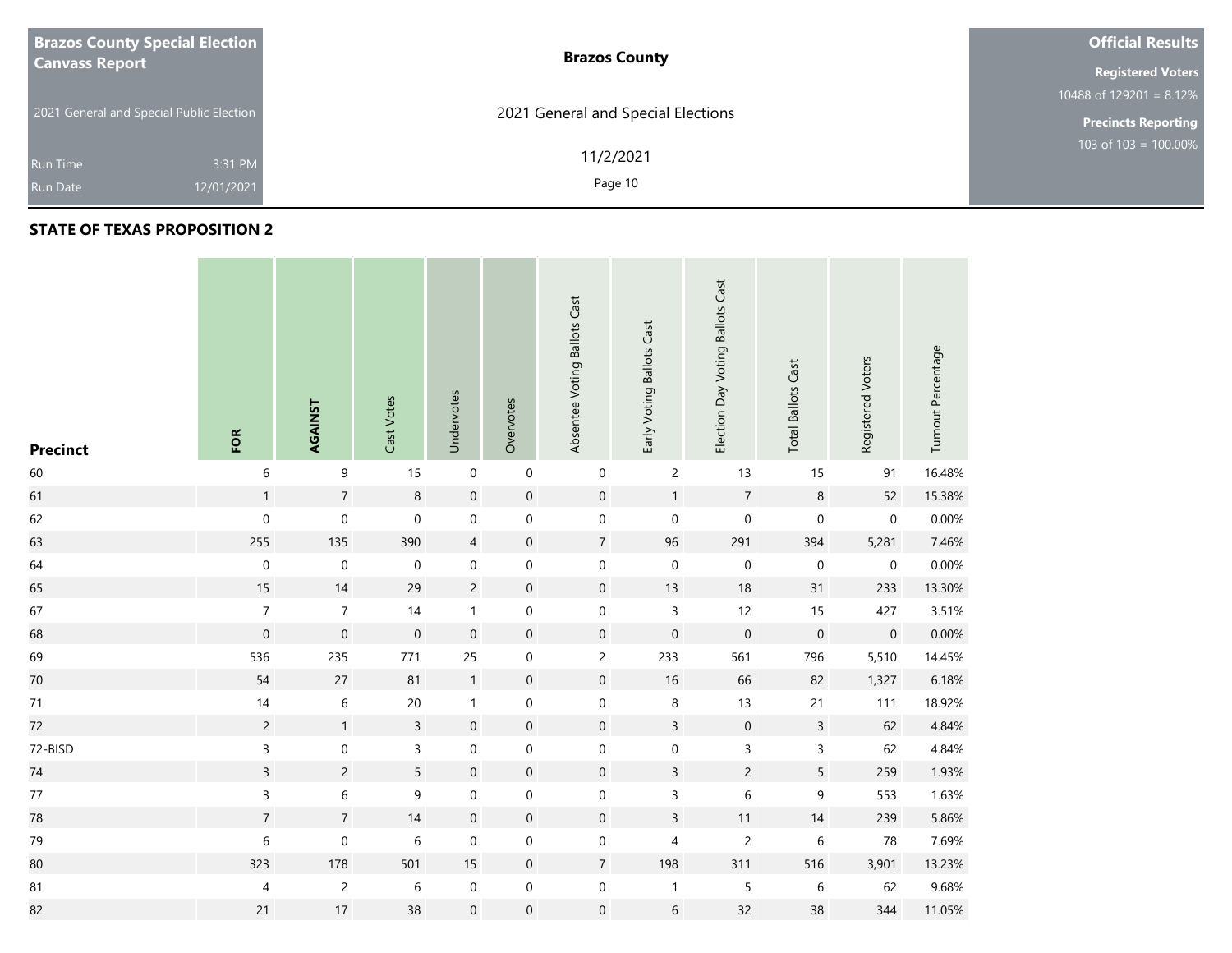**Brazos County Special Election Canvass Report**

2021 General and Special Public Election

Run Time 3:31 PM

Run Date 12/01/2021

**Brazos County**

2021 General and Special Elections

11/2/2021

**Official Results**

**Registered Voters**

10488 of 129201 = 8.12%

**Precincts Reporting**

103 of 103 = 100.00%

## STATE OF TEXAS PROPOSITION 2

| Precinct | FOR | AGAINST | Cast Votes | Undervotes | Overvotes | Absentee Voting Ballots Cast | Early Voting Ballots Cast | Election Day Voting Ballots Cast | Total Ballots Cast | Registered Voters | Turnout Percentage |
|---|---|---|---|---|---|---|---|---|---|---|---|
| 60 | 6 | 9 | 15 | 0 | 0 | 0 | 2 | 13 | 15 | 91 | 16.48% |
| 61 | 1 | 7 | 8 | 0 | 0 | 0 | 1 | 7 | 8 | 52 | 15.38% |
| 62 | 0 | 0 | 0 | 0 | 0 | 0 | 0 | 0 | 0 | 0 | 0.00% |
| 63 | 255 | 135 | 390 | 4 | 0 | 7 | 96 | 291 | 394 | 5,281 | 7.46% |
| 64 | 0 | 0 | 0 | 0 | 0 | 0 | 0 | 0 | 0 | 0 | 0.00% |
| 65 | 15 | 14 | 29 | 2 | 0 | 0 | 13 | 18 | 31 | 233 | 13.30% |
| 67 | 7 | 7 | 14 | 1 | 0 | 0 | 3 | 12 | 15 | 427 | 3.51% |
| 68 | 0 | 0 | 0 | 0 | 0 | 0 | 0 | 0 | 0 | 0 | 0.00% |
| 69 | 536 | 235 | 771 | 25 | 0 | 2 | 233 | 561 | 796 | 5,510 | 14.45% |
| 70 | 54 | 27 | 81 | 1 | 0 | 0 | 16 | 66 | 82 | 1,327 | 6.18% |
| 71 | 14 | 6 | 20 | 1 | 0 | 0 | 8 | 13 | 21 | 111 | 18.92% |
| 72 | 2 | 1 | 3 | 0 | 0 | 0 | 3 | 0 | 3 | 62 | 4.84% |
| 72-BISD | 3 | 0 | 3 | 0 | 0 | 0 | 0 | 3 | 3 | 62 | 4.84% |
| 74 | 3 | 2 | 5 | 0 | 0 | 0 | 3 | 2 | 5 | 259 | 1.93% |
| 77 | 3 | 6 | 9 | 0 | 0 | 0 | 3 | 6 | 9 | 553 | 1.63% |
| 78 | 7 | 7 | 14 | 0 | 0 | 0 | 3 | 11 | 14 | 239 | 5.86% |
| 79 | 6 | 0 | 6 | 0 | 0 | 0 | 4 | 2 | 6 | 78 | 7.69% |
| 80 | 323 | 178 | 501 | 15 | 0 | 7 | 198 | 311 | 516 | 3,901 | 13.23% |
| 81 | 4 | 2 | 6 | 0 | 0 | 0 | 1 | 5 | 6 | 62 | 9.68% |
| 82 | 21 | 17 | 38 | 0 | 0 | 0 | 6 | 32 | 38 | 344 | 11.05% |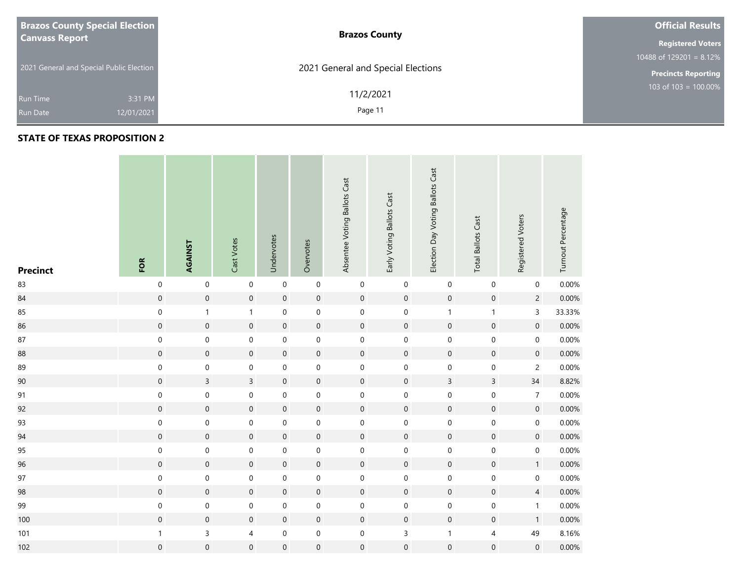**Brazos County Special Election Canvass Report**

2021 General and Special Public Election

Run Time 3:31 PM

Run Date 12/01/2021

**Brazos County**

2021 General and Special Elections

11/2/2021

**Official Results**

**Registered Voters**

10488 of 129201 = 8.12%

**Precincts Reporting**

103 of 103 = 100.00%

## STATE OF TEXAS PROPOSITION 2

| Precinct | FOR | AGAINST | Cast Votes | Undervotes | Overvotes | Absentee Voting Ballots Cast | Early Voting Ballots Cast | Election Day Voting Ballots Cast | Total Ballots Cast | Registered Voters | Turnout Percentage |
|---|---|---|---|---|---|---|---|---|---|---|---|
| 83 | 0 | 0 | 0 | 0 | 0 | 0 | 0 | 0 | 0 | 0 | 0.00% |
| 84 | 0 | 0 | 0 | 0 | 0 | 0 | 0 | 0 | 0 | 2 | 0.00% |
| 85 | 0 | 1 | 1 | 0 | 0 | 0 | 0 | 1 | 1 | 3 | 33.33% |
| 86 | 0 | 0 | 0 | 0 | 0 | 0 | 0 | 0 | 0 | 0 | 0.00% |
| 87 | 0 | 0 | 0 | 0 | 0 | 0 | 0 | 0 | 0 | 0 | 0.00% |
| 88 | 0 | 0 | 0 | 0 | 0 | 0 | 0 | 0 | 0 | 0 | 0.00% |
| 89 | 0 | 0 | 0 | 0 | 0 | 0 | 0 | 0 | 0 | 2 | 0.00% |
| 90 | 0 | 3 | 3 | 0 | 0 | 0 | 0 | 3 | 3 | 34 | 8.82% |
| 91 | 0 | 0 | 0 | 0 | 0 | 0 | 0 | 0 | 0 | 7 | 0.00% |
| 92 | 0 | 0 | 0 | 0 | 0 | 0 | 0 | 0 | 0 | 0 | 0.00% |
| 93 | 0 | 0 | 0 | 0 | 0 | 0 | 0 | 0 | 0 | 0 | 0.00% |
| 94 | 0 | 0 | 0 | 0 | 0 | 0 | 0 | 0 | 0 | 0 | 0.00% |
| 95 | 0 | 0 | 0 | 0 | 0 | 0 | 0 | 0 | 0 | 0 | 0.00% |
| 96 | 0 | 0 | 0 | 0 | 0 | 0 | 0 | 0 | 0 | 1 | 0.00% |
| 97 | 0 | 0 | 0 | 0 | 0 | 0 | 0 | 0 | 0 | 0 | 0.00% |
| 98 | 0 | 0 | 0 | 0 | 0 | 0 | 0 | 0 | 0 | 4 | 0.00% |
| 99 | 0 | 0 | 0 | 0 | 0 | 0 | 0 | 0 | 0 | 1 | 0.00% |
| 100 | 0 | 0 | 0 | 0 | 0 | 0 | 0 | 0 | 0 | 1 | 0.00% |
| 101 | 1 | 3 | 4 | 0 | 0 | 0 | 3 | 1 | 4 | 49 | 8.16% |
| 102 | 0 | 0 | 0 | 0 | 0 | 0 | 0 | 0 | 0 | 0 | 0.00% |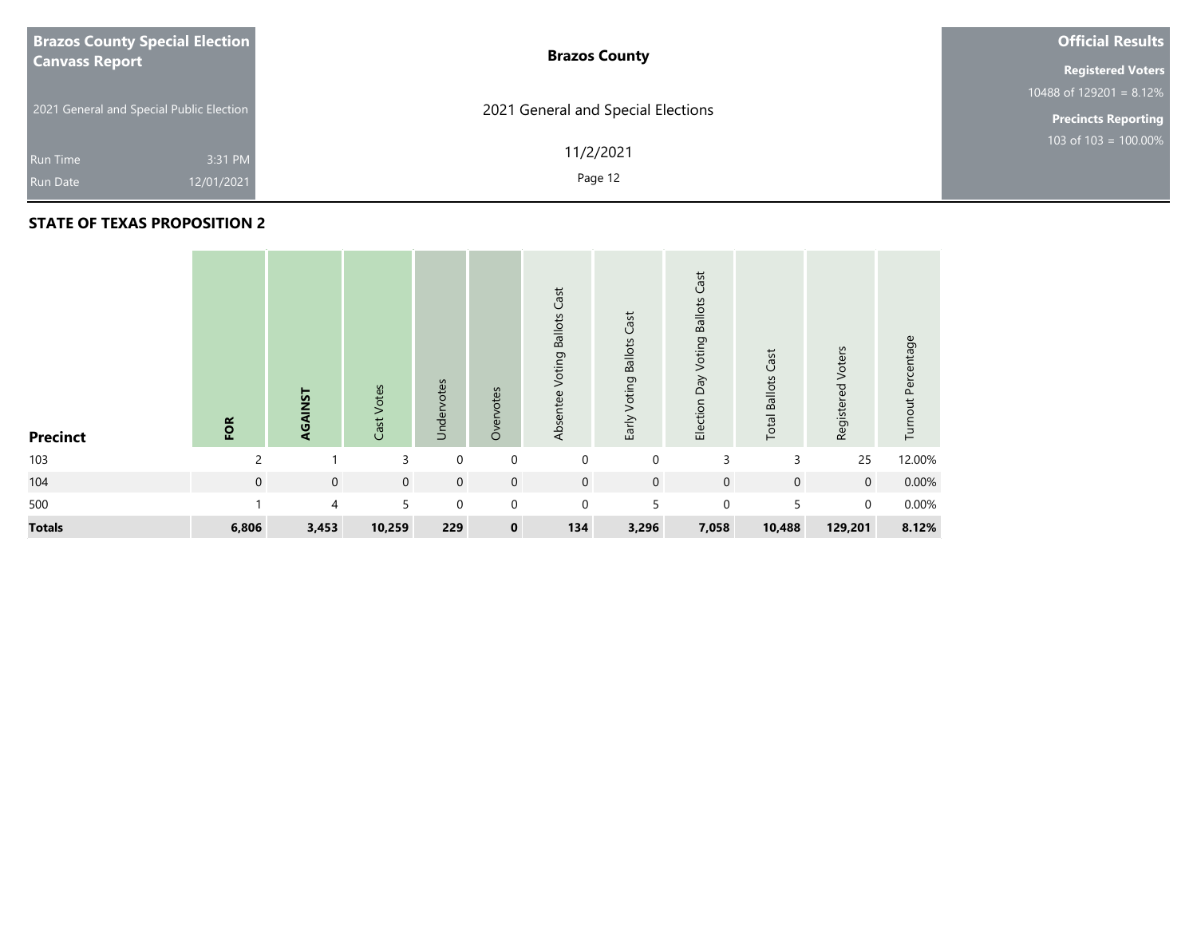## STATE OF TEXAS PROPOSITION 2

| Precinct | FOR | AGAINST | Cast Votes | Undervotes | Overvotes | Absentee Voting Ballots Cast | Early Voting Ballots Cast | Election Day Voting Ballots Cast | Total Ballots Cast | Registered Voters | Turnout Percentage |
|---|---|---|---|---|---|---|---|---|---|---|---|
| 103 | 2 | 1 | 3 | 0 | 0 | 0 | 0 | 3 | 3 | 25 | 12.00% |
| 104 | 0 | 0 | 0 | 0 | 0 | 0 | 0 | 0 | 0 | 0 | 0.00% |
| 500 | 1 | 4 | 5 | 0 | 0 | 0 | 5 | 0 | 5 | 0 | 0.00% |
| **Totals** | **6,806** | **3,453** | **10,259** | **229** | **0** | **134** | **3,296** | **7,058** | **10,488** | **129,201** | **8.12%** |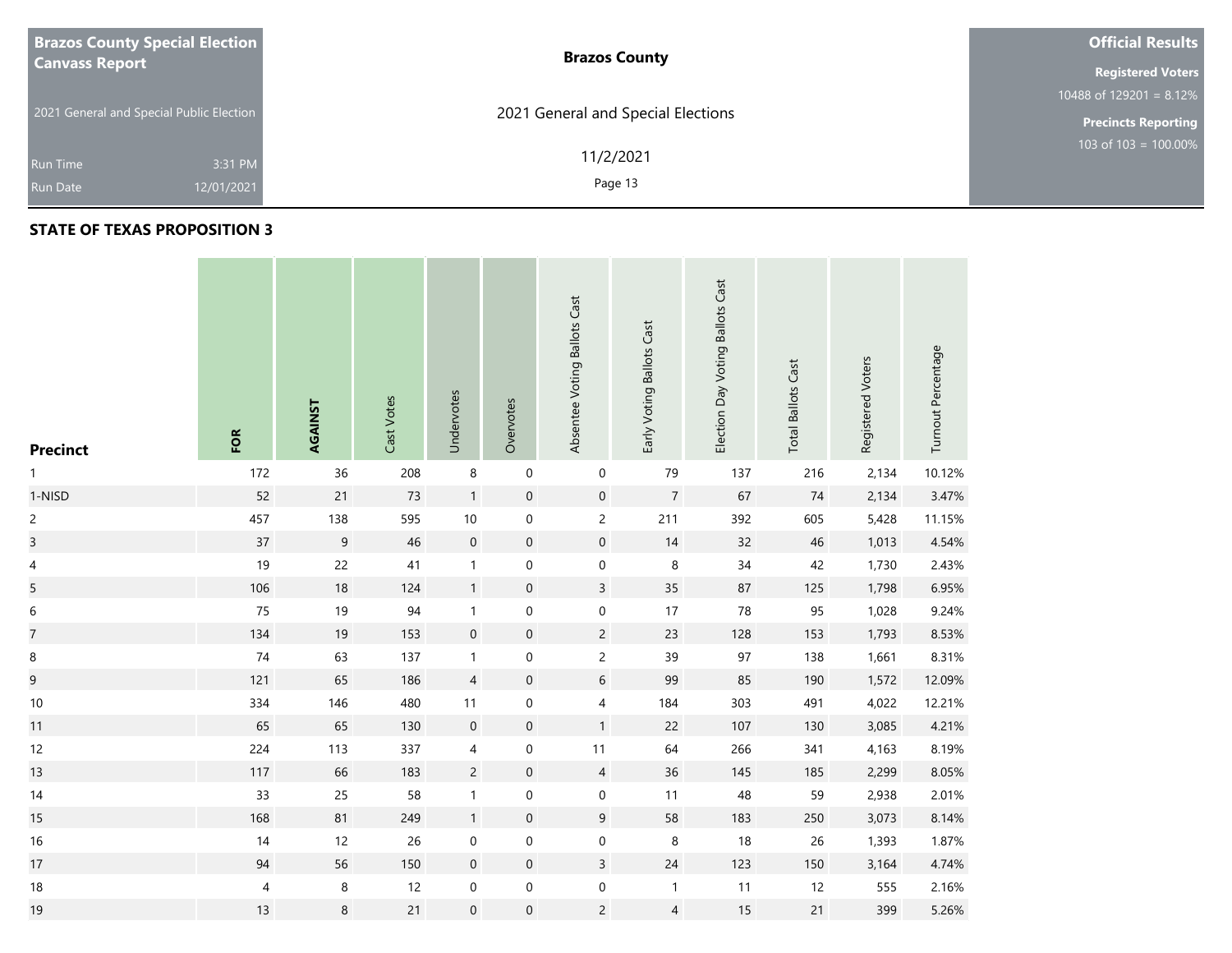**Brazos County Special Election Canvass Report**

2021 General and Special Public Election

Run Time 3:31 PM

Run Date 12/01/2021

**Brazos County**

2021 General and Special Elections

11/2/2021

**Official Results**

**Registered Voters**

10488 of 129201 = 8.12%

**Precincts Reporting**

103 of 103 = 100.00%

## STATE OF TEXAS PROPOSITION 3

| Precinct | FOR | AGAINST | Cast Votes | Undervotes | Overvotes | Absentee Voting Ballots Cast | Early Voting Ballots Cast | Election Day Voting Ballots Cast | Total Ballots Cast | Registered Voters | Turnout Percentage |
|---|---|---|---|---|---|---|---|---|---|---|---|
| 1 | 172 | 36 | 208 | 8 | 0 | 0 | 79 | 137 | 216 | 2,134 | 10.12% |
| 1-NISD | 52 | 21 | 73 | 1 | 0 | 0 | 7 | 67 | 74 | 2,134 | 3.47% |
| 2 | 457 | 138 | 595 | 10 | 0 | 2 | 211 | 392 | 605 | 5,428 | 11.15% |
| 3 | 37 | 9 | 46 | 0 | 0 | 0 | 14 | 32 | 46 | 1,013 | 4.54% |
| 4 | 19 | 22 | 41 | 1 | 0 | 0 | 8 | 34 | 42 | 1,730 | 2.43% |
| 5 | 106 | 18 | 124 | 1 | 0 | 3 | 35 | 87 | 125 | 1,798 | 6.95% |
| 6 | 75 | 19 | 94 | 1 | 0 | 0 | 17 | 78 | 95 | 1,028 | 9.24% |
| 7 | 134 | 19 | 153 | 0 | 0 | 2 | 23 | 128 | 153 | 1,793 | 8.53% |
| 8 | 74 | 63 | 137 | 1 | 0 | 2 | 39 | 97 | 138 | 1,661 | 8.31% |
| 9 | 121 | 65 | 186 | 4 | 0 | 6 | 99 | 85 | 190 | 1,572 | 12.09% |
| 10 | 334 | 146 | 480 | 11 | 0 | 4 | 184 | 303 | 491 | 4,022 | 12.21% |
| 11 | 65 | 65 | 130 | 0 | 0 | 1 | 22 | 107 | 130 | 3,085 | 4.21% |
| 12 | 224 | 113 | 337 | 4 | 0 | 11 | 64 | 266 | 341 | 4,163 | 8.19% |
| 13 | 117 | 66 | 183 | 2 | 0 | 4 | 36 | 145 | 185 | 2,299 | 8.05% |
| 14 | 33 | 25 | 58 | 1 | 0 | 0 | 11 | 48 | 59 | 2,938 | 2.01% |
| 15 | 168 | 81 | 249 | 1 | 0 | 9 | 58 | 183 | 250 | 3,073 | 8.14% |
| 16 | 14 | 12 | 26 | 0 | 0 | 0 | 8 | 18 | 26 | 1,393 | 1.87% |
| 17 | 94 | 56 | 150 | 0 | 0 | 3 | 24 | 123 | 150 | 3,164 | 4.74% |
| 18 | 4 | 8 | 12 | 0 | 0 | 0 | 1 | 11 | 12 | 555 | 2.16% |
| 19 | 13 | 8 | 21 | 0 | 0 | 2 | 4 | 15 | 21 | 399 | 5.26% |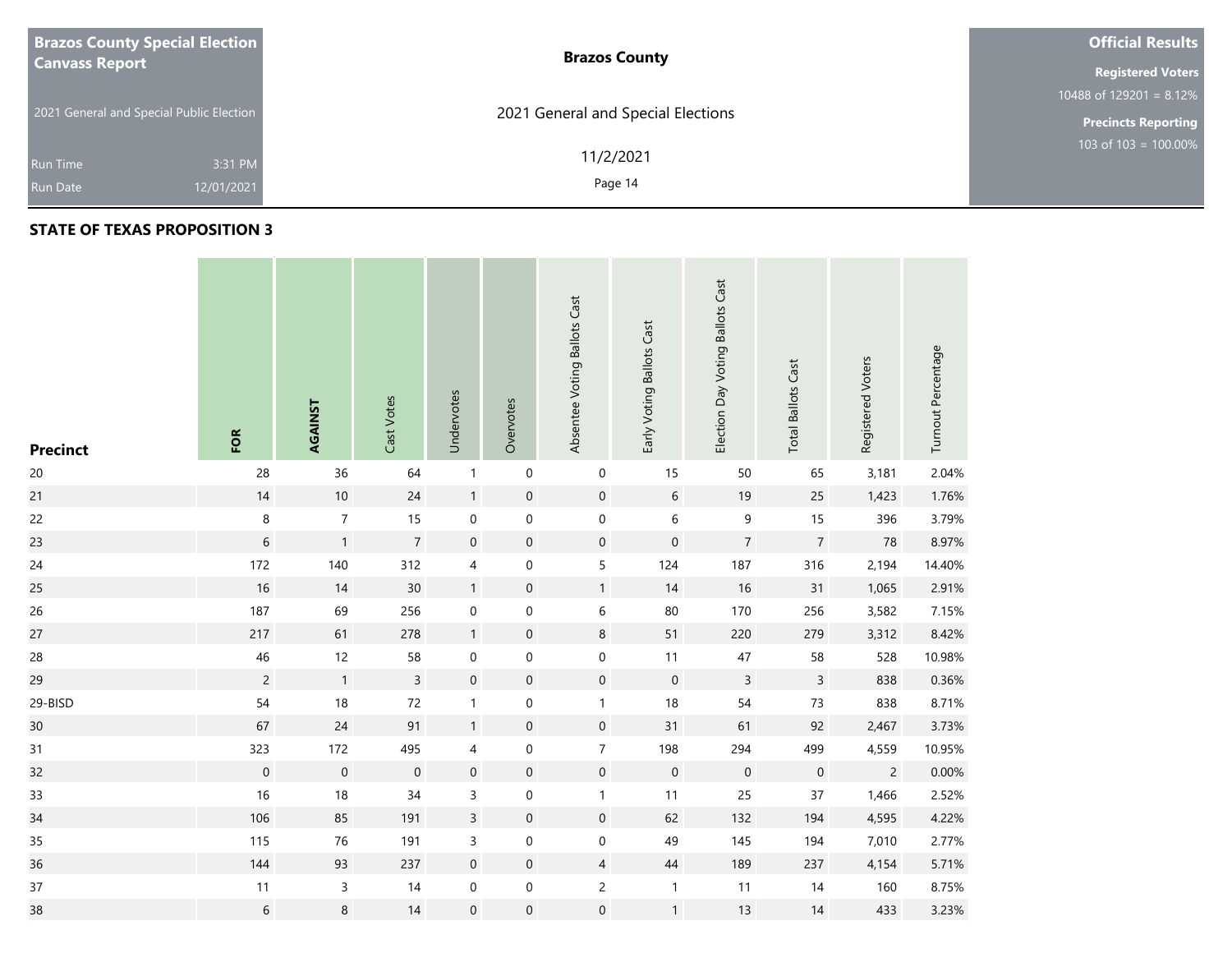**Brazos County Special Election Canvass Report**

2021 General and Special Public Election

Run Time 3:31 PM
Run Date 12/01/2021

**Brazos County**

2021 General and Special Elections

11/2/2021

**Official Results**

**Registered Voters**
10488 of 129201 = 8.12%

**Precincts Reporting**
103 of 103 = 100.00%

## STATE OF TEXAS PROPOSITION 3

| Precinct | FOR | AGAINST | Cast Votes | Undervotes | Overvotes | Absentee Voting Ballots Cast | Early Voting Ballots Cast | Election Day Voting Ballots Cast | Total Ballots Cast | Registered Voters | Turnout Percentage |
|---|---|---|---|---|---|---|---|---|---|---|---|
| 20 | 28 | 36 | 64 | 1 | 0 | 0 | 15 | 50 | 65 | 3,181 | 2.04% |
| 21 | 14 | 10 | 24 | 1 | 0 | 0 | 6 | 19 | 25 | 1,423 | 1.76% |
| 22 | 8 | 7 | 15 | 0 | 0 | 0 | 6 | 9 | 15 | 396 | 3.79% |
| 23 | 6 | 1 | 7 | 0 | 0 | 0 | 0 | 7 | 7 | 78 | 8.97% |
| 24 | 172 | 140 | 312 | 4 | 0 | 5 | 124 | 187 | 316 | 2,194 | 14.40% |
| 25 | 16 | 14 | 30 | 1 | 0 | 1 | 14 | 16 | 31 | 1,065 | 2.91% |
| 26 | 187 | 69 | 256 | 0 | 0 | 6 | 80 | 170 | 256 | 3,582 | 7.15% |
| 27 | 217 | 61 | 278 | 1 | 0 | 8 | 51 | 220 | 279 | 3,312 | 8.42% |
| 28 | 46 | 12 | 58 | 0 | 0 | 0 | 11 | 47 | 58 | 528 | 10.98% |
| 29 | 2 | 1 | 3 | 0 | 0 | 0 | 0 | 3 | 3 | 838 | 0.36% |
| 29-BISD | 54 | 18 | 72 | 1 | 0 | 1 | 18 | 54 | 73 | 838 | 8.71% |
| 30 | 67 | 24 | 91 | 1 | 0 | 0 | 31 | 61 | 92 | 2,467 | 3.73% |
| 31 | 323 | 172 | 495 | 4 | 0 | 7 | 198 | 294 | 499 | 4,559 | 10.95% |
| 32 | 0 | 0 | 0 | 0 | 0 | 0 | 0 | 0 | 0 | 2 | 0.00% |
| 33 | 16 | 18 | 34 | 3 | 0 | 1 | 11 | 25 | 37 | 1,466 | 2.52% |
| 34 | 106 | 85 | 191 | 3 | 0 | 0 | 62 | 132 | 194 | 4,595 | 4.22% |
| 35 | 115 | 76 | 191 | 3 | 0 | 0 | 49 | 145 | 194 | 7,010 | 2.77% |
| 36 | 144 | 93 | 237 | 0 | 0 | 4 | 44 | 189 | 237 | 4,154 | 5.71% |
| 37 | 11 | 3 | 14 | 0 | 0 | 2 | 1 | 11 | 14 | 160 | 8.75% |
| 38 | 6 | 8 | 14 | 0 | 0 | 0 | 1 | 13 | 14 | 433 | 3.23% |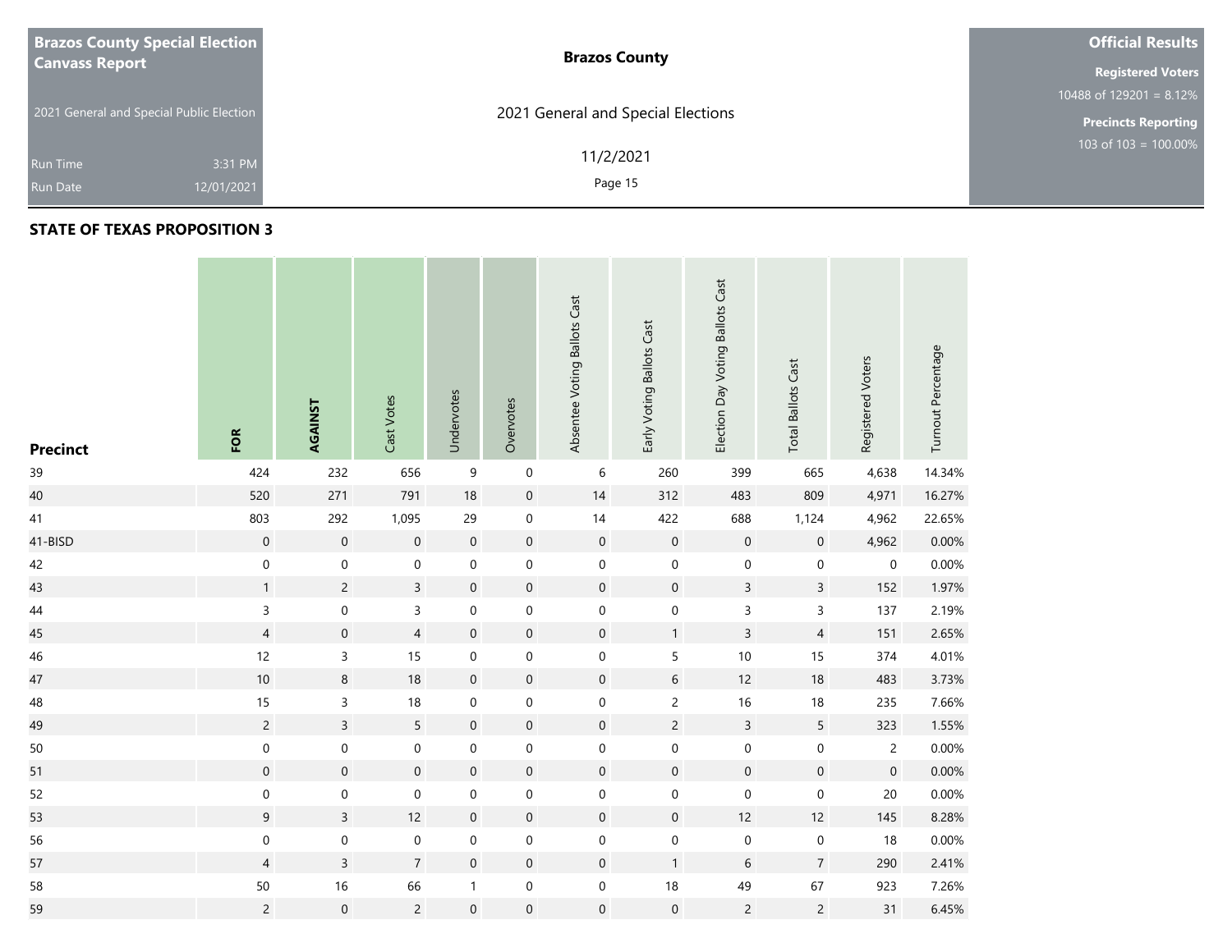**Brazos County Special Election Canvass Report**

2021 General and Special Public Election

Run Time 3:31 PM
Run Date 12/01/2021

**Brazos County**

2021 General and Special Elections

11/2/2021

**Official Results**

**Registered Voters**
10488 of 129201 = 8.12%

**Precincts Reporting**
103 of 103 = 100.00%

## STATE OF TEXAS PROPOSITION 3

| Precinct | FOR | AGAINST | Cast Votes | Undervotes | Overvotes | Absentee Voting Ballots Cast | Early Voting Ballots Cast | Election Day Voting Ballots Cast | Total Ballots Cast | Registered Voters | Turnout Percentage |
|---|---|---|---|---|---|---|---|---|---|---|---|
| 39 | 424 | 232 | 656 | 9 | 0 | 6 | 260 | 399 | 665 | 4,638 | 14.34% |
| 40 | 520 | 271 | 791 | 18 | 0 | 14 | 312 | 483 | 809 | 4,971 | 16.27% |
| 41 | 803 | 292 | 1,095 | 29 | 0 | 14 | 422 | 688 | 1,124 | 4,962 | 22.65% |
| 41-BISD | 0 | 0 | 0 | 0 | 0 | 0 | 0 | 0 | 0 | 4,962 | 0.00% |
| 42 | 0 | 0 | 0 | 0 | 0 | 0 | 0 | 0 | 0 | 0 | 0.00% |
| 43 | 1 | 2 | 3 | 0 | 0 | 0 | 0 | 3 | 3 | 152 | 1.97% |
| 44 | 3 | 0 | 3 | 0 | 0 | 0 | 0 | 3 | 3 | 137 | 2.19% |
| 45 | 4 | 0 | 4 | 0 | 0 | 0 | 1 | 3 | 4 | 151 | 2.65% |
| 46 | 12 | 3 | 15 | 0 | 0 | 0 | 5 | 10 | 15 | 374 | 4.01% |
| 47 | 10 | 8 | 18 | 0 | 0 | 0 | 6 | 12 | 18 | 483 | 3.73% |
| 48 | 15 | 3 | 18 | 0 | 0 | 0 | 2 | 16 | 18 | 235 | 7.66% |
| 49 | 2 | 3 | 5 | 0 | 0 | 0 | 2 | 3 | 5 | 323 | 1.55% |
| 50 | 0 | 0 | 0 | 0 | 0 | 0 | 0 | 0 | 0 | 2 | 0.00% |
| 51 | 0 | 0 | 0 | 0 | 0 | 0 | 0 | 0 | 0 | 0 | 0.00% |
| 52 | 0 | 0 | 0 | 0 | 0 | 0 | 0 | 0 | 0 | 20 | 0.00% |
| 53 | 9 | 3 | 12 | 0 | 0 | 0 | 0 | 12 | 12 | 145 | 8.28% |
| 56 | 0 | 0 | 0 | 0 | 0 | 0 | 0 | 0 | 0 | 18 | 0.00% |
| 57 | 4 | 3 | 7 | 0 | 0 | 0 | 1 | 6 | 7 | 290 | 2.41% |
| 58 | 50 | 16 | 66 | 1 | 0 | 0 | 18 | 49 | 67 | 923 | 7.26% |
| 59 | 2 | 0 | 2 | 0 | 0 | 0 | 0 | 2 | 2 | 31 | 6.45% |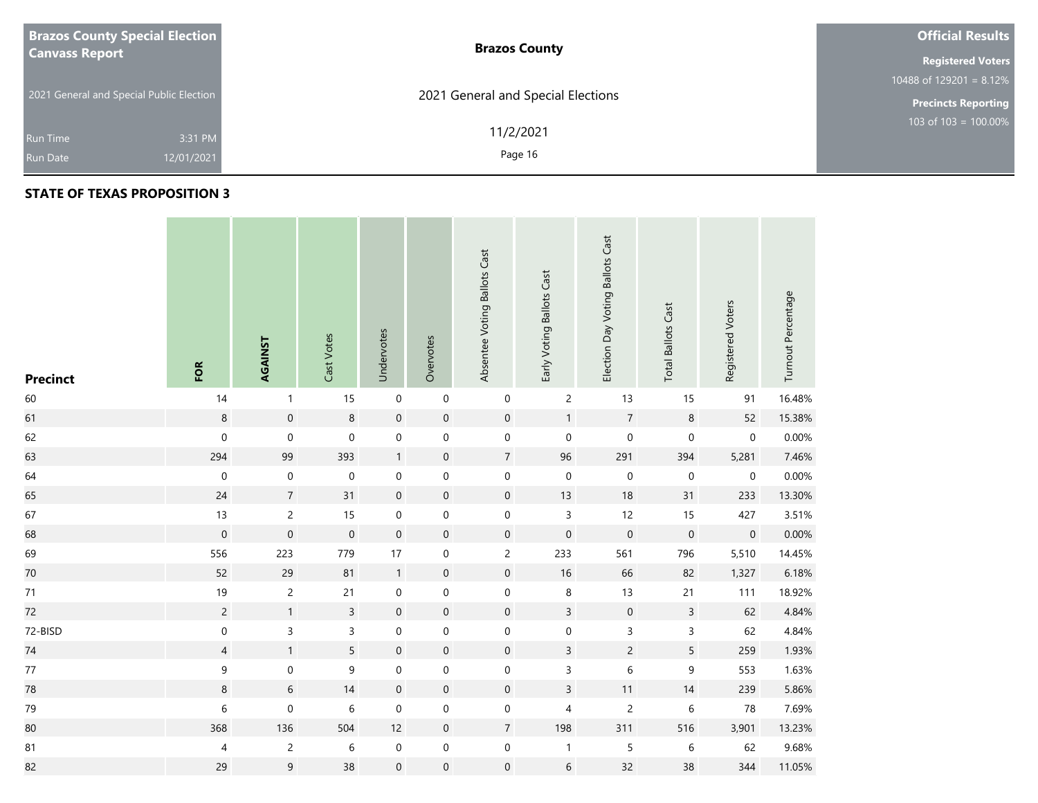**Brazos County Special Election Canvass Report**

2021 General and Special Public Election

Run Time 3:31 PM

Run Date 12/01/2021

**Brazos County**

2021 General and Special Elections

11/2/2021

**Official Results**

**Registered Voters**

10488 of 129201 = 8.12%

**Precincts Reporting**

103 of 103 = 100.00%

## STATE OF TEXAS PROPOSITION 3

| Precinct | FOR | AGAINST | Cast Votes | Undervotes | Overvotes | Absentee Voting Ballots Cast | Early Voting Ballots Cast | Election Day Voting Ballots Cast | Total Ballots Cast | Registered Voters | Turnout Percentage |
|---|---|---|---|---|---|---|---|---|---|---|---|
| 60 | 14 | 1 | 15 | 0 | 0 | 0 | 2 | 13 | 15 | 91 | 16.48% |
| 61 | 8 | 0 | 8 | 0 | 0 | 0 | 1 | 7 | 8 | 52 | 15.38% |
| 62 | 0 | 0 | 0 | 0 | 0 | 0 | 0 | 0 | 0 | 0 | 0.00% |
| 63 | 294 | 99 | 393 | 1 | 0 | 7 | 96 | 291 | 394 | 5,281 | 7.46% |
| 64 | 0 | 0 | 0 | 0 | 0 | 0 | 0 | 0 | 0 | 0 | 0.00% |
| 65 | 24 | 7 | 31 | 0 | 0 | 0 | 13 | 18 | 31 | 233 | 13.30% |
| 67 | 13 | 2 | 15 | 0 | 0 | 0 | 3 | 12 | 15 | 427 | 3.51% |
| 68 | 0 | 0 | 0 | 0 | 0 | 0 | 0 | 0 | 0 | 0 | 0.00% |
| 69 | 556 | 223 | 779 | 17 | 0 | 2 | 233 | 561 | 796 | 5,510 | 14.45% |
| 70 | 52 | 29 | 81 | 1 | 0 | 0 | 16 | 66 | 82 | 1,327 | 6.18% |
| 71 | 19 | 2 | 21 | 0 | 0 | 0 | 8 | 13 | 21 | 111 | 18.92% |
| 72 | 2 | 1 | 3 | 0 | 0 | 0 | 3 | 0 | 3 | 62 | 4.84% |
| 72-BISD | 0 | 3 | 3 | 0 | 0 | 0 | 0 | 3 | 3 | 62 | 4.84% |
| 74 | 4 | 1 | 5 | 0 | 0 | 0 | 3 | 2 | 5 | 259 | 1.93% |
| 77 | 9 | 0 | 9 | 0 | 0 | 0 | 3 | 6 | 9 | 553 | 1.63% |
| 78 | 8 | 6 | 14 | 0 | 0 | 0 | 3 | 11 | 14 | 239 | 5.86% |
| 79 | 6 | 0 | 6 | 0 | 0 | 0 | 4 | 2 | 6 | 78 | 7.69% |
| 80 | 368 | 136 | 504 | 12 | 0 | 7 | 198 | 311 | 516 | 3,901 | 13.23% |
| 81 | 4 | 2 | 6 | 0 | 0 | 0 | 1 | 5 | 6 | 62 | 9.68% |
| 82 | 29 | 9 | 38 | 0 | 0 | 0 | 6 | 32 | 38 | 344 | 11.05% |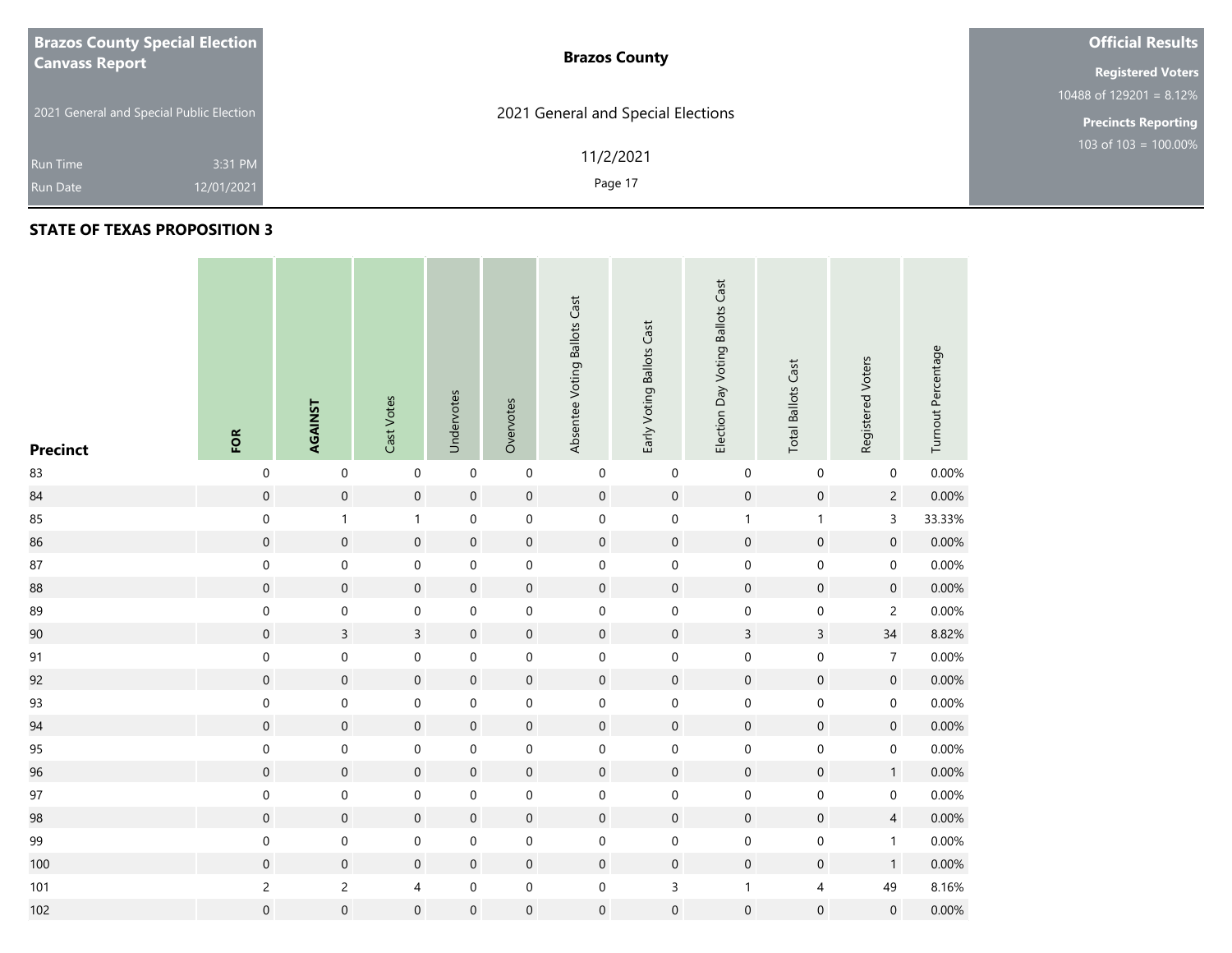Brazos County Special Election Canvass Report

2021 General and Special Public Election

Run Time 3:31 PM

Run Date 12/01/2021

**Brazos County**

2021 General and Special Elections

11/2/2021

**Official Results**

**Registered Voters**

10488 of 129201 = 8.12%

**Precincts Reporting**

103 of 103 = 100.00%

## STATE OF TEXAS PROPOSITION 3

| Precinct | FOR | AGAINST | Cast Votes | Undervotes | Overvotes | Absentee Voting Ballots Cast | Early Voting Ballots Cast | Election Day Voting Ballots Cast | Total Ballots Cast | Registered Voters | Turnout Percentage |
|---|---|---|---|---|---|---|---|---|---|---|---|
| 83 | 0 | 0 | 0 | 0 | 0 | 0 | 0 | 0 | 0 | 0 | 0.00% |
| 84 | 0 | 0 | 0 | 0 | 0 | 0 | 0 | 0 | 0 | 2 | 0.00% |
| 85 | 0 | 1 | 1 | 0 | 0 | 0 | 0 | 1 | 1 | 3 | 33.33% |
| 86 | 0 | 0 | 0 | 0 | 0 | 0 | 0 | 0 | 0 | 0 | 0.00% |
| 87 | 0 | 0 | 0 | 0 | 0 | 0 | 0 | 0 | 0 | 0 | 0.00% |
| 88 | 0 | 0 | 0 | 0 | 0 | 0 | 0 | 0 | 0 | 0 | 0.00% |
| 89 | 0 | 0 | 0 | 0 | 0 | 0 | 0 | 0 | 0 | 2 | 0.00% |
| 90 | 0 | 3 | 3 | 0 | 0 | 0 | 0 | 3 | 3 | 34 | 8.82% |
| 91 | 0 | 0 | 0 | 0 | 0 | 0 | 0 | 0 | 0 | 7 | 0.00% |
| 92 | 0 | 0 | 0 | 0 | 0 | 0 | 0 | 0 | 0 | 0 | 0.00% |
| 93 | 0 | 0 | 0 | 0 | 0 | 0 | 0 | 0 | 0 | 0 | 0.00% |
| 94 | 0 | 0 | 0 | 0 | 0 | 0 | 0 | 0 | 0 | 0 | 0.00% |
| 95 | 0 | 0 | 0 | 0 | 0 | 0 | 0 | 0 | 0 | 0 | 0.00% |
| 96 | 0 | 0 | 0 | 0 | 0 | 0 | 0 | 0 | 0 | 1 | 0.00% |
| 97 | 0 | 0 | 0 | 0 | 0 | 0 | 0 | 0 | 0 | 0 | 0.00% |
| 98 | 0 | 0 | 0 | 0 | 0 | 0 | 0 | 0 | 0 | 4 | 0.00% |
| 99 | 0 | 0 | 0 | 0 | 0 | 0 | 0 | 0 | 0 | 1 | 0.00% |
| 100 | 0 | 0 | 0 | 0 | 0 | 0 | 0 | 0 | 0 | 1 | 0.00% |
| 101 | 2 | 2 | 4 | 0 | 0 | 0 | 3 | 1 | 4 | 49 | 8.16% |
| 102 | 0 | 0 | 0 | 0 | 0 | 0 | 0 | 0 | 0 | 0 | 0.00% |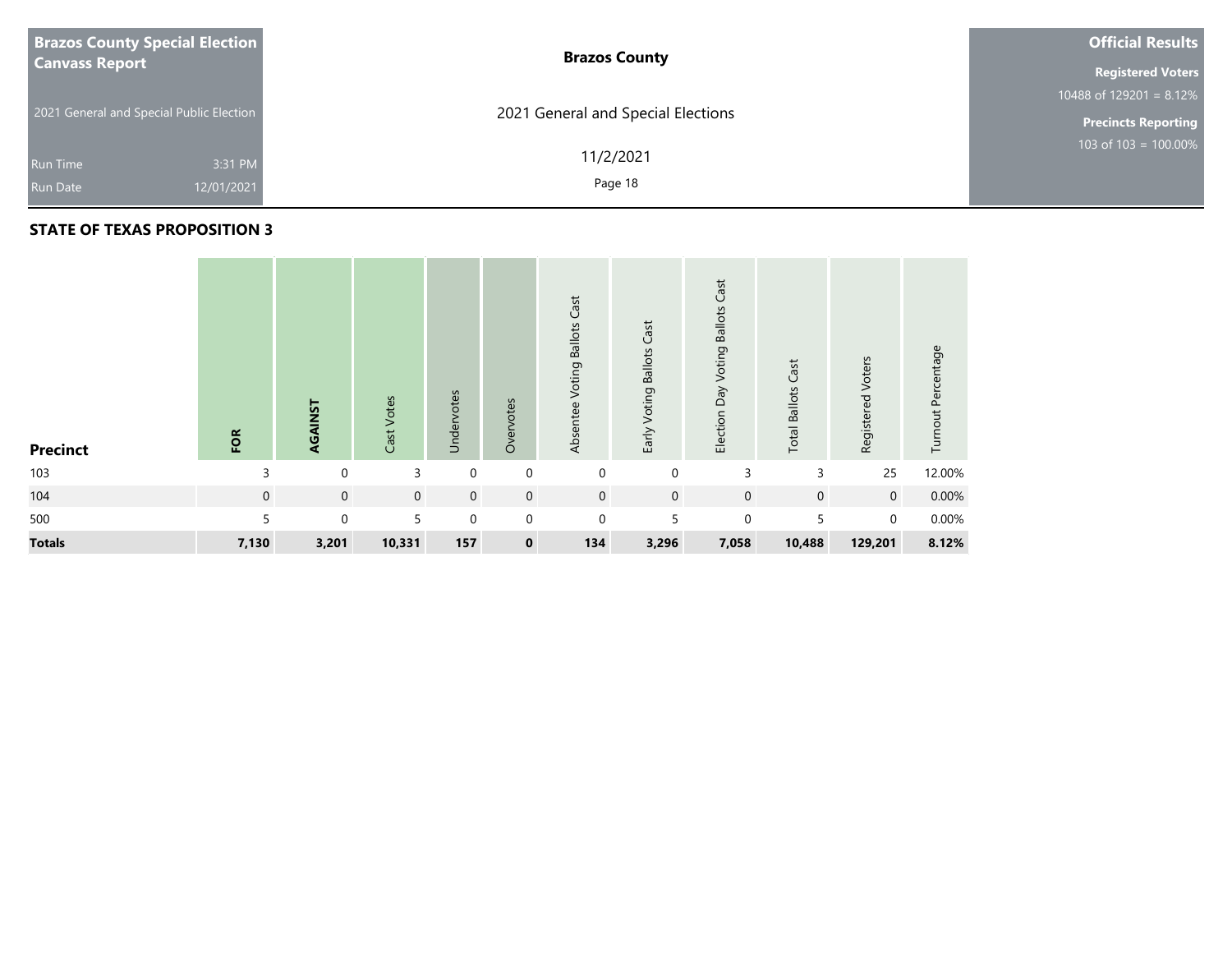**Brazos County Special Election Canvass Report**

2021 General and Special Public Election

Run Time 3:31 PM

Run Date 12/01/2021

**Brazos County**

2021 General and Special Elections

11/2/2021

**Official Results**

**Registered Voters**

10488 of 129201 = 8.12%

**Precincts Reporting**

103 of 103 = 100.00%

## STATE OF TEXAS PROPOSITION 3

| Precinct | FOR | AGAINST | Cast Votes | Undervotes | Overvotes | Absentee Voting Ballots Cast | Early Voting Ballots Cast | Election Day Voting Ballots Cast | Total Ballots Cast | Registered Voters | Turnout Percentage |
|---|---|---|---|---|---|---|---|---|---|---|---|
| 103 | 3 | 0 | 3 | 0 | 0 | 0 | 0 | 3 | 3 | 25 | 12.00% |
| 104 | 0 | 0 | 0 | 0 | 0 | 0 | 0 | 0 | 0 | 0 | 0.00% |
| 500 | 5 | 0 | 5 | 0 | 0 | 0 | 5 | 0 | 5 | 0 | 0.00% |
| **Totals** | **7,130** | **3,201** | **10,331** | **157** | **0** | **134** | **3,296** | **7,058** | **10,488** | **129,201** | **8.12%** |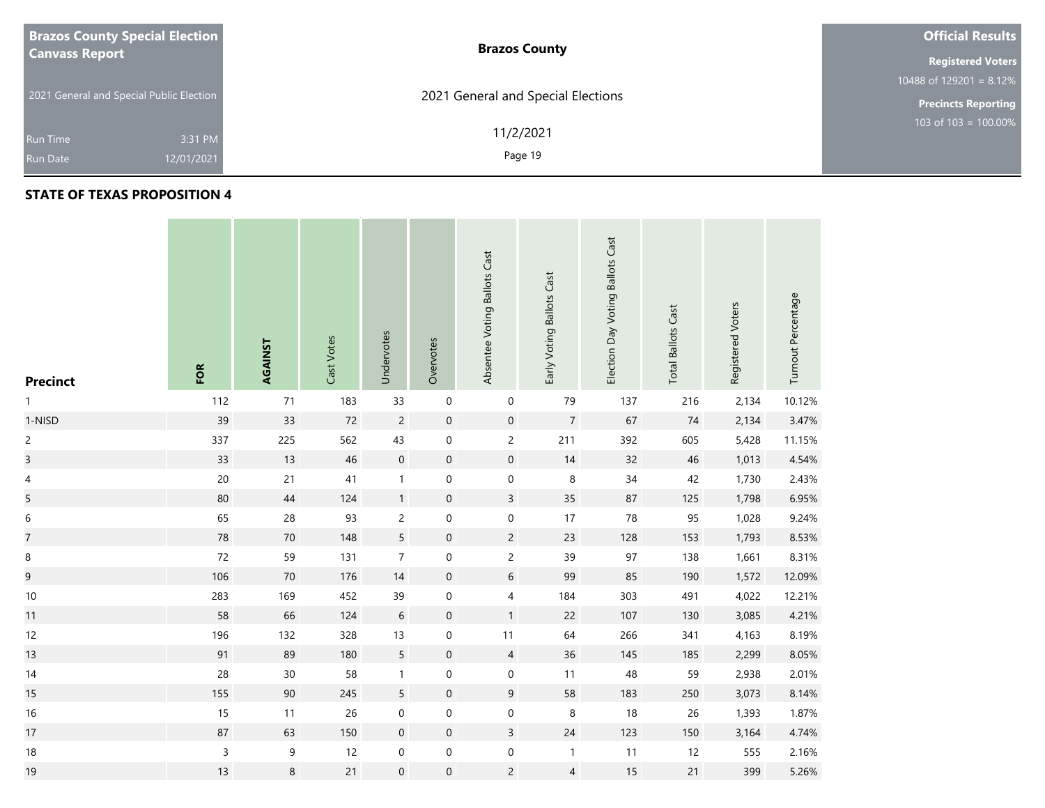Brazos County Special Election Canvass Report

2021 General and Special Public Election

Run Time 3:31 PM
Run Date 12/01/2021

**Brazos County**

2021 General and Special Elections

11/2/2021

**Official Results**

**Registered Voters**
10488 of 129201 = 8.12%

**Precincts Reporting**
103 of 103 = 100.00%

## STATE OF TEXAS PROPOSITION 4

| Precinct | FOR | AGAINST | Cast Votes | Undervotes | Overvotes | Absentee Voting Ballots Cast | Early Voting Ballots Cast | Election Day Voting Ballots Cast | Total Ballots Cast | Registered Voters | Turnout Percentage |
|---|---|---|---|---|---|---|---|---|---|---|---|
| 1 | 112 | 71 | 183 | 33 | 0 | 0 | 79 | 137 | 216 | 2,134 | 10.12% |
| 1-NISD | 39 | 33 | 72 | 2 | 0 | 0 | 7 | 67 | 74 | 2,134 | 3.47% |
| 2 | 337 | 225 | 562 | 43 | 0 | 2 | 211 | 392 | 605 | 5,428 | 11.15% |
| 3 | 33 | 13 | 46 | 0 | 0 | 0 | 14 | 32 | 46 | 1,013 | 4.54% |
| 4 | 20 | 21 | 41 | 1 | 0 | 0 | 8 | 34 | 42 | 1,730 | 2.43% |
| 5 | 80 | 44 | 124 | 1 | 0 | 3 | 35 | 87 | 125 | 1,798 | 6.95% |
| 6 | 65 | 28 | 93 | 2 | 0 | 0 | 17 | 78 | 95 | 1,028 | 9.24% |
| 7 | 78 | 70 | 148 | 5 | 0 | 2 | 23 | 128 | 153 | 1,793 | 8.53% |
| 8 | 72 | 59 | 131 | 7 | 0 | 2 | 39 | 97 | 138 | 1,661 | 8.31% |
| 9 | 106 | 70 | 176 | 14 | 0 | 6 | 99 | 85 | 190 | 1,572 | 12.09% |
| 10 | 283 | 169 | 452 | 39 | 0 | 4 | 184 | 303 | 491 | 4,022 | 12.21% |
| 11 | 58 | 66 | 124 | 6 | 0 | 1 | 22 | 107 | 130 | 3,085 | 4.21% |
| 12 | 196 | 132 | 328 | 13 | 0 | 11 | 64 | 266 | 341 | 4,163 | 8.19% |
| 13 | 91 | 89 | 180 | 5 | 0 | 4 | 36 | 145 | 185 | 2,299 | 8.05% |
| 14 | 28 | 30 | 58 | 1 | 0 | 0 | 11 | 48 | 59 | 2,938 | 2.01% |
| 15 | 155 | 90 | 245 | 5 | 0 | 9 | 58 | 183 | 250 | 3,073 | 8.14% |
| 16 | 15 | 11 | 26 | 0 | 0 | 0 | 8 | 18 | 26 | 1,393 | 1.87% |
| 17 | 87 | 63 | 150 | 0 | 0 | 3 | 24 | 123 | 150 | 3,164 | 4.74% |
| 18 | 3 | 9 | 12 | 0 | 0 | 0 | 1 | 11 | 12 | 555 | 2.16% |
| 19 | 13 | 8 | 21 | 0 | 0 | 2 | 4 | 15 | 21 | 399 | 5.26% |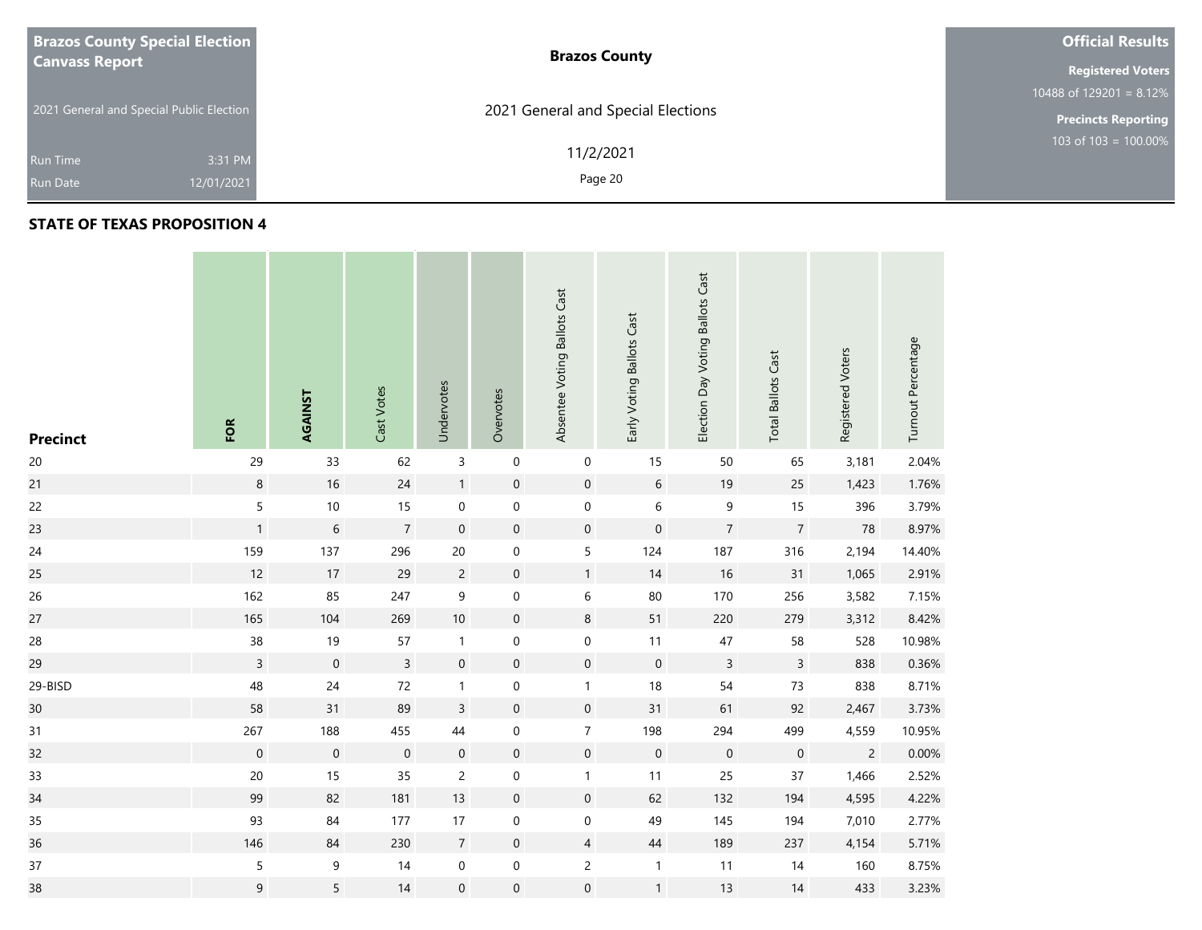**Brazos County Special Election Canvass Report**

2021 General and Special Public Election

Run Time 3:31 PM

Run Date 12/01/2021

**Brazos County**

2021 General and Special Elections

11/2/2021

**Official Results**

**Registered Voters**

10488 of 129201 = 8.12%

**Precincts Reporting**

103 of 103 = 100.00%

## STATE OF TEXAS PROPOSITION 4

| Precinct | FOR | AGAINST | Cast Votes | Undervotes | Overvotes | Absentee Voting Ballots Cast | Early Voting Ballots Cast | Election Day Voting Ballots Cast | Total Ballots Cast | Registered Voters | Turnout Percentage |
|---|---|---|---|---|---|---|---|---|---|---|---|
| 20 | 29 | 33 | 62 | 3 | 0 | 0 | 15 | 50 | 65 | 3,181 | 2.04% |
| 21 | 8 | 16 | 24 | 1 | 0 | 0 | 6 | 19 | 25 | 1,423 | 1.76% |
| 22 | 5 | 10 | 15 | 0 | 0 | 0 | 6 | 9 | 15 | 396 | 3.79% |
| 23 | 1 | 6 | 7 | 0 | 0 | 0 | 0 | 7 | 7 | 78 | 8.97% |
| 24 | 159 | 137 | 296 | 20 | 0 | 5 | 124 | 187 | 316 | 2,194 | 14.40% |
| 25 | 12 | 17 | 29 | 2 | 0 | 1 | 14 | 16 | 31 | 1,065 | 2.91% |
| 26 | 162 | 85 | 247 | 9 | 0 | 6 | 80 | 170 | 256 | 3,582 | 7.15% |
| 27 | 165 | 104 | 269 | 10 | 0 | 8 | 51 | 220 | 279 | 3,312 | 8.42% |
| 28 | 38 | 19 | 57 | 1 | 0 | 0 | 11 | 47 | 58 | 528 | 10.98% |
| 29 | 3 | 0 | 3 | 0 | 0 | 0 | 0 | 3 | 3 | 838 | 0.36% |
| 29-BISD | 48 | 24 | 72 | 1 | 0 | 1 | 18 | 54 | 73 | 838 | 8.71% |
| 30 | 58 | 31 | 89 | 3 | 0 | 0 | 31 | 61 | 92 | 2,467 | 3.73% |
| 31 | 267 | 188 | 455 | 44 | 0 | 7 | 198 | 294 | 499 | 4,559 | 10.95% |
| 32 | 0 | 0 | 0 | 0 | 0 | 0 | 0 | 0 | 0 | 2 | 0.00% |
| 33 | 20 | 15 | 35 | 2 | 0 | 1 | 11 | 25 | 37 | 1,466 | 2.52% |
| 34 | 99 | 82 | 181 | 13 | 0 | 0 | 62 | 132 | 194 | 4,595 | 4.22% |
| 35 | 93 | 84 | 177 | 17 | 0 | 0 | 49 | 145 | 194 | 7,010 | 2.77% |
| 36 | 146 | 84 | 230 | 7 | 0 | 4 | 44 | 189 | 237 | 4,154 | 5.71% |
| 37 | 5 | 9 | 14 | 0 | 0 | 2 | 1 | 11 | 14 | 160 | 8.75% |
| 38 | 9 | 5 | 14 | 0 | 0 | 0 | 1 | 13 | 14 | 433 | 3.23% |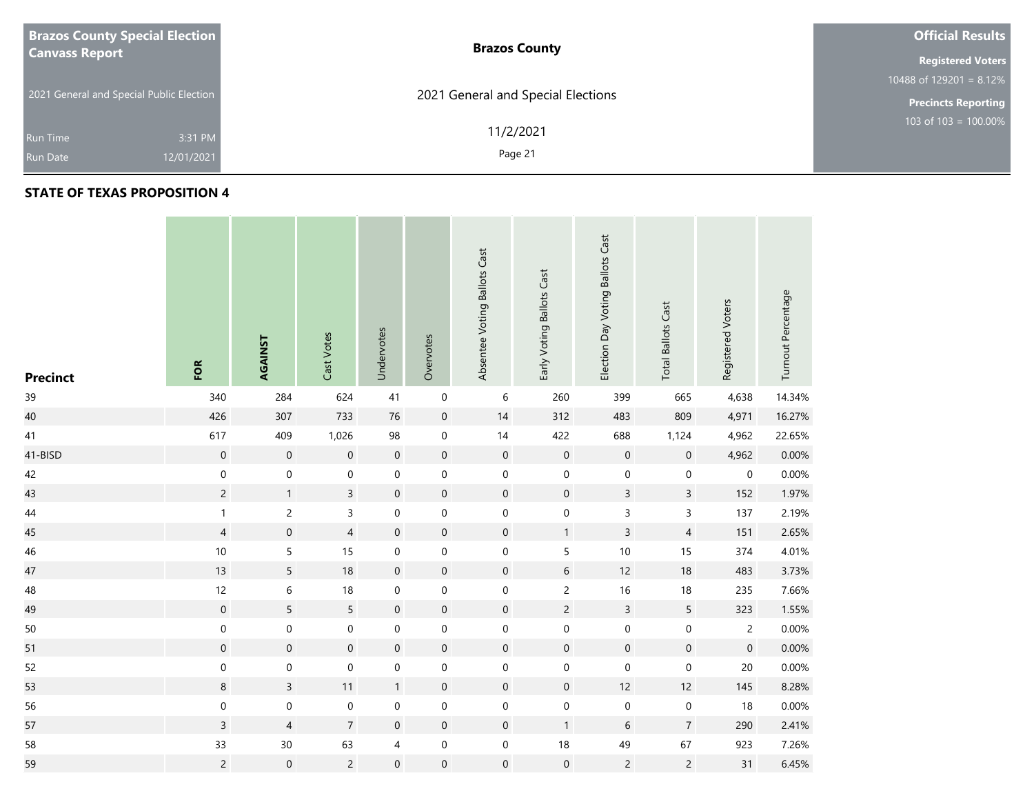**Brazos County Special Election Canvass Report**

2021 General and Special Public Election

Run Time 3:31 PM

Run Date 12/01/2021

**Brazos County**

2021 General and Special Elections

11/2/2021

**Official Results**

**Registered Voters**

10488 of 129201 = 8.12%

**Precincts Reporting**

103 of 103 = 100.00%

## STATE OF TEXAS PROPOSITION 4

| Precinct | FOR | AGAINST | Cast Votes | Undervotes | Overvotes | Absentee Voting Ballots Cast | Early Voting Ballots Cast | Election Day Voting Ballots Cast | Total Ballots Cast | Registered Voters | Turnout Percentage |
|---|---|---|---|---|---|---|---|---|---|---|---|
| 39 | 340 | 284 | 624 | 41 | 0 | 6 | 260 | 399 | 665 | 4,638 | 14.34% |
| 40 | 426 | 307 | 733 | 76 | 0 | 14 | 312 | 483 | 809 | 4,971 | 16.27% |
| 41 | 617 | 409 | 1,026 | 98 | 0 | 14 | 422 | 688 | 1,124 | 4,962 | 22.65% |
| 41-BISD | 0 | 0 | 0 | 0 | 0 | 0 | 0 | 0 | 0 | 4,962 | 0.00% |
| 42 | 0 | 0 | 0 | 0 | 0 | 0 | 0 | 0 | 0 | 0 | 0.00% |
| 43 | 2 | 1 | 3 | 0 | 0 | 0 | 0 | 3 | 3 | 152 | 1.97% |
| 44 | 1 | 2 | 3 | 0 | 0 | 0 | 0 | 3 | 3 | 137 | 2.19% |
| 45 | 4 | 0 | 4 | 0 | 0 | 0 | 1 | 3 | 4 | 151 | 2.65% |
| 46 | 10 | 5 | 15 | 0 | 0 | 0 | 5 | 10 | 15 | 374 | 4.01% |
| 47 | 13 | 5 | 18 | 0 | 0 | 0 | 6 | 12 | 18 | 483 | 3.73% |
| 48 | 12 | 6 | 18 | 0 | 0 | 0 | 2 | 16 | 18 | 235 | 7.66% |
| 49 | 0 | 5 | 5 | 0 | 0 | 0 | 2 | 3 | 5 | 323 | 1.55% |
| 50 | 0 | 0 | 0 | 0 | 0 | 0 | 0 | 0 | 0 | 2 | 0.00% |
| 51 | 0 | 0 | 0 | 0 | 0 | 0 | 0 | 0 | 0 | 0 | 0.00% |
| 52 | 0 | 0 | 0 | 0 | 0 | 0 | 0 | 0 | 0 | 20 | 0.00% |
| 53 | 8 | 3 | 11 | 1 | 0 | 0 | 0 | 12 | 12 | 145 | 8.28% |
| 56 | 0 | 0 | 0 | 0 | 0 | 0 | 0 | 0 | 0 | 18 | 0.00% |
| 57 | 3 | 4 | 7 | 0 | 0 | 0 | 1 | 6 | 7 | 290 | 2.41% |
| 58 | 33 | 30 | 63 | 4 | 0 | 0 | 18 | 49 | 67 | 923 | 7.26% |
| 59 | 2 | 0 | 2 | 0 | 0 | 0 | 0 | 2 | 2 | 31 | 6.45% |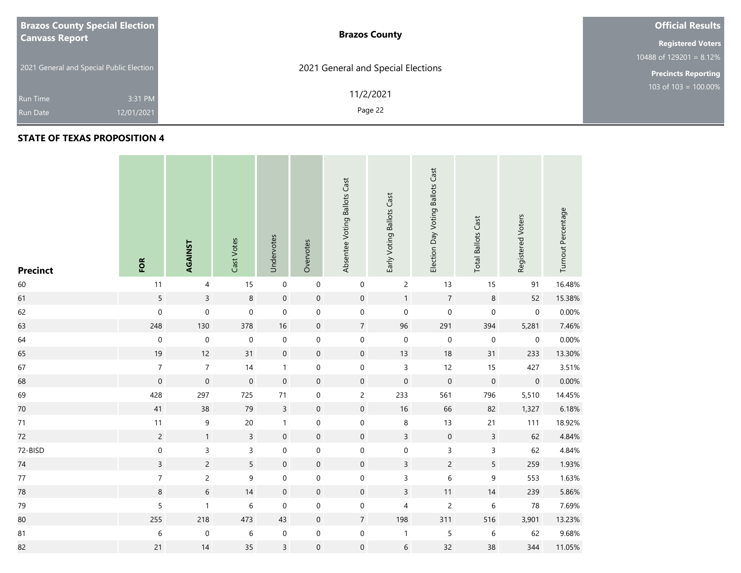**Brazos County Special Election Canvass Report**

2021 General and Special Public Election

Run Time 3:31 PM
Run Date 12/01/2021

**Brazos County**

2021 General and Special Elections

11/2/2021

**Official Results**

**Registered Voters**
10488 of 129201 = 8.12%

**Precincts Reporting**
103 of 103 = 100.00%

## STATE OF TEXAS PROPOSITION 4

| Precinct | FOR | AGAINST | Cast Votes | Undervotes | Overvotes | Absentee Voting Ballots Cast | Early Voting Ballots Cast | Election Day Voting Ballots Cast | Total Ballots Cast | Registered Voters | Turnout Percentage |
|---|---|---|---|---|---|---|---|---|---|---|---|
| 60 | 11 | 4 | 15 | 0 | 0 | 0 | 2 | 13 | 15 | 91 | 16.48% |
| 61 | 5 | 3 | 8 | 0 | 0 | 0 | 1 | 7 | 8 | 52 | 15.38% |
| 62 | 0 | 0 | 0 | 0 | 0 | 0 | 0 | 0 | 0 | 0 | 0.00% |
| 63 | 248 | 130 | 378 | 16 | 0 | 7 | 96 | 291 | 394 | 5,281 | 7.46% |
| 64 | 0 | 0 | 0 | 0 | 0 | 0 | 0 | 0 | 0 | 0 | 0.00% |
| 65 | 19 | 12 | 31 | 0 | 0 | 0 | 13 | 18 | 31 | 233 | 13.30% |
| 67 | 7 | 7 | 14 | 1 | 0 | 0 | 3 | 12 | 15 | 427 | 3.51% |
| 68 | 0 | 0 | 0 | 0 | 0 | 0 | 0 | 0 | 0 | 0 | 0.00% |
| 69 | 428 | 297 | 725 | 71 | 0 | 2 | 233 | 561 | 796 | 5,510 | 14.45% |
| 70 | 41 | 38 | 79 | 3 | 0 | 0 | 16 | 66 | 82 | 1,327 | 6.18% |
| 71 | 11 | 9 | 20 | 1 | 0 | 0 | 8 | 13 | 21 | 111 | 18.92% |
| 72 | 2 | 1 | 3 | 0 | 0 | 0 | 3 | 0 | 3 | 62 | 4.84% |
| 72-BISD | 0 | 3 | 3 | 0 | 0 | 0 | 0 | 3 | 3 | 62 | 4.84% |
| 74 | 3 | 2 | 5 | 0 | 0 | 0 | 3 | 2 | 5 | 259 | 1.93% |
| 77 | 7 | 2 | 9 | 0 | 0 | 0 | 3 | 6 | 9 | 553 | 1.63% |
| 78 | 8 | 6 | 14 | 0 | 0 | 0 | 3 | 11 | 14 | 239 | 5.86% |
| 79 | 5 | 1 | 6 | 0 | 0 | 0 | 4 | 2 | 6 | 78 | 7.69% |
| 80 | 255 | 218 | 473 | 43 | 0 | 7 | 198 | 311 | 516 | 3,901 | 13.23% |
| 81 | 6 | 0 | 6 | 0 | 0 | 0 | 1 | 5 | 6 | 62 | 9.68% |
| 82 | 21 | 14 | 35 | 3 | 0 | 0 | 6 | 32 | 38 | 344 | 11.05% |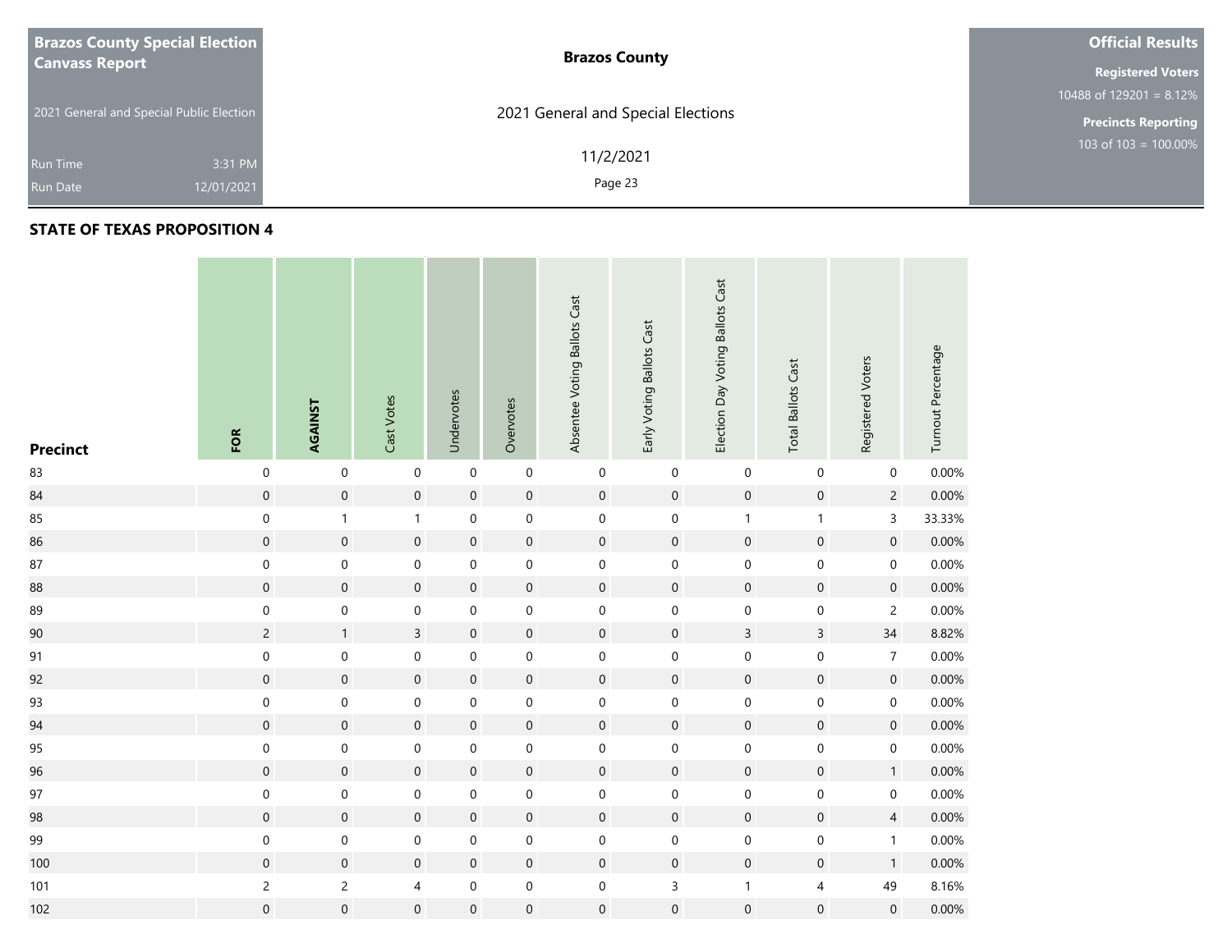# STATE OF TEXAS PROPOSITION 4

| Precinct | FOR | AGAINST | Cast Votes | Undervotes | Overvotes | Absentee Voting Ballots Cast | Early Voting Ballots Cast | Election Day Voting Ballots Cast | Total Ballots Cast | Registered Voters | Turnout Percentage |
|---|---|---|---|---|---|---|---|---|---|---|---|
| 83 | 0 | 0 | 0 | 0 | 0 | 0 | 0 | 0 | 0 | 0 | 0.00% |
| 84 | 0 | 0 | 0 | 0 | 0 | 0 | 0 | 0 | 0 | 2 | 0.00% |
| 85 | 0 | 1 | 1 | 0 | 0 | 0 | 0 | 1 | 1 | 3 | 33.33% |
| 86 | 0 | 0 | 0 | 0 | 0 | 0 | 0 | 0 | 0 | 0 | 0.00% |
| 87 | 0 | 0 | 0 | 0 | 0 | 0 | 0 | 0 | 0 | 0 | 0.00% |
| 88 | 0 | 0 | 0 | 0 | 0 | 0 | 0 | 0 | 0 | 0 | 0.00% |
| 89 | 0 | 0 | 0 | 0 | 0 | 0 | 0 | 0 | 0 | 2 | 0.00% |
| 90 | 2 | 1 | 3 | 0 | 0 | 0 | 0 | 3 | 3 | 34 | 8.82% |
| 91 | 0 | 0 | 0 | 0 | 0 | 0 | 0 | 0 | 0 | 7 | 0.00% |
| 92 | 0 | 0 | 0 | 0 | 0 | 0 | 0 | 0 | 0 | 0 | 0.00% |
| 93 | 0 | 0 | 0 | 0 | 0 | 0 | 0 | 0 | 0 | 0 | 0.00% |
| 94 | 0 | 0 | 0 | 0 | 0 | 0 | 0 | 0 | 0 | 0 | 0.00% |
| 95 | 0 | 0 | 0 | 0 | 0 | 0 | 0 | 0 | 0 | 0 | 0.00% |
| 96 | 0 | 0 | 0 | 0 | 0 | 0 | 0 | 0 | 0 | 1 | 0.00% |
| 97 | 0 | 0 | 0 | 0 | 0 | 0 | 0 | 0 | 0 | 0 | 0.00% |
| 98 | 0 | 0 | 0 | 0 | 0 | 0 | 0 | 0 | 0 | 4 | 0.00% |
| 99 | 0 | 0 | 0 | 0 | 0 | 0 | 0 | 0 | 0 | 1 | 0.00% |
| 100 | 0 | 0 | 0 | 0 | 0 | 0 | 0 | 0 | 0 | 1 | 0.00% |
| 101 | 2 | 2 | 4 | 0 | 0 | 0 | 3 | 1 | 4 | 49 | 8.16% |
| 102 | 0 | 0 | 0 | 0 | 0 | 0 | 0 | 0 | 0 | 0 | 0.00% |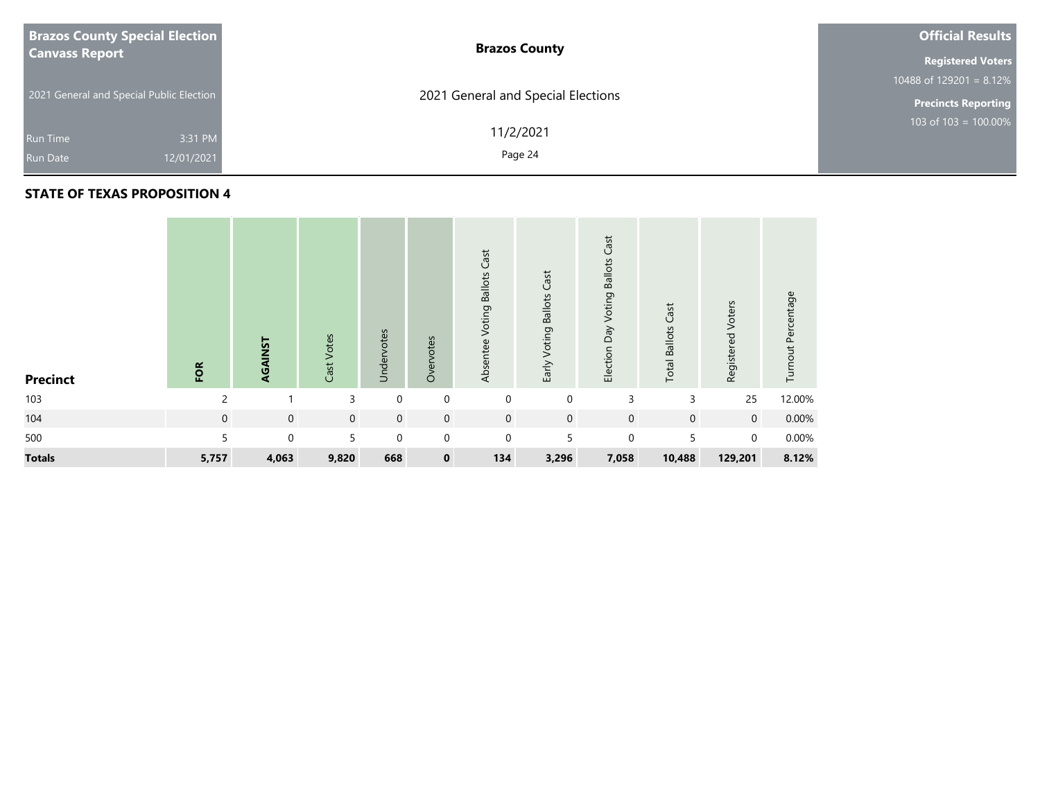**Brazos County Special Election Canvass Report**

2021 General and Special Public Election

Run Time 3:31 PM
Run Date 12/01/2021

**Brazos County**

2021 General and Special Elections

11/2/2021

**Official Results**

**Registered Voters**
10488 of 129201 = 8.12%

**Precincts Reporting**
103 of 103 = 100.00%

## STATE OF TEXAS PROPOSITION 4

| Precinct | FOR | AGAINST | Cast Votes | Undervotes | Overvotes | Absentee Voting Ballots Cast | Early Voting Ballots Cast | Election Day Voting Ballots Cast | Total Ballots Cast | Registered Voters | Turnout Percentage |
|---|---|---|---|---|---|---|---|---|---|---|---|
| 103 | 2 | 1 | 3 | 0 | 0 | 0 | 0 | 3 | 3 | 25 | 12.00% |
| 104 | 0 | 0 | 0 | 0 | 0 | 0 | 0 | 0 | 0 | 0 | 0.00% |
| 500 | 5 | 0 | 5 | 0 | 0 | 0 | 5 | 0 | 5 | 0 | 0.00% |
| **Totals** | **5,757** | **4,063** | **9,820** | **668** | **0** | **134** | **3,296** | **7,058** | **10,488** | **129,201** | **8.12%** |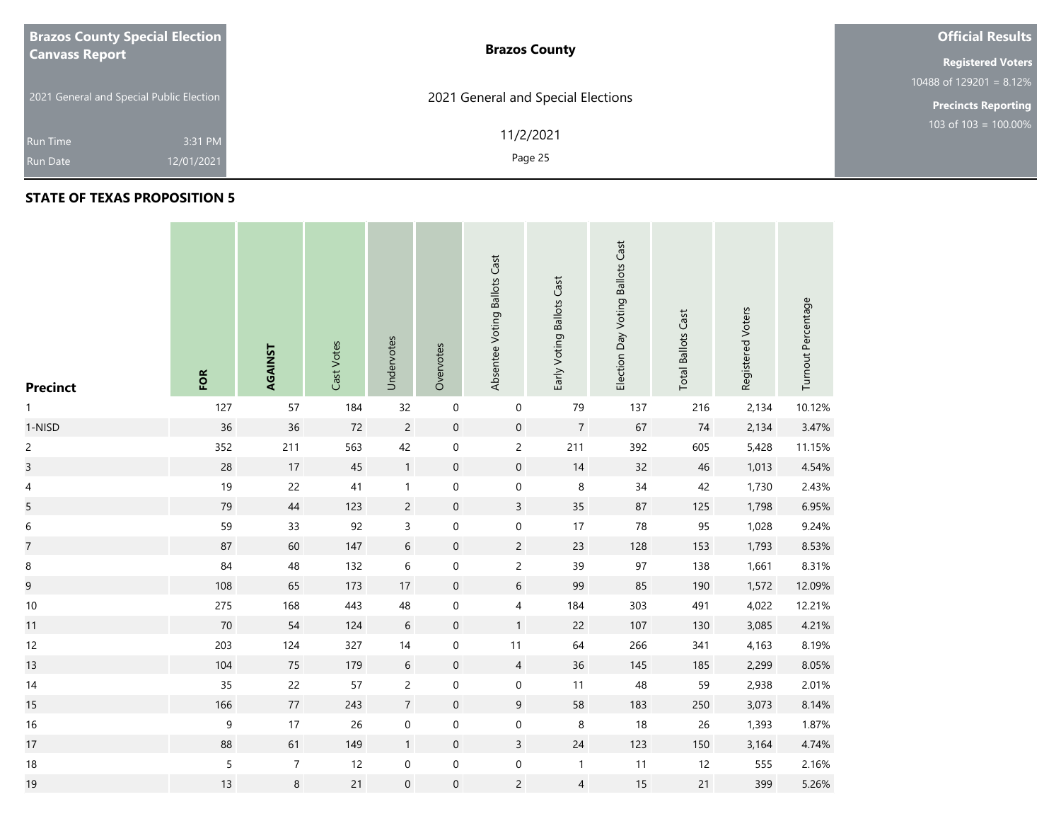Brazos County Special Election Canvass Report

2021 General and Special Public Election

Run Time 3:31 PM

Run Date 12/01/2021

Brazos County

2021 General and Special Elections

11/2/2021

**Official Results**

**Registered Voters**

10488 of 129201 = 8.12%

**Precincts Reporting**

103 of 103 = 100.00%

## STATE OF TEXAS PROPOSITION 5

| Precinct | FOR | AGAINST | Cast Votes | Undervotes | Overvotes | Absentee Voting Ballots Cast | Early Voting Ballots Cast | Election Day Voting Ballots Cast | Total Ballots Cast | Registered Voters | Turnout Percentage |
|---|---|---|---|---|---|---|---|---|---|---|---|
| 1 | 127 | 57 | 184 | 32 | 0 | 0 | 79 | 137 | 216 | 2,134 | 10.12% |
| 1-NISD | 36 | 36 | 72 | 2 | 0 | 0 | 7 | 67 | 74 | 2,134 | 3.47% |
| 2 | 352 | 211 | 563 | 42 | 0 | 2 | 211 | 392 | 605 | 5,428 | 11.15% |
| 3 | 28 | 17 | 45 | 1 | 0 | 0 | 14 | 32 | 46 | 1,013 | 4.54% |
| 4 | 19 | 22 | 41 | 1 | 0 | 0 | 8 | 34 | 42 | 1,730 | 2.43% |
| 5 | 79 | 44 | 123 | 2 | 0 | 3 | 35 | 87 | 125 | 1,798 | 6.95% |
| 6 | 59 | 33 | 92 | 3 | 0 | 0 | 17 | 78 | 95 | 1,028 | 9.24% |
| 7 | 87 | 60 | 147 | 6 | 0 | 2 | 23 | 128 | 153 | 1,793 | 8.53% |
| 8 | 84 | 48 | 132 | 6 | 0 | 2 | 39 | 97 | 138 | 1,661 | 8.31% |
| 9 | 108 | 65 | 173 | 17 | 0 | 6 | 99 | 85 | 190 | 1,572 | 12.09% |
| 10 | 275 | 168 | 443 | 48 | 0 | 4 | 184 | 303 | 491 | 4,022 | 12.21% |
| 11 | 70 | 54 | 124 | 6 | 0 | 1 | 22 | 107 | 130 | 3,085 | 4.21% |
| 12 | 203 | 124 | 327 | 14 | 0 | 11 | 64 | 266 | 341 | 4,163 | 8.19% |
| 13 | 104 | 75 | 179 | 6 | 0 | 4 | 36 | 145 | 185 | 2,299 | 8.05% |
| 14 | 35 | 22 | 57 | 2 | 0 | 0 | 11 | 48 | 59 | 2,938 | 2.01% |
| 15 | 166 | 77 | 243 | 7 | 0 | 9 | 58 | 183 | 250 | 3,073 | 8.14% |
| 16 | 9 | 17 | 26 | 0 | 0 | 0 | 8 | 18 | 26 | 1,393 | 1.87% |
| 17 | 88 | 61 | 149 | 1 | 0 | 3 | 24 | 123 | 150 | 3,164 | 4.74% |
| 18 | 5 | 7 | 12 | 0 | 0 | 0 | 1 | 11 | 12 | 555 | 2.16% |
| 19 | 13 | 8 | 21 | 0 | 0 | 2 | 4 | 15 | 21 | 399 | 5.26% |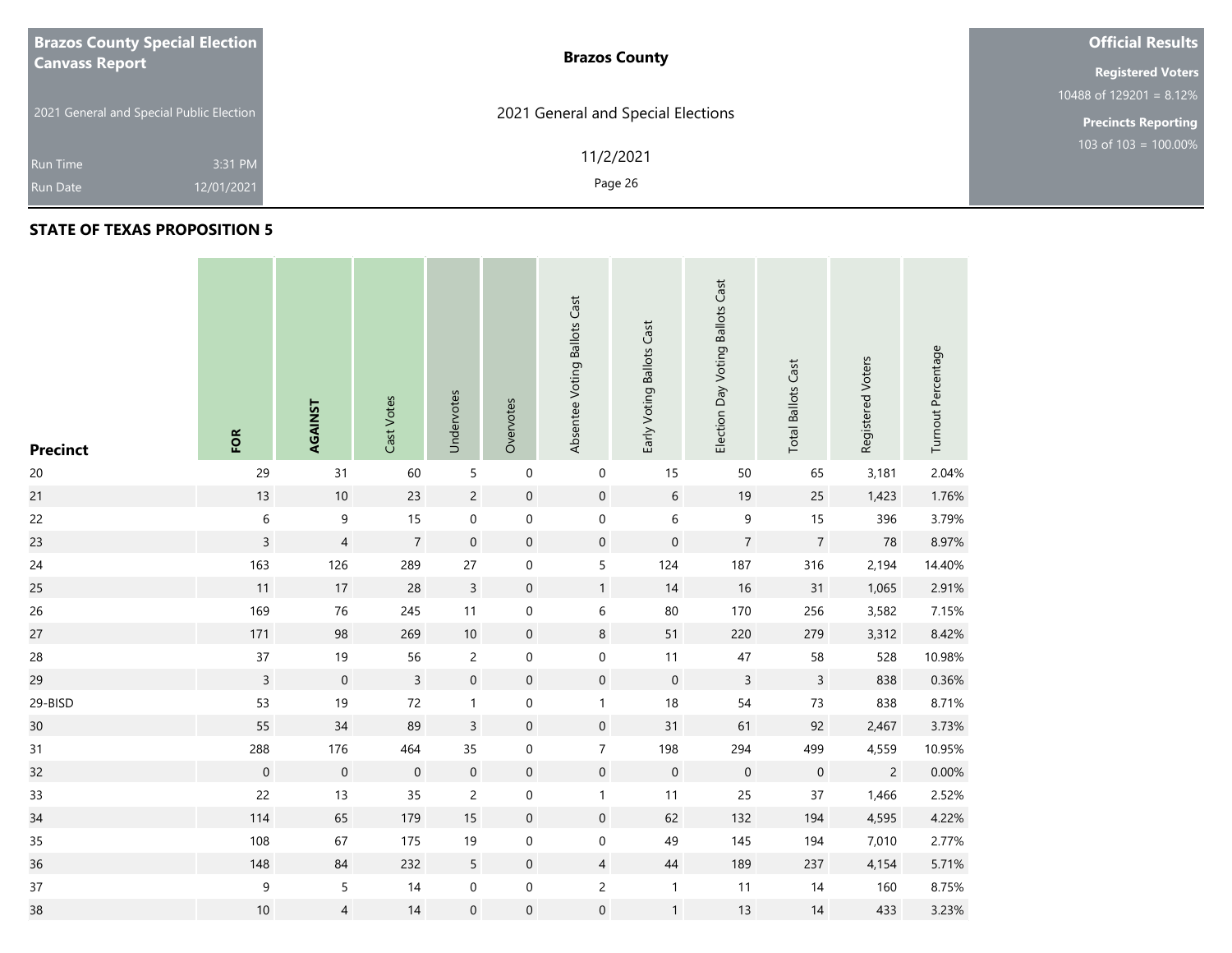**Brazos County Special Election Canvass Report**

2021 General and Special Public Election

Run Time 3:31 PM
Run Date 12/01/2021

**Brazos County**

2021 General and Special Elections

11/2/2021

**Official Results**

**Registered Voters**
10488 of 129201 = 8.12%

**Precincts Reporting**
103 of 103 = 100.00%

## STATE OF TEXAS PROPOSITION 5

| Precinct | FOR | AGAINST | Cast Votes | Undervotes | Overvotes | Absentee Voting Ballots Cast | Early Voting Ballots Cast | Election Day Voting Ballots Cast | Total Ballots Cast | Registered Voters | Turnout Percentage |
|---|---|---|---|---|---|---|---|---|---|---|---|
| 20 | 29 | 31 | 60 | 5 | 0 | 0 | 15 | 50 | 65 | 3,181 | 2.04% |
| 21 | 13 | 10 | 23 | 2 | 0 | 0 | 6 | 19 | 25 | 1,423 | 1.76% |
| 22 | 6 | 9 | 15 | 0 | 0 | 0 | 6 | 9 | 15 | 396 | 3.79% |
| 23 | 3 | 4 | 7 | 0 | 0 | 0 | 0 | 7 | 7 | 78 | 8.97% |
| 24 | 163 | 126 | 289 | 27 | 0 | 5 | 124 | 187 | 316 | 2,194 | 14.40% |
| 25 | 11 | 17 | 28 | 3 | 0 | 1 | 14 | 16 | 31 | 1,065 | 2.91% |
| 26 | 169 | 76 | 245 | 11 | 0 | 6 | 80 | 170 | 256 | 3,582 | 7.15% |
| 27 | 171 | 98 | 269 | 10 | 0 | 8 | 51 | 220 | 279 | 3,312 | 8.42% |
| 28 | 37 | 19 | 56 | 2 | 0 | 0 | 11 | 47 | 58 | 528 | 10.98% |
| 29 | 3 | 0 | 3 | 0 | 0 | 0 | 0 | 3 | 3 | 838 | 0.36% |
| 29-BISD | 53 | 19 | 72 | 1 | 0 | 1 | 18 | 54 | 73 | 838 | 8.71% |
| 30 | 55 | 34 | 89 | 3 | 0 | 0 | 31 | 61 | 92 | 2,467 | 3.73% |
| 31 | 288 | 176 | 464 | 35 | 0 | 7 | 198 | 294 | 499 | 4,559 | 10.95% |
| 32 | 0 | 0 | 0 | 0 | 0 | 0 | 0 | 0 | 0 | 2 | 0.00% |
| 33 | 22 | 13 | 35 | 2 | 0 | 1 | 11 | 25 | 37 | 1,466 | 2.52% |
| 34 | 114 | 65 | 179 | 15 | 0 | 0 | 62 | 132 | 194 | 4,595 | 4.22% |
| 35 | 108 | 67 | 175 | 19 | 0 | 0 | 49 | 145 | 194 | 7,010 | 2.77% |
| 36 | 148 | 84 | 232 | 5 | 0 | 4 | 44 | 189 | 237 | 4,154 | 5.71% |
| 37 | 9 | 5 | 14 | 0 | 0 | 2 | 1 | 11 | 14 | 160 | 8.75% |
| 38 | 10 | 4 | 14 | 0 | 0 | 0 | 1 | 13 | 14 | 433 | 3.23% |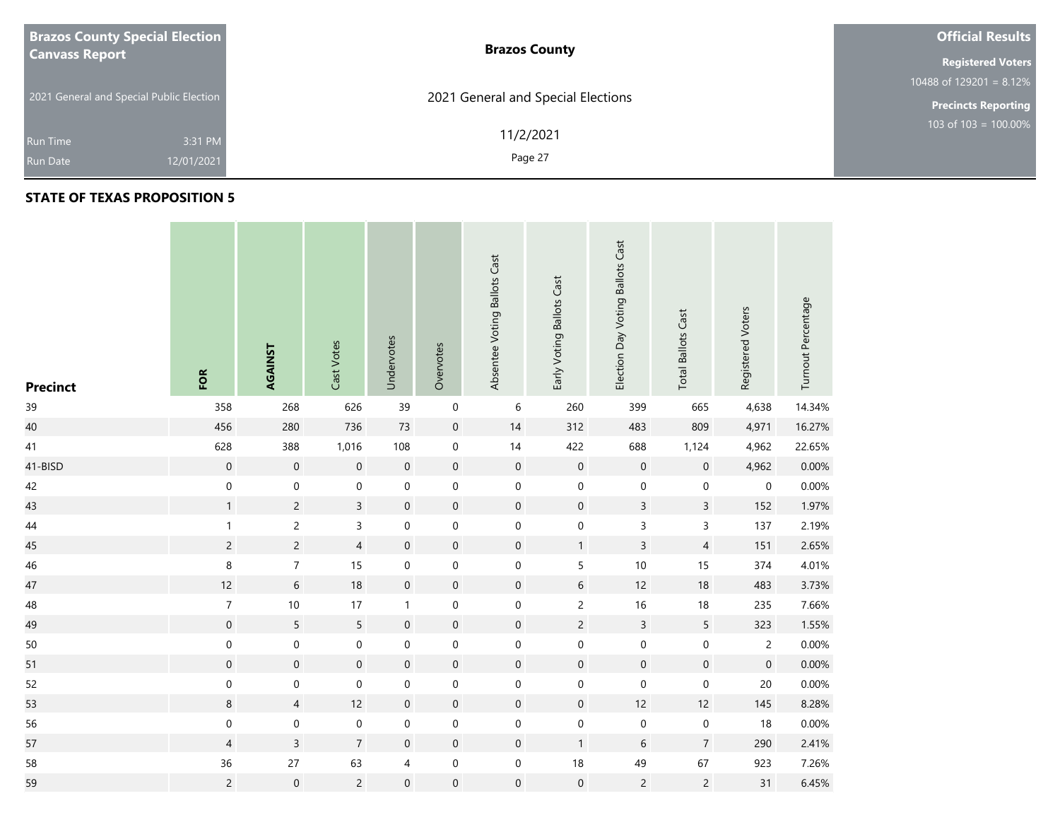**Brazos County Special Election Canvass Report**

2021 General and Special Public Election

Run Time 3:31 PM
Run Date 12/01/2021

**Brazos County**

2021 General and Special Elections

11/2/2021

**Official Results**

**Registered Voters**
10488 of 129201 = 8.12%

**Precincts Reporting**
103 of 103 = 100.00%

## STATE OF TEXAS PROPOSITION 5

| Precinct | FOR | AGAINST | Cast Votes | Undervotes | Overvotes | Absentee Voting Ballots Cast | Early Voting Ballots Cast | Election Day Voting Ballots Cast | Total Ballots Cast | Registered Voters | Turnout Percentage |
|---|---|---|---|---|---|---|---|---|---|---|---|
| 39 | 358 | 268 | 626 | 39 | 0 | 6 | 260 | 399 | 665 | 4,638 | 14.34% |
| 40 | 456 | 280 | 736 | 73 | 0 | 14 | 312 | 483 | 809 | 4,971 | 16.27% |
| 41 | 628 | 388 | 1,016 | 108 | 0 | 14 | 422 | 688 | 1,124 | 4,962 | 22.65% |
| 41-BISD | 0 | 0 | 0 | 0 | 0 | 0 | 0 | 0 | 0 | 4,962 | 0.00% |
| 42 | 0 | 0 | 0 | 0 | 0 | 0 | 0 | 0 | 0 | 0 | 0.00% |
| 43 | 1 | 2 | 3 | 0 | 0 | 0 | 0 | 3 | 3 | 152 | 1.97% |
| 44 | 1 | 2 | 3 | 0 | 0 | 0 | 0 | 3 | 3 | 137 | 2.19% |
| 45 | 2 | 2 | 4 | 0 | 0 | 0 | 1 | 3 | 4 | 151 | 2.65% |
| 46 | 8 | 7 | 15 | 0 | 0 | 0 | 5 | 10 | 15 | 374 | 4.01% |
| 47 | 12 | 6 | 18 | 0 | 0 | 0 | 6 | 12 | 18 | 483 | 3.73% |
| 48 | 7 | 10 | 17 | 1 | 0 | 0 | 2 | 16 | 18 | 235 | 7.66% |
| 49 | 0 | 5 | 5 | 0 | 0 | 0 | 2 | 3 | 5 | 323 | 1.55% |
| 50 | 0 | 0 | 0 | 0 | 0 | 0 | 0 | 0 | 0 | 2 | 0.00% |
| 51 | 0 | 0 | 0 | 0 | 0 | 0 | 0 | 0 | 0 | 0 | 0.00% |
| 52 | 0 | 0 | 0 | 0 | 0 | 0 | 0 | 0 | 0 | 20 | 0.00% |
| 53 | 8 | 4 | 12 | 0 | 0 | 0 | 0 | 12 | 12 | 145 | 8.28% |
| 56 | 0 | 0 | 0 | 0 | 0 | 0 | 0 | 0 | 0 | 18 | 0.00% |
| 57 | 4 | 3 | 7 | 0 | 0 | 0 | 1 | 6 | 7 | 290 | 2.41% |
| 58 | 36 | 27 | 63 | 4 | 0 | 0 | 18 | 49 | 67 | 923 | 7.26% |
| 59 | 2 | 0 | 2 | 0 | 0 | 0 | 0 | 2 | 2 | 31 | 6.45% |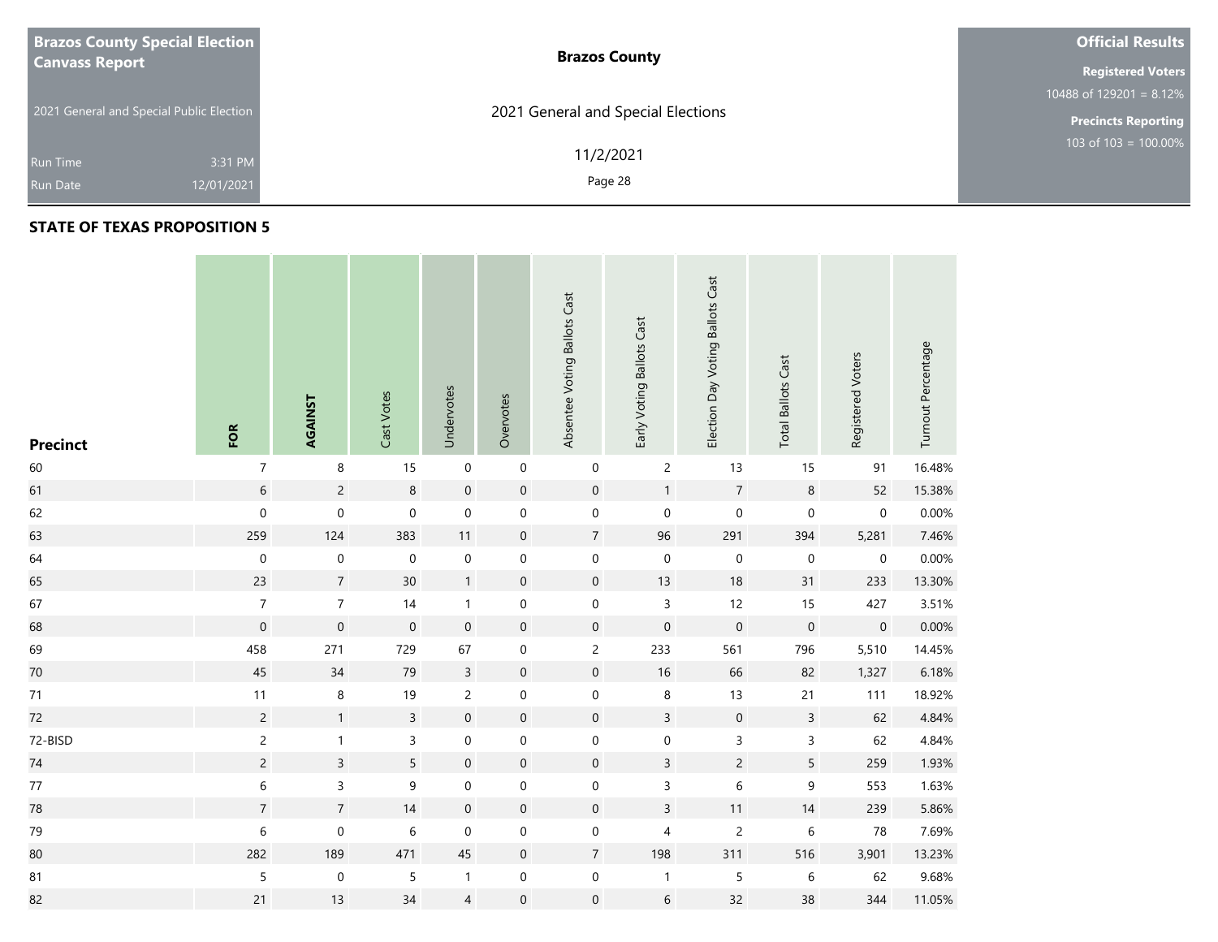**Brazos County Special Election Canvass Report**

2021 General and Special Public Election

Run Time 3:31 PM

Run Date 12/01/2021

**Brazos County**

2021 General and Special Elections

11/2/2021

**Official Results**

**Registered Voters**

10488 of 129201 = 8.12%

**Precincts Reporting**

103 of 103 = 100.00%

## STATE OF TEXAS PROPOSITION 5

| Precinct | FOR | AGAINST | Cast Votes | Undervotes | Overvotes | Absentee Voting Ballots Cast | Early Voting Ballots Cast | Election Day Voting Ballots Cast | Total Ballots Cast | Registered Voters | Turnout Percentage |
|---|---|---|---|---|---|---|---|---|---|---|---|
| 60 | 7 | 8 | 15 | 0 | 0 | 0 | 2 | 13 | 15 | 91 | 16.48% |
| 61 | 6 | 2 | 8 | 0 | 0 | 0 | 1 | 7 | 8 | 52 | 15.38% |
| 62 | 0 | 0 | 0 | 0 | 0 | 0 | 0 | 0 | 0 | 0 | 0.00% |
| 63 | 259 | 124 | 383 | 11 | 0 | 7 | 96 | 291 | 394 | 5,281 | 7.46% |
| 64 | 0 | 0 | 0 | 0 | 0 | 0 | 0 | 0 | 0 | 0 | 0.00% |
| 65 | 23 | 7 | 30 | 1 | 0 | 0 | 13 | 18 | 31 | 233 | 13.30% |
| 67 | 7 | 7 | 14 | 1 | 0 | 0 | 3 | 12 | 15 | 427 | 3.51% |
| 68 | 0 | 0 | 0 | 0 | 0 | 0 | 0 | 0 | 0 | 0 | 0.00% |
| 69 | 458 | 271 | 729 | 67 | 0 | 2 | 233 | 561 | 796 | 5,510 | 14.45% |
| 70 | 45 | 34 | 79 | 3 | 0 | 0 | 16 | 66 | 82 | 1,327 | 6.18% |
| 71 | 11 | 8 | 19 | 2 | 0 | 0 | 8 | 13 | 21 | 111 | 18.92% |
| 72 | 2 | 1 | 3 | 0 | 0 | 0 | 3 | 0 | 3 | 62 | 4.84% |
| 72-BISD | 2 | 1 | 3 | 0 | 0 | 0 | 0 | 3 | 3 | 62 | 4.84% |
| 74 | 2 | 3 | 5 | 0 | 0 | 0 | 3 | 2 | 5 | 259 | 1.93% |
| 77 | 6 | 3 | 9 | 0 | 0 | 0 | 3 | 6 | 9 | 553 | 1.63% |
| 78 | 7 | 7 | 14 | 0 | 0 | 0 | 3 | 11 | 14 | 239 | 5.86% |
| 79 | 6 | 0 | 6 | 0 | 0 | 0 | 4 | 2 | 6 | 78 | 7.69% |
| 80 | 282 | 189 | 471 | 45 | 0 | 7 | 198 | 311 | 516 | 3,901 | 13.23% |
| 81 | 5 | 0 | 5 | 1 | 0 | 0 | 1 | 5 | 6 | 62 | 9.68% |
| 82 | 21 | 13 | 34 | 4 | 0 | 0 | 6 | 32 | 38 | 344 | 11.05% |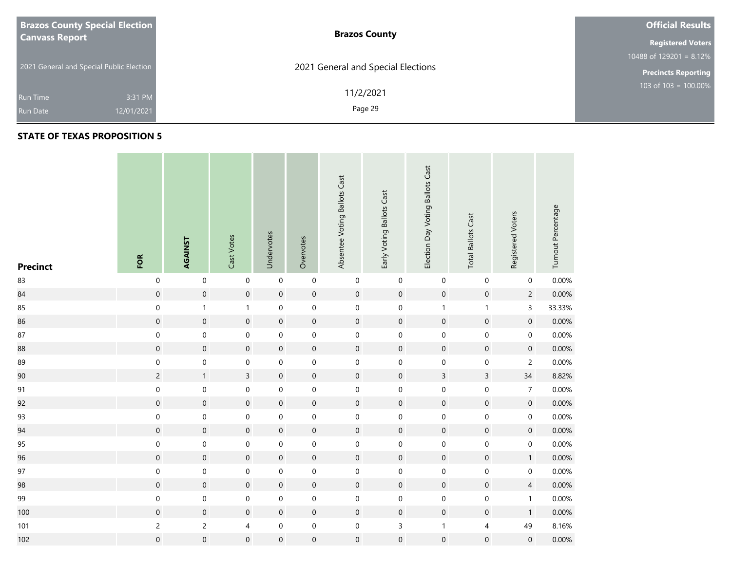**Brazos County Special Election Canvass Report**

2021 General and Special Public Election

Run Time 3:31 PM

Run Date 12/01/2021

**Brazos County**

2021 General and Special Elections

11/2/2021

**Official Results**

**Registered Voters**

10488 of 129201 = 8.12%

**Precincts Reporting**

103 of 103 = 100.00%

## STATE OF TEXAS PROPOSITION 5

| Precinct | FOR | AGAINST | Cast Votes | Undervotes | Overvotes | Absentee Voting Ballots Cast | Early Voting Ballots Cast | Election Day Voting Ballots Cast | Total Ballots Cast | Registered Voters | Turnout Percentage |
|---|---|---|---|---|---|---|---|---|---|---|---|
| 83 | 0 | 0 | 0 | 0 | 0 | 0 | 0 | 0 | 0 | 0 | 0.00% |
| 84 | 0 | 0 | 0 | 0 | 0 | 0 | 0 | 0 | 0 | 2 | 0.00% |
| 85 | 0 | 1 | 1 | 0 | 0 | 0 | 0 | 1 | 1 | 3 | 33.33% |
| 86 | 0 | 0 | 0 | 0 | 0 | 0 | 0 | 0 | 0 | 0 | 0.00% |
| 87 | 0 | 0 | 0 | 0 | 0 | 0 | 0 | 0 | 0 | 0 | 0.00% |
| 88 | 0 | 0 | 0 | 0 | 0 | 0 | 0 | 0 | 0 | 0 | 0.00% |
| 89 | 0 | 0 | 0 | 0 | 0 | 0 | 0 | 0 | 0 | 2 | 0.00% |
| 90 | 2 | 1 | 3 | 0 | 0 | 0 | 0 | 3 | 3 | 34 | 8.82% |
| 91 | 0 | 0 | 0 | 0 | 0 | 0 | 0 | 0 | 0 | 7 | 0.00% |
| 92 | 0 | 0 | 0 | 0 | 0 | 0 | 0 | 0 | 0 | 0 | 0.00% |
| 93 | 0 | 0 | 0 | 0 | 0 | 0 | 0 | 0 | 0 | 0 | 0.00% |
| 94 | 0 | 0 | 0 | 0 | 0 | 0 | 0 | 0 | 0 | 0 | 0.00% |
| 95 | 0 | 0 | 0 | 0 | 0 | 0 | 0 | 0 | 0 | 0 | 0.00% |
| 96 | 0 | 0 | 0 | 0 | 0 | 0 | 0 | 0 | 0 | 1 | 0.00% |
| 97 | 0 | 0 | 0 | 0 | 0 | 0 | 0 | 0 | 0 | 0 | 0.00% |
| 98 | 0 | 0 | 0 | 0 | 0 | 0 | 0 | 0 | 0 | 4 | 0.00% |
| 99 | 0 | 0 | 0 | 0 | 0 | 0 | 0 | 0 | 0 | 1 | 0.00% |
| 100 | 0 | 0 | 0 | 0 | 0 | 0 | 0 | 0 | 0 | 1 | 0.00% |
| 101 | 2 | 2 | 4 | 0 | 0 | 0 | 3 | 1 | 4 | 49 | 8.16% |
| 102 | 0 | 0 | 0 | 0 | 0 | 0 | 0 | 0 | 0 | 0 | 0.00% |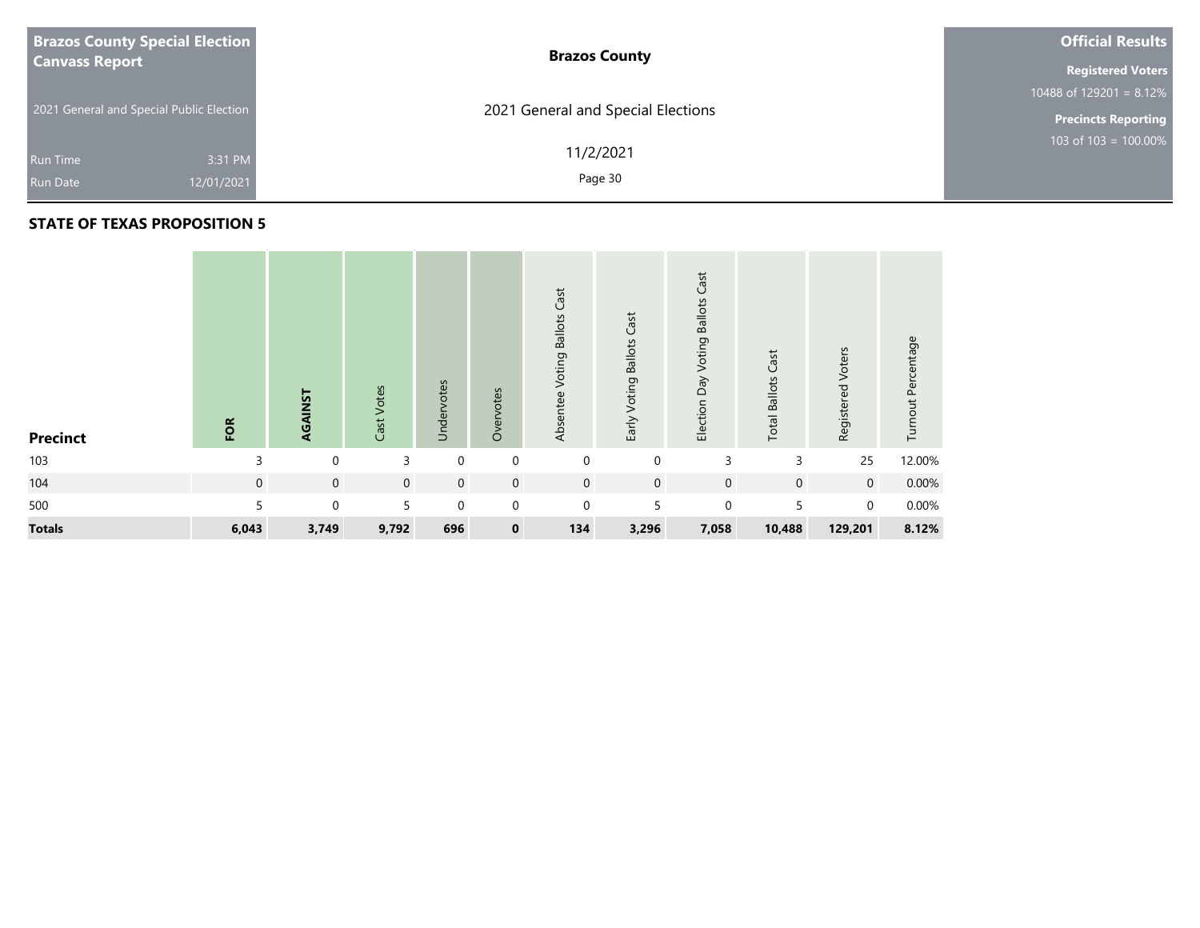**Brazos County Special Election Canvass Report**

2021 General and Special Public Election

Run Time 3:31 PM
Run Date 12/01/2021

**Brazos County**

2021 General and Special Elections

11/2/2021

**Official Results**

**Registered Voters**
10488 of 129201 = 8.12%

**Precincts Reporting**
103 of 103 = 100.00%

## STATE OF TEXAS PROPOSITION 5

| Precinct | FOR | AGAINST | Cast Votes | Undervotes | Overvotes | Absentee Voting Ballots Cast | Early Voting Ballots Cast | Election Day Voting Ballots Cast | Total Ballots Cast | Registered Voters | Turnout Percentage |
|---|---|---|---|---|---|---|---|---|---|---|---|
| 103 | 3 | 0 | 3 | 0 | 0 | 0 | 0 | 3 | 3 | 25 | 12.00% |
| 104 | 0 | 0 | 0 | 0 | 0 | 0 | 0 | 0 | 0 | 0 | 0.00% |
| 500 | 5 | 0 | 5 | 0 | 0 | 0 | 5 | 0 | 5 | 0 | 0.00% |
| **Totals** | **6,043** | **3,749** | **9,792** | **696** | **0** | **134** | **3,296** | **7,058** | **10,488** | **129,201** | **8.12%** |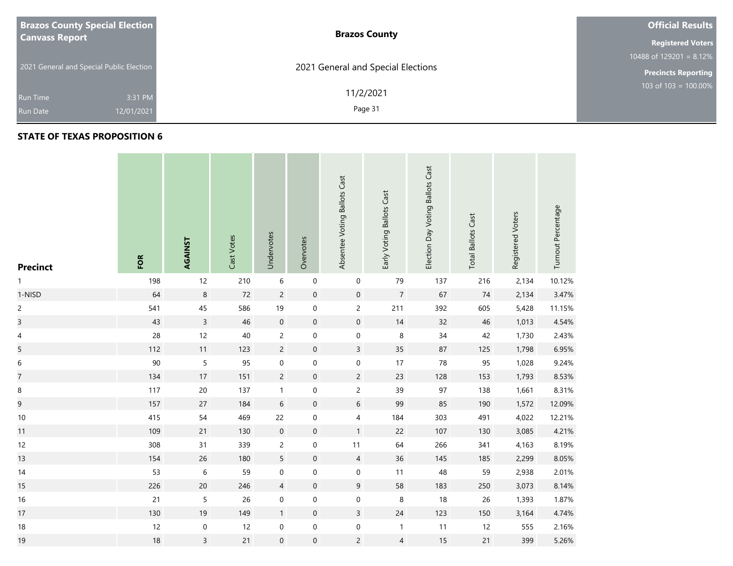**Brazos County Special Election Canvass Report**

2021 General and Special Public Election

Run Time 3:31 PM

Run Date 12/01/2021

**Brazos County**

2021 General and Special Elections

11/2/2021

**Official Results**

**Registered Voters**

10488 of 129201 = 8.12%

**Precincts Reporting**

103 of 103 = 100.00%

## STATE OF TEXAS PROPOSITION 6

| Precinct | FOR | AGAINST | Cast Votes | Undervotes | Overvotes | Absentee Voting Ballots Cast | Early Voting Ballots Cast | Election Day Voting Ballots Cast | Total Ballots Cast | Registered Voters | Turnout Percentage |
|---|---|---|---|---|---|---|---|---|---|---|---|
| 1 | 198 | 12 | 210 | 6 | 0 | 0 | 79 | 137 | 216 | 2,134 | 10.12% |
| 1-NISD | 64 | 8 | 72 | 2 | 0 | 0 | 7 | 67 | 74 | 2,134 | 3.47% |
| 2 | 541 | 45 | 586 | 19 | 0 | 2 | 211 | 392 | 605 | 5,428 | 11.15% |
| 3 | 43 | 3 | 46 | 0 | 0 | 0 | 14 | 32 | 46 | 1,013 | 4.54% |
| 4 | 28 | 12 | 40 | 2 | 0 | 0 | 8 | 34 | 42 | 1,730 | 2.43% |
| 5 | 112 | 11 | 123 | 2 | 0 | 3 | 35 | 87 | 125 | 1,798 | 6.95% |
| 6 | 90 | 5 | 95 | 0 | 0 | 0 | 17 | 78 | 95 | 1,028 | 9.24% |
| 7 | 134 | 17 | 151 | 2 | 0 | 2 | 23 | 128 | 153 | 1,793 | 8.53% |
| 8 | 117 | 20 | 137 | 1 | 0 | 2 | 39 | 97 | 138 | 1,661 | 8.31% |
| 9 | 157 | 27 | 184 | 6 | 0 | 6 | 99 | 85 | 190 | 1,572 | 12.09% |
| 10 | 415 | 54 | 469 | 22 | 0 | 4 | 184 | 303 | 491 | 4,022 | 12.21% |
| 11 | 109 | 21 | 130 | 0 | 0 | 1 | 22 | 107 | 130 | 3,085 | 4.21% |
| 12 | 308 | 31 | 339 | 2 | 0 | 11 | 64 | 266 | 341 | 4,163 | 8.19% |
| 13 | 154 | 26 | 180 | 5 | 0 | 4 | 36 | 145 | 185 | 2,299 | 8.05% |
| 14 | 53 | 6 | 59 | 0 | 0 | 0 | 11 | 48 | 59 | 2,938 | 2.01% |
| 15 | 226 | 20 | 246 | 4 | 0 | 9 | 58 | 183 | 250 | 3,073 | 8.14% |
| 16 | 21 | 5 | 26 | 0 | 0 | 0 | 8 | 18 | 26 | 1,393 | 1.87% |
| 17 | 130 | 19 | 149 | 1 | 0 | 3 | 24 | 123 | 150 | 3,164 | 4.74% |
| 18 | 12 | 0 | 12 | 0 | 0 | 0 | 1 | 11 | 12 | 555 | 2.16% |
| 19 | 18 | 3 | 21 | 0 | 0 | 2 | 4 | 15 | 21 | 399 | 5.26% |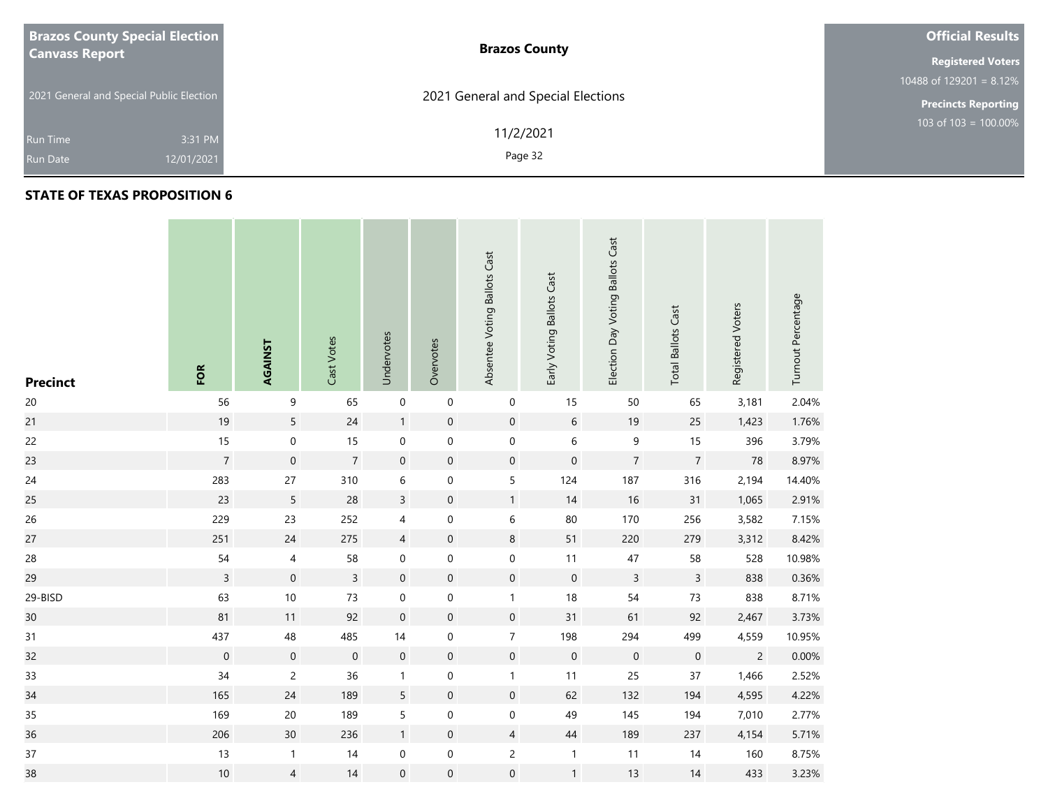**Brazos County Special Election Canvass Report**

2021 General and Special Public Election

Run Time 3:31 PM

Run Date 12/01/2021

**Brazos County**

2021 General and Special Elections

11/2/2021

**Official Results**

**Registered Voters**

10488 of 129201 = 8.12%

**Precincts Reporting**

103 of 103 = 100.00%

## STATE OF TEXAS PROPOSITION 6

| Precinct | FOR | AGAINST | Cast Votes | Undervotes | Overvotes | Absentee Voting Ballots Cast | Early Voting Ballots Cast | Election Day Voting Ballots Cast | Total Ballots Cast | Registered Voters | Turnout Percentage |
|---|---|---|---|---|---|---|---|---|---|---|---|
| 20 | 56 | 9 | 65 | 0 | 0 | 0 | 15 | 50 | 65 | 3,181 | 2.04% |
| 21 | 19 | 5 | 24 | 1 | 0 | 0 | 6 | 19 | 25 | 1,423 | 1.76% |
| 22 | 15 | 0 | 15 | 0 | 0 | 0 | 6 | 9 | 15 | 396 | 3.79% |
| 23 | 7 | 0 | 7 | 0 | 0 | 0 | 0 | 7 | 7 | 78 | 8.97% |
| 24 | 283 | 27 | 310 | 6 | 0 | 5 | 124 | 187 | 316 | 2,194 | 14.40% |
| 25 | 23 | 5 | 28 | 3 | 0 | 1 | 14 | 16 | 31 | 1,065 | 2.91% |
| 26 | 229 | 23 | 252 | 4 | 0 | 6 | 80 | 170 | 256 | 3,582 | 7.15% |
| 27 | 251 | 24 | 275 | 4 | 0 | 8 | 51 | 220 | 279 | 3,312 | 8.42% |
| 28 | 54 | 4 | 58 | 0 | 0 | 0 | 11 | 47 | 58 | 528 | 10.98% |
| 29 | 3 | 0 | 3 | 0 | 0 | 0 | 0 | 3 | 3 | 838 | 0.36% |
| 29-BISD | 63 | 10 | 73 | 0 | 0 | 1 | 18 | 54 | 73 | 838 | 8.71% |
| 30 | 81 | 11 | 92 | 0 | 0 | 0 | 31 | 61 | 92 | 2,467 | 3.73% |
| 31 | 437 | 48 | 485 | 14 | 0 | 7 | 198 | 294 | 499 | 4,559 | 10.95% |
| 32 | 0 | 0 | 0 | 0 | 0 | 0 | 0 | 0 | 0 | 2 | 0.00% |
| 33 | 34 | 2 | 36 | 1 | 0 | 1 | 11 | 25 | 37 | 1,466 | 2.52% |
| 34 | 165 | 24 | 189 | 5 | 0 | 0 | 62 | 132 | 194 | 4,595 | 4.22% |
| 35 | 169 | 20 | 189 | 5 | 0 | 0 | 49 | 145 | 194 | 7,010 | 2.77% |
| 36 | 206 | 30 | 236 | 1 | 0 | 4 | 44 | 189 | 237 | 4,154 | 5.71% |
| 37 | 13 | 1 | 14 | 0 | 0 | 2 | 1 | 11 | 14 | 160 | 8.75% |
| 38 | 10 | 4 | 14 | 0 | 0 | 0 | 1 | 13 | 14 | 433 | 3.23% |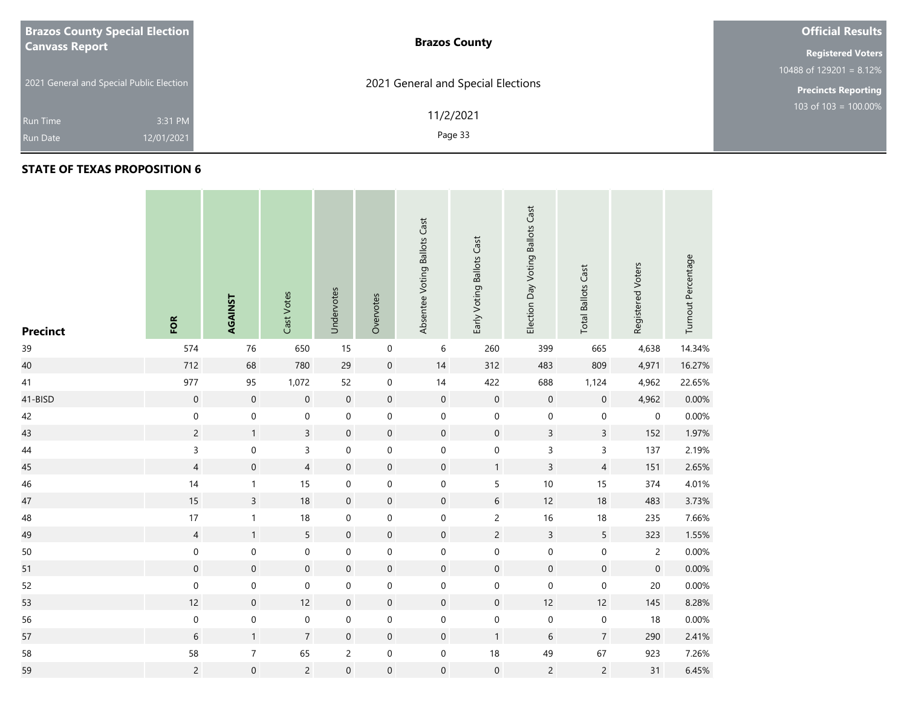**Brazos County Special Election Canvass Report**

2021 General and Special Public Election

Run Time 3:31 PM

Run Date 12/01/2021

**Brazos County**

2021 General and Special Elections

11/2/2021

**Official Results**

**Registered Voters**

10488 of 129201 = 8.12%

**Precincts Reporting**

103 of 103 = 100.00%

## STATE OF TEXAS PROPOSITION 6

| Precinct | FOR | AGAINST | Cast Votes | Undervotes | Overvotes | Absentee Voting Ballots Cast | Early Voting Ballots Cast | Election Day Voting Ballots Cast | Total Ballots Cast | Registered Voters | Turnout Percentage |
|---|---|---|---|---|---|---|---|---|---|---|---|
| 39 | 574 | 76 | 650 | 15 | 0 | 6 | 260 | 399 | 665 | 4,638 | 14.34% |
| 40 | 712 | 68 | 780 | 29 | 0 | 14 | 312 | 483 | 809 | 4,971 | 16.27% |
| 41 | 977 | 95 | 1,072 | 52 | 0 | 14 | 422 | 688 | 1,124 | 4,962 | 22.65% |
| 41-BISD | 0 | 0 | 0 | 0 | 0 | 0 | 0 | 0 | 0 | 4,962 | 0.00% |
| 42 | 0 | 0 | 0 | 0 | 0 | 0 | 0 | 0 | 0 | 0 | 0.00% |
| 43 | 2 | 1 | 3 | 0 | 0 | 0 | 0 | 3 | 3 | 152 | 1.97% |
| 44 | 3 | 0 | 3 | 0 | 0 | 0 | 0 | 3 | 3 | 137 | 2.19% |
| 45 | 4 | 0 | 4 | 0 | 0 | 0 | 1 | 3 | 4 | 151 | 2.65% |
| 46 | 14 | 1 | 15 | 0 | 0 | 0 | 5 | 10 | 15 | 374 | 4.01% |
| 47 | 15 | 3 | 18 | 0 | 0 | 0 | 6 | 12 | 18 | 483 | 3.73% |
| 48 | 17 | 1 | 18 | 0 | 0 | 0 | 2 | 16 | 18 | 235 | 7.66% |
| 49 | 4 | 1 | 5 | 0 | 0 | 0 | 2 | 3 | 5 | 323 | 1.55% |
| 50 | 0 | 0 | 0 | 0 | 0 | 0 | 0 | 0 | 0 | 2 | 0.00% |
| 51 | 0 | 0 | 0 | 0 | 0 | 0 | 0 | 0 | 0 | 0 | 0.00% |
| 52 | 0 | 0 | 0 | 0 | 0 | 0 | 0 | 0 | 0 | 20 | 0.00% |
| 53 | 12 | 0 | 12 | 0 | 0 | 0 | 0 | 12 | 12 | 145 | 8.28% |
| 56 | 0 | 0 | 0 | 0 | 0 | 0 | 0 | 0 | 0 | 18 | 0.00% |
| 57 | 6 | 1 | 7 | 0 | 0 | 0 | 1 | 6 | 7 | 290 | 2.41% |
| 58 | 58 | 7 | 65 | 2 | 0 | 0 | 18 | 49 | 67 | 923 | 7.26% |
| 59 | 2 | 0 | 2 | 0 | 0 | 0 | 0 | 2 | 2 | 31 | 6.45% |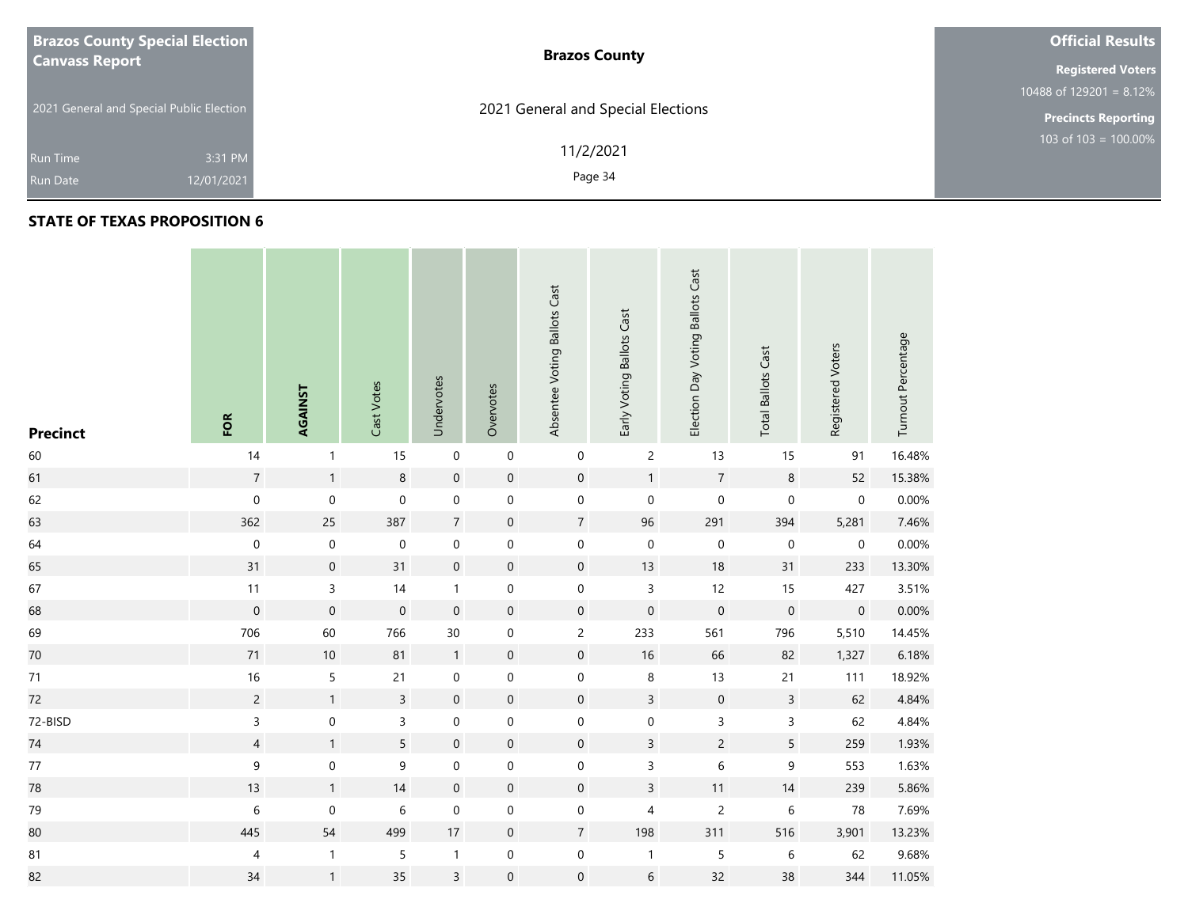**Brazos County Special Election Canvass Report**

2021 General and Special Public Election

Run Time 3:31 PM
Run Date 12/01/2021

**Brazos County**

2021 General and Special Elections

11/2/2021

**Official Results**

**Registered Voters**
10488 of 129201 = 8.12%

**Precincts Reporting**
103 of 103 = 100.00%

## STATE OF TEXAS PROPOSITION 6

| Precinct | FOR | AGAINST | Cast Votes | Undervotes | Overvotes | Absentee Voting Ballots Cast | Early Voting Ballots Cast | Election Day Voting Ballots Cast | Total Ballots Cast | Registered Voters | Turnout Percentage |
|---|---|---|---|---|---|---|---|---|---|---|---|
| 60 | 14 | 1 | 15 | 0 | 0 | 0 | 2 | 13 | 15 | 91 | 16.48% |
| 61 | 7 | 1 | 8 | 0 | 0 | 0 | 1 | 7 | 8 | 52 | 15.38% |
| 62 | 0 | 0 | 0 | 0 | 0 | 0 | 0 | 0 | 0 | 0 | 0.00% |
| 63 | 362 | 25 | 387 | 7 | 0 | 7 | 96 | 291 | 394 | 5,281 | 7.46% |
| 64 | 0 | 0 | 0 | 0 | 0 | 0 | 0 | 0 | 0 | 0 | 0.00% |
| 65 | 31 | 0 | 31 | 0 | 0 | 0 | 13 | 18 | 31 | 233 | 13.30% |
| 67 | 11 | 3 | 14 | 1 | 0 | 0 | 3 | 12 | 15 | 427 | 3.51% |
| 68 | 0 | 0 | 0 | 0 | 0 | 0 | 0 | 0 | 0 | 0 | 0.00% |
| 69 | 706 | 60 | 766 | 30 | 0 | 2 | 233 | 561 | 796 | 5,510 | 14.45% |
| 70 | 71 | 10 | 81 | 1 | 0 | 0 | 16 | 66 | 82 | 1,327 | 6.18% |
| 71 | 16 | 5 | 21 | 0 | 0 | 0 | 8 | 13 | 21 | 111 | 18.92% |
| 72 | 2 | 1 | 3 | 0 | 0 | 0 | 3 | 0 | 3 | 62 | 4.84% |
| 72-BISD | 3 | 0 | 3 | 0 | 0 | 0 | 0 | 3 | 3 | 62 | 4.84% |
| 74 | 4 | 1 | 5 | 0 | 0 | 0 | 3 | 2 | 5 | 259 | 1.93% |
| 77 | 9 | 0 | 9 | 0 | 0 | 0 | 3 | 6 | 9 | 553 | 1.63% |
| 78 | 13 | 1 | 14 | 0 | 0 | 0 | 3 | 11 | 14 | 239 | 5.86% |
| 79 | 6 | 0 | 6 | 0 | 0 | 0 | 4 | 2 | 6 | 78 | 7.69% |
| 80 | 445 | 54 | 499 | 17 | 0 | 7 | 198 | 311 | 516 | 3,901 | 13.23% |
| 81 | 4 | 1 | 5 | 1 | 0 | 0 | 1 | 5 | 6 | 62 | 9.68% |
| 82 | 34 | 1 | 35 | 3 | 0 | 0 | 6 | 32 | 38 | 344 | 11.05% |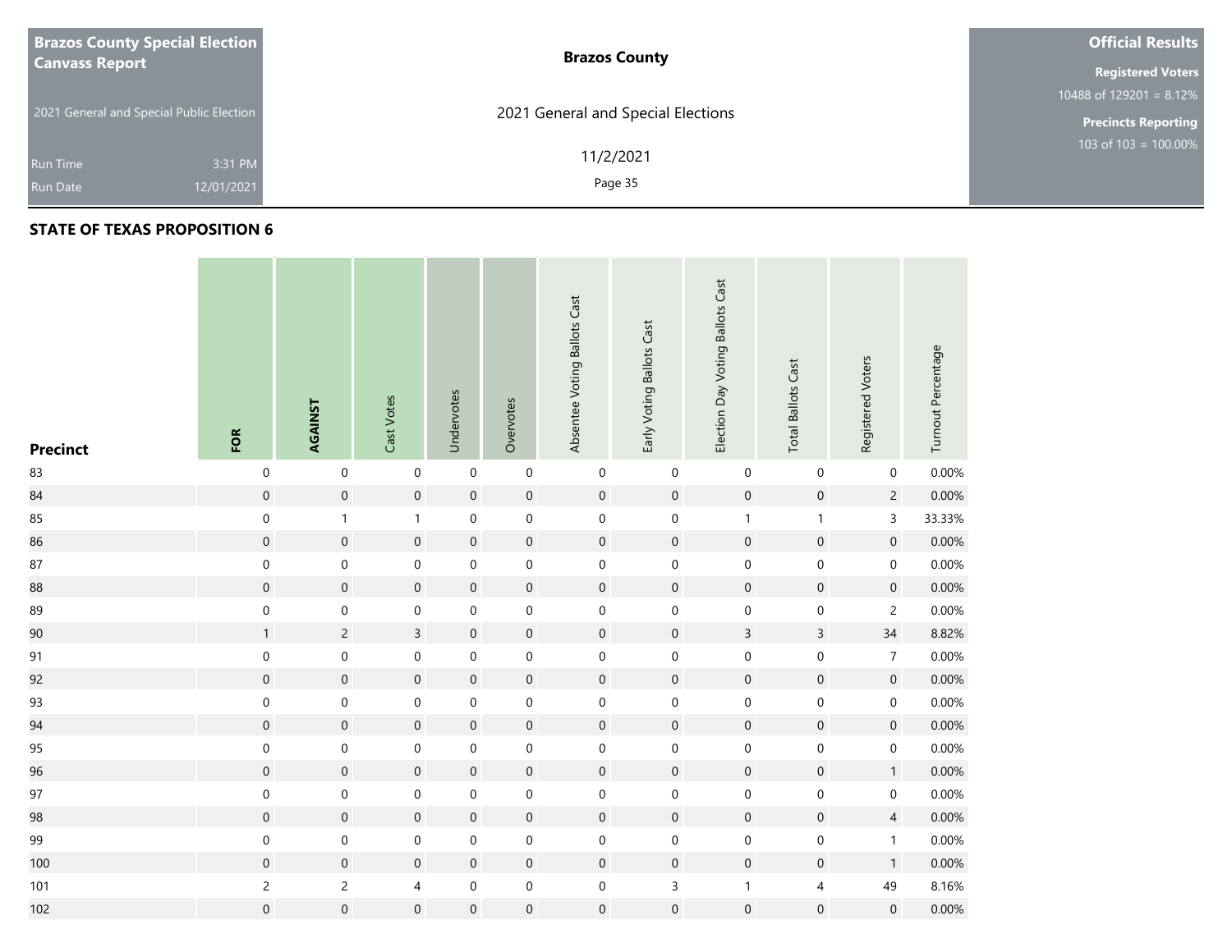**Brazos County Special Election Canvass Report**

2021 General and Special Public Election

Run Time 3:31 PM
Run Date 12/01/2021

**Brazos County**

2021 General and Special Elections

11/2/2021

**Official Results**

**Registered Voters**
10488 of 129201 = 8.12%

**Precincts Reporting**
103 of 103 = 100.00%

## STATE OF TEXAS PROPOSITION 6

| Precinct | FOR | AGAINST | Cast Votes | Undervotes | Overvotes | Absentee Voting Ballots Cast | Early Voting Ballots Cast | Election Day Voting Ballots Cast | Total Ballots Cast | Registered Voters | Turnout Percentage |
|---|---|---|---|---|---|---|---|---|---|---|---|
| 83 | 0 | 0 | 0 | 0 | 0 | 0 | 0 | 0 | 0 | 0 | 0.00% |
| 84 | 0 | 0 | 0 | 0 | 0 | 0 | 0 | 0 | 0 | 2 | 0.00% |
| 85 | 0 | 1 | 1 | 0 | 0 | 0 | 0 | 1 | 1 | 3 | 33.33% |
| 86 | 0 | 0 | 0 | 0 | 0 | 0 | 0 | 0 | 0 | 0 | 0.00% |
| 87 | 0 | 0 | 0 | 0 | 0 | 0 | 0 | 0 | 0 | 0 | 0.00% |
| 88 | 0 | 0 | 0 | 0 | 0 | 0 | 0 | 0 | 0 | 0 | 0.00% |
| 89 | 0 | 0 | 0 | 0 | 0 | 0 | 0 | 0 | 0 | 2 | 0.00% |
| 90 | 1 | 2 | 3 | 0 | 0 | 0 | 0 | 3 | 3 | 34 | 8.82% |
| 91 | 0 | 0 | 0 | 0 | 0 | 0 | 0 | 0 | 0 | 7 | 0.00% |
| 92 | 0 | 0 | 0 | 0 | 0 | 0 | 0 | 0 | 0 | 0 | 0.00% |
| 93 | 0 | 0 | 0 | 0 | 0 | 0 | 0 | 0 | 0 | 0 | 0.00% |
| 94 | 0 | 0 | 0 | 0 | 0 | 0 | 0 | 0 | 0 | 0 | 0.00% |
| 95 | 0 | 0 | 0 | 0 | 0 | 0 | 0 | 0 | 0 | 0 | 0.00% |
| 96 | 0 | 0 | 0 | 0 | 0 | 0 | 0 | 0 | 0 | 1 | 0.00% |
| 97 | 0 | 0 | 0 | 0 | 0 | 0 | 0 | 0 | 0 | 0 | 0.00% |
| 98 | 0 | 0 | 0 | 0 | 0 | 0 | 0 | 0 | 0 | 4 | 0.00% |
| 99 | 0 | 0 | 0 | 0 | 0 | 0 | 0 | 0 | 0 | 1 | 0.00% |
| 100 | 0 | 0 | 0 | 0 | 0 | 0 | 0 | 0 | 0 | 1 | 0.00% |
| 101 | 2 | 2 | 4 | 0 | 0 | 0 | 3 | 1 | 4 | 49 | 8.16% |
| 102 | 0 | 0 | 0 | 0 | 0 | 0 | 0 | 0 | 0 | 0 | 0.00% |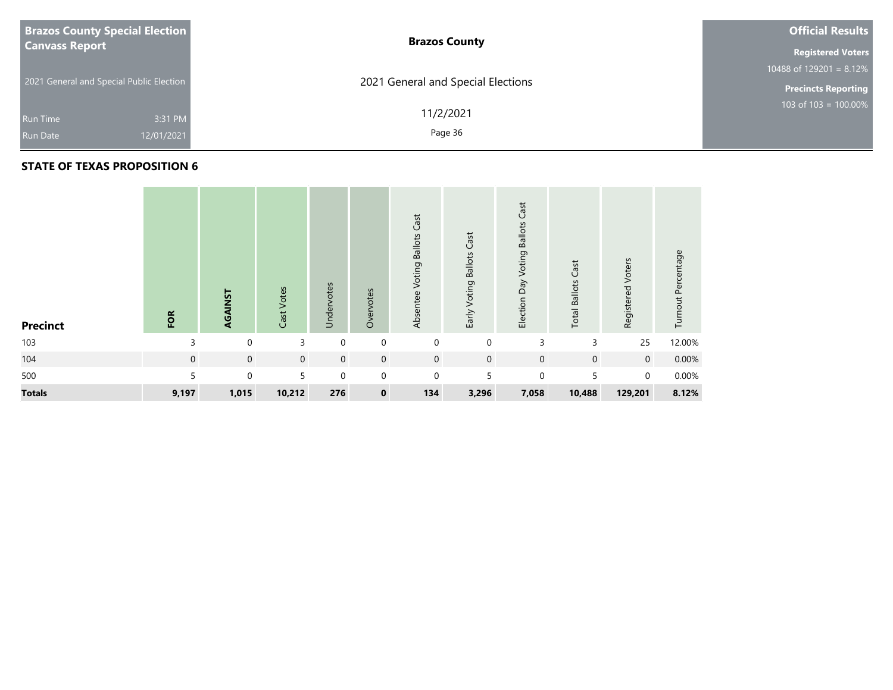| Brazos County Special Election Canvass Report | Brazos County | Official Results |
| --- | --- | --- |
| 2021 General and Special Public Election | 2021 General and Special Elections | Registered Voters 10488 of 129201 = 8.12% |
| Run Time 3:31 PM | 11/2/2021 | Precincts Reporting 103 of 103 = 100.00% |
| Run Date 12/01/2021 | | |

## STATE OF TEXAS PROPOSITION 6

| Precinct | FOR | AGAINST | Cast Votes | Undervotes | Overvotes | Absentee Voting Ballots Cast | Early Voting Ballots Cast | Election Day Voting Ballots Cast | Total Ballots Cast | Registered Voters | Turnout Percentage |
| --- | --- | --- | --- | --- | --- | --- | --- | --- | --- | --- | --- |
| 103 | 3 | 0 | 3 | 0 | 0 | 0 | 0 | 3 | 3 | 25 | 12.00% |
| 104 | 0 | 0 | 0 | 0 | 0 | 0 | 0 | 0 | 0 | 0 | 0.00% |
| 500 | 5 | 0 | 5 | 0 | 0 | 0 | 5 | 0 | 5 | 0 | 0.00% |
| **Totals** | **9,197** | **1,015** | **10,212** | **276** | **0** | **134** | **3,296** | **7,058** | **10,488** | **129,201** | **8.12%** |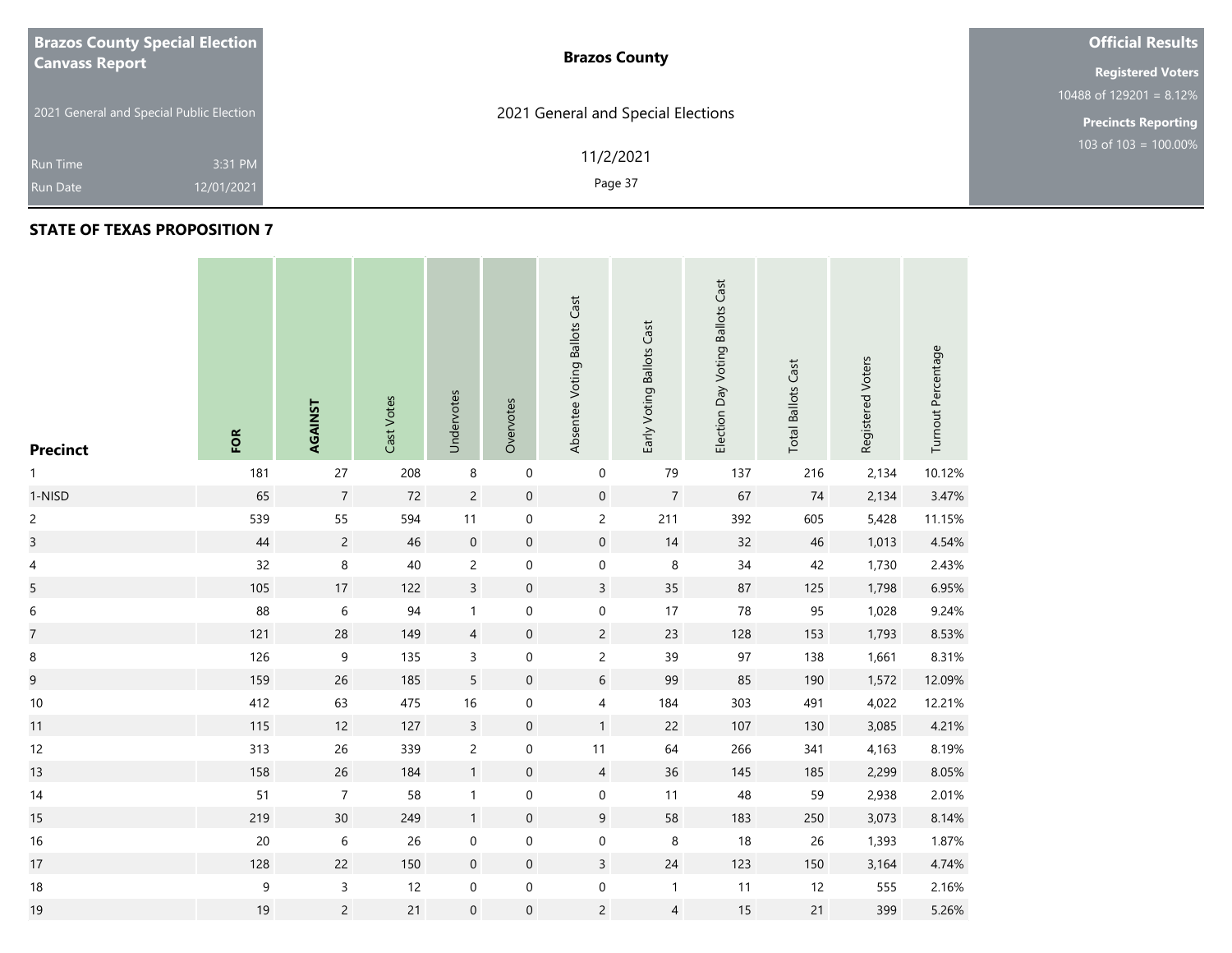**Brazos County Special Election Canvass Report**

2021 General and Special Public Election

Run Time 3:31 PM

Run Date 12/01/2021

**Brazos County**

2021 General and Special Elections

11/2/2021

**Official Results**

**Registered Voters**

10488 of 129201 = 8.12%

**Precincts Reporting**

103 of 103 = 100.00%

## STATE OF TEXAS PROPOSITION 7

| Precinct | FOR | AGAINST | Cast Votes | Undervotes | Overvotes | Absentee Voting Ballots Cast | Early Voting Ballots Cast | Election Day Voting Ballots Cast | Total Ballots Cast | Registered Voters | Turnout Percentage |
|---|---|---|---|---|---|---|---|---|---|---|---|
| 1 | 181 | 27 | 208 | 8 | 0 | 0 | 79 | 137 | 216 | 2,134 | 10.12% |
| 1-NISD | 65 | 7 | 72 | 2 | 0 | 0 | 7 | 67 | 74 | 2,134 | 3.47% |
| 2 | 539 | 55 | 594 | 11 | 0 | 2 | 211 | 392 | 605 | 5,428 | 11.15% |
| 3 | 44 | 2 | 46 | 0 | 0 | 0 | 14 | 32 | 46 | 1,013 | 4.54% |
| 4 | 32 | 8 | 40 | 2 | 0 | 0 | 8 | 34 | 42 | 1,730 | 2.43% |
| 5 | 105 | 17 | 122 | 3 | 0 | 3 | 35 | 87 | 125 | 1,798 | 6.95% |
| 6 | 88 | 6 | 94 | 1 | 0 | 0 | 17 | 78 | 95 | 1,028 | 9.24% |
| 7 | 121 | 28 | 149 | 4 | 0 | 2 | 23 | 128 | 153 | 1,793 | 8.53% |
| 8 | 126 | 9 | 135 | 3 | 0 | 2 | 39 | 97 | 138 | 1,661 | 8.31% |
| 9 | 159 | 26 | 185 | 5 | 0 | 6 | 99 | 85 | 190 | 1,572 | 12.09% |
| 10 | 412 | 63 | 475 | 16 | 0 | 4 | 184 | 303 | 491 | 4,022 | 12.21% |
| 11 | 115 | 12 | 127 | 3 | 0 | 1 | 22 | 107 | 130 | 3,085 | 4.21% |
| 12 | 313 | 26 | 339 | 2 | 0 | 11 | 64 | 266 | 341 | 4,163 | 8.19% |
| 13 | 158 | 26 | 184 | 1 | 0 | 4 | 36 | 145 | 185 | 2,299 | 8.05% |
| 14 | 51 | 7 | 58 | 1 | 0 | 0 | 11 | 48 | 59 | 2,938 | 2.01% |
| 15 | 219 | 30 | 249 | 1 | 0 | 9 | 58 | 183 | 250 | 3,073 | 8.14% |
| 16 | 20 | 6 | 26 | 0 | 0 | 0 | 8 | 18 | 26 | 1,393 | 1.87% |
| 17 | 128 | 22 | 150 | 0 | 0 | 3 | 24 | 123 | 150 | 3,164 | 4.74% |
| 18 | 9 | 3 | 12 | 0 | 0 | 0 | 1 | 11 | 12 | 555 | 2.16% |
| 19 | 19 | 2 | 21 | 0 | 0 | 2 | 4 | 15 | 21 | 399 | 5.26% |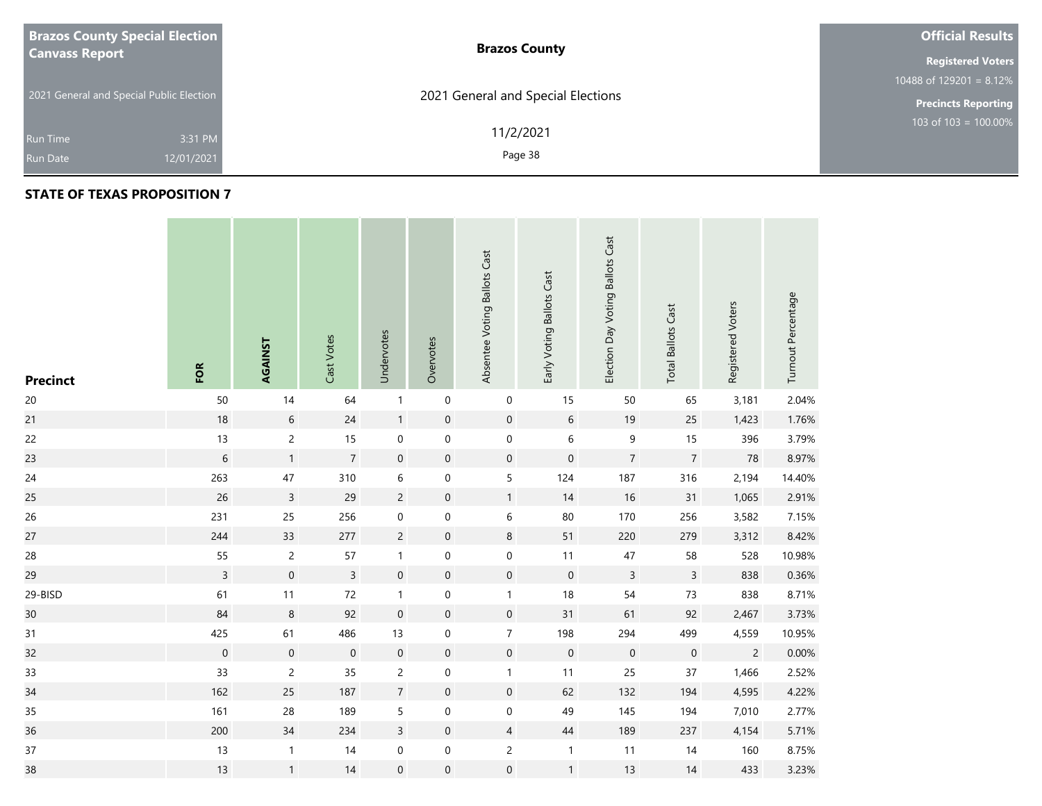**Brazos County Special Election Canvass Report**

2021 General and Special Public Election

Run Time 3:31 PM
Run Date 12/01/2021

**Brazos County**

2021 General and Special Elections

11/2/2021

**Official Results**

**Registered Voters**
10488 of 129201 = 8.12%

**Precincts Reporting**
103 of 103 = 100.00%

## STATE OF TEXAS PROPOSITION 7

| Precinct | FOR | AGAINST | Cast Votes | Undervotes | Overvotes | Absentee Voting Ballots Cast | Early Voting Ballots Cast | Election Day Voting Ballots Cast | Total Ballots Cast | Registered Voters | Turnout Percentage |
|---|---|---|---|---|---|---|---|---|---|---|---|
| 20 | 50 | 14 | 64 | 1 | 0 | 0 | 15 | 50 | 65 | 3,181 | 2.04% |
| 21 | 18 | 6 | 24 | 1 | 0 | 0 | 6 | 19 | 25 | 1,423 | 1.76% |
| 22 | 13 | 2 | 15 | 0 | 0 | 0 | 6 | 9 | 15 | 396 | 3.79% |
| 23 | 6 | 1 | 7 | 0 | 0 | 0 | 0 | 7 | 7 | 78 | 8.97% |
| 24 | 263 | 47 | 310 | 6 | 0 | 5 | 124 | 187 | 316 | 2,194 | 14.40% |
| 25 | 26 | 3 | 29 | 2 | 0 | 1 | 14 | 16 | 31 | 1,065 | 2.91% |
| 26 | 231 | 25 | 256 | 0 | 0 | 6 | 80 | 170 | 256 | 3,582 | 7.15% |
| 27 | 244 | 33 | 277 | 2 | 0 | 8 | 51 | 220 | 279 | 3,312 | 8.42% |
| 28 | 55 | 2 | 57 | 1 | 0 | 0 | 11 | 47 | 58 | 528 | 10.98% |
| 29 | 3 | 0 | 3 | 0 | 0 | 0 | 0 | 3 | 3 | 838 | 0.36% |
| 29-BISD | 61 | 11 | 72 | 1 | 0 | 1 | 18 | 54 | 73 | 838 | 8.71% |
| 30 | 84 | 8 | 92 | 0 | 0 | 0 | 31 | 61 | 92 | 2,467 | 3.73% |
| 31 | 425 | 61 | 486 | 13 | 0 | 7 | 198 | 294 | 499 | 4,559 | 10.95% |
| 32 | 0 | 0 | 0 | 0 | 0 | 0 | 0 | 0 | 0 | 2 | 0.00% |
| 33 | 33 | 2 | 35 | 2 | 0 | 1 | 11 | 25 | 37 | 1,466 | 2.52% |
| 34 | 162 | 25 | 187 | 7 | 0 | 0 | 62 | 132 | 194 | 4,595 | 4.22% |
| 35 | 161 | 28 | 189 | 5 | 0 | 0 | 49 | 145 | 194 | 7,010 | 2.77% |
| 36 | 200 | 34 | 234 | 3 | 0 | 4 | 44 | 189 | 237 | 4,154 | 5.71% |
| 37 | 13 | 1 | 14 | 0 | 0 | 2 | 1 | 11 | 14 | 160 | 8.75% |
| 38 | 13 | 1 | 14 | 0 | 0 | 0 | 1 | 13 | 14 | 433 | 3.23% |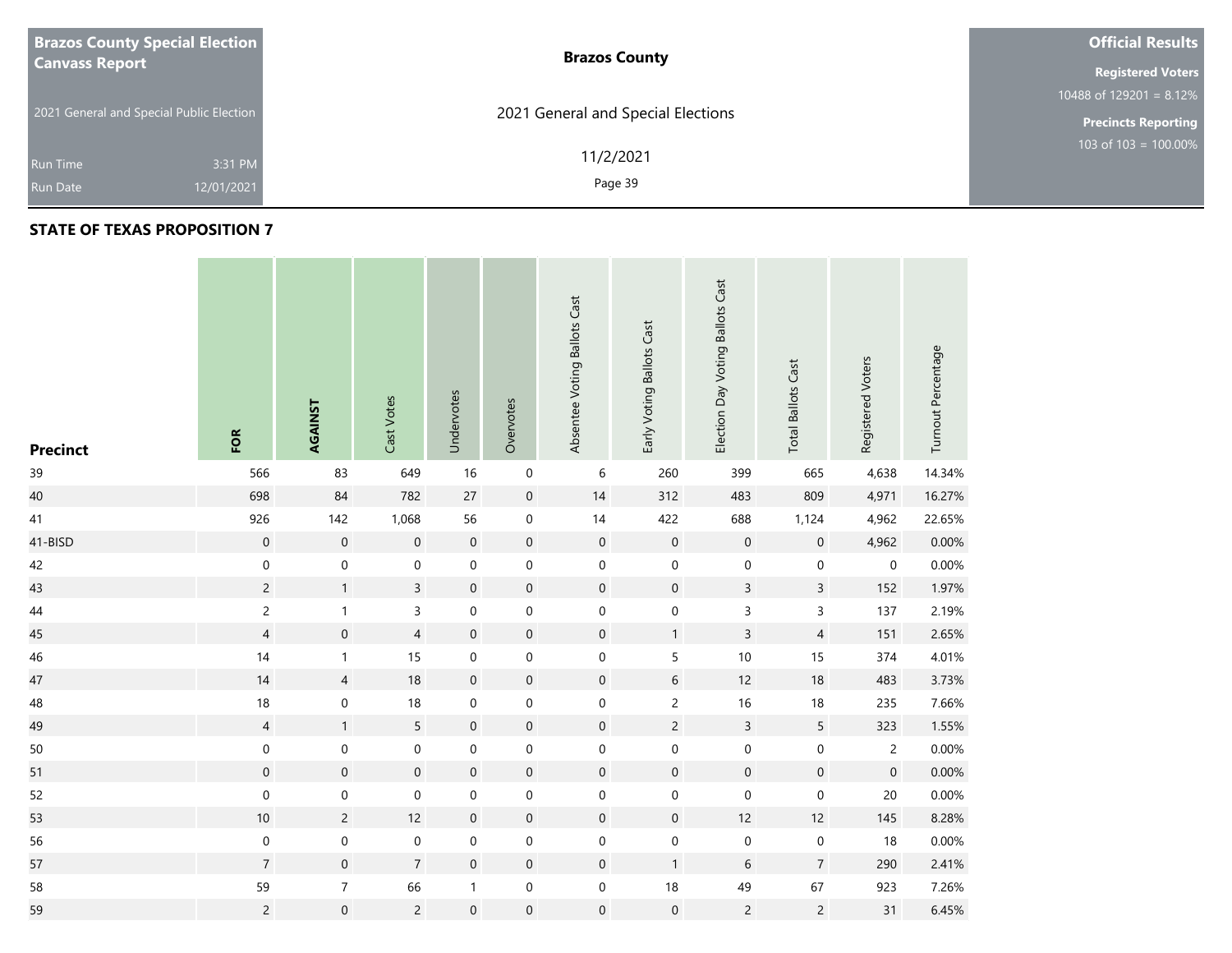**Brazos County Special Election Canvass Report**

2021 General and Special Public Election

Run Time 3:31 PM

Run Date 12/01/2021

**Brazos County**

2021 General and Special Elections

11/2/2021

**Official Results**

**Registered Voters**

10488 of 129201 = 8.12%

**Precincts Reporting**

103 of 103 = 100.00%

## STATE OF TEXAS PROPOSITION 7

| Precinct | FOR | AGAINST | Cast Votes | Undervotes | Overvotes | Absentee Voting Ballots Cast | Early Voting Ballots Cast | Election Day Voting Ballots Cast | Total Ballots Cast | Registered Voters | Turnout Percentage |
|---|---|---|---|---|---|---|---|---|---|---|---|
| 39 | 566 | 83 | 649 | 16 | 0 | 6 | 260 | 399 | 665 | 4,638 | 14.34% |
| 40 | 698 | 84 | 782 | 27 | 0 | 14 | 312 | 483 | 809 | 4,971 | 16.27% |
| 41 | 926 | 142 | 1,068 | 56 | 0 | 14 | 422 | 688 | 1,124 | 4,962 | 22.65% |
| 41-BISD | 0 | 0 | 0 | 0 | 0 | 0 | 0 | 0 | 0 | 4,962 | 0.00% |
| 42 | 0 | 0 | 0 | 0 | 0 | 0 | 0 | 0 | 0 | 0 | 0.00% |
| 43 | 2 | 1 | 3 | 0 | 0 | 0 | 0 | 3 | 3 | 152 | 1.97% |
| 44 | 2 | 1 | 3 | 0 | 0 | 0 | 0 | 3 | 3 | 137 | 2.19% |
| 45 | 4 | 0 | 4 | 0 | 0 | 0 | 1 | 3 | 4 | 151 | 2.65% |
| 46 | 14 | 1 | 15 | 0 | 0 | 0 | 5 | 10 | 15 | 374 | 4.01% |
| 47 | 14 | 4 | 18 | 0 | 0 | 0 | 6 | 12 | 18 | 483 | 3.73% |
| 48 | 18 | 0 | 18 | 0 | 0 | 0 | 2 | 16 | 18 | 235 | 7.66% |
| 49 | 4 | 1 | 5 | 0 | 0 | 0 | 2 | 3 | 5 | 323 | 1.55% |
| 50 | 0 | 0 | 0 | 0 | 0 | 0 | 0 | 0 | 0 | 2 | 0.00% |
| 51 | 0 | 0 | 0 | 0 | 0 | 0 | 0 | 0 | 0 | 0 | 0.00% |
| 52 | 0 | 0 | 0 | 0 | 0 | 0 | 0 | 0 | 0 | 20 | 0.00% |
| 53 | 10 | 2 | 12 | 0 | 0 | 0 | 0 | 12 | 12 | 145 | 8.28% |
| 56 | 0 | 0 | 0 | 0 | 0 | 0 | 0 | 0 | 0 | 18 | 0.00% |
| 57 | 7 | 0 | 7 | 0 | 0 | 0 | 1 | 6 | 7 | 290 | 2.41% |
| 58 | 59 | 7 | 66 | 1 | 0 | 0 | 18 | 49 | 67 | 923 | 7.26% |
| 59 | 2 | 0 | 2 | 0 | 0 | 0 | 0 | 2 | 2 | 31 | 6.45% |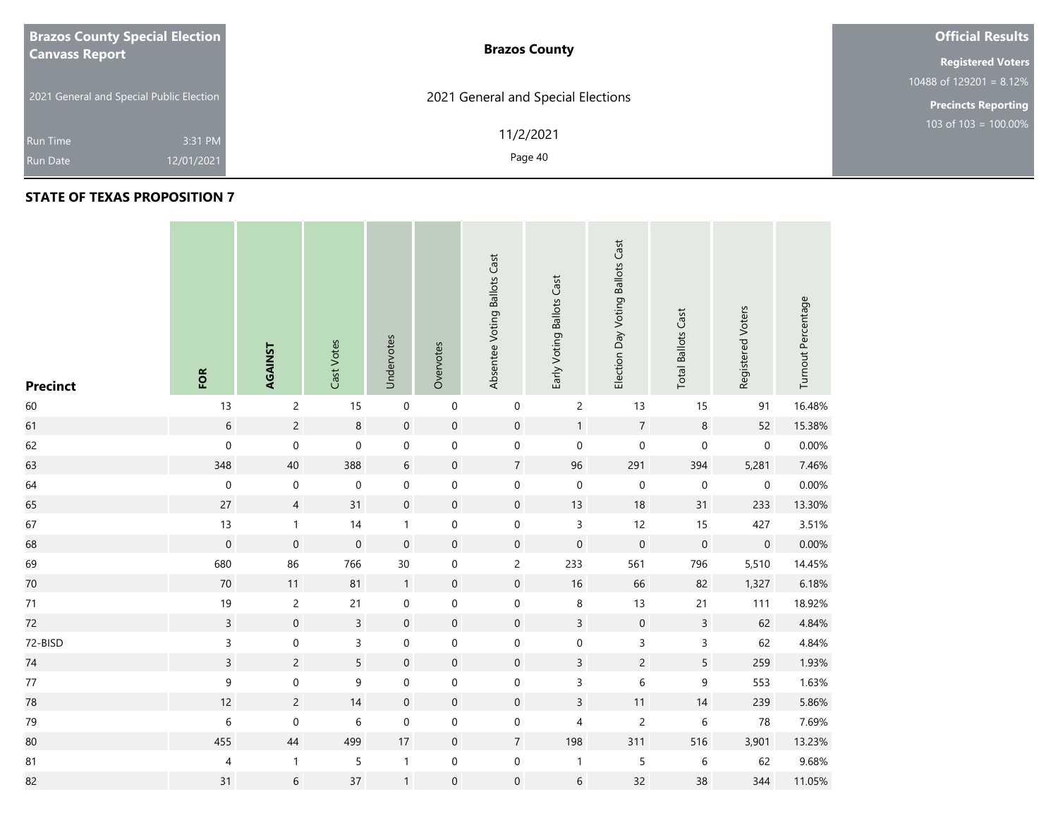**Brazos County Special Election Canvass Report**

2021 General and Special Public Election

Run Time 3:31 PM

Run Date 12/01/2021

**Brazos County**

2021 General and Special Elections

11/2/2021

**Official Results**

**Registered Voters**

10488 of 129201 = 8.12%

**Precincts Reporting**

103 of 103 = 100.00%

## STATE OF TEXAS PROPOSITION 7

| Precinct | FOR | AGAINST | Cast Votes | Undervotes | Overvotes | Absentee Voting Ballots Cast | Early Voting Ballots Cast | Election Day Voting Ballots Cast | Total Ballots Cast | Registered Voters | Turnout Percentage |
|---|---|---|---|---|---|---|---|---|---|---|---|
| 60 | 13 | 2 | 15 | 0 | 0 | 0 | 2 | 13 | 15 | 91 | 16.48% |
| 61 | 6 | 2 | 8 | 0 | 0 | 0 | 1 | 7 | 8 | 52 | 15.38% |
| 62 | 0 | 0 | 0 | 0 | 0 | 0 | 0 | 0 | 0 | 0 | 0.00% |
| 63 | 348 | 40 | 388 | 6 | 0 | 7 | 96 | 291 | 394 | 5,281 | 7.46% |
| 64 | 0 | 0 | 0 | 0 | 0 | 0 | 0 | 0 | 0 | 0 | 0.00% |
| 65 | 27 | 4 | 31 | 0 | 0 | 0 | 13 | 18 | 31 | 233 | 13.30% |
| 67 | 13 | 1 | 14 | 1 | 0 | 0 | 3 | 12 | 15 | 427 | 3.51% |
| 68 | 0 | 0 | 0 | 0 | 0 | 0 | 0 | 0 | 0 | 0 | 0.00% |
| 69 | 680 | 86 | 766 | 30 | 0 | 2 | 233 | 561 | 796 | 5,510 | 14.45% |
| 70 | 70 | 11 | 81 | 1 | 0 | 0 | 16 | 66 | 82 | 1,327 | 6.18% |
| 71 | 19 | 2 | 21 | 0 | 0 | 0 | 8 | 13 | 21 | 111 | 18.92% |
| 72 | 3 | 0 | 3 | 0 | 0 | 0 | 3 | 0 | 3 | 62 | 4.84% |
| 72-BISD | 3 | 0 | 3 | 0 | 0 | 0 | 0 | 3 | 3 | 62 | 4.84% |
| 74 | 3 | 2 | 5 | 0 | 0 | 0 | 3 | 2 | 5 | 259 | 1.93% |
| 77 | 9 | 0 | 9 | 0 | 0 | 0 | 3 | 6 | 9 | 553 | 1.63% |
| 78 | 12 | 2 | 14 | 0 | 0 | 0 | 3 | 11 | 14 | 239 | 5.86% |
| 79 | 6 | 0 | 6 | 0 | 0 | 0 | 4 | 2 | 6 | 78 | 7.69% |
| 80 | 455 | 44 | 499 | 17 | 0 | 7 | 198 | 311 | 516 | 3,901 | 13.23% |
| 81 | 4 | 1 | 5 | 1 | 0 | 0 | 1 | 5 | 6 | 62 | 9.68% |
| 82 | 31 | 6 | 37 | 1 | 0 | 0 | 6 | 32 | 38 | 344 | 11.05% |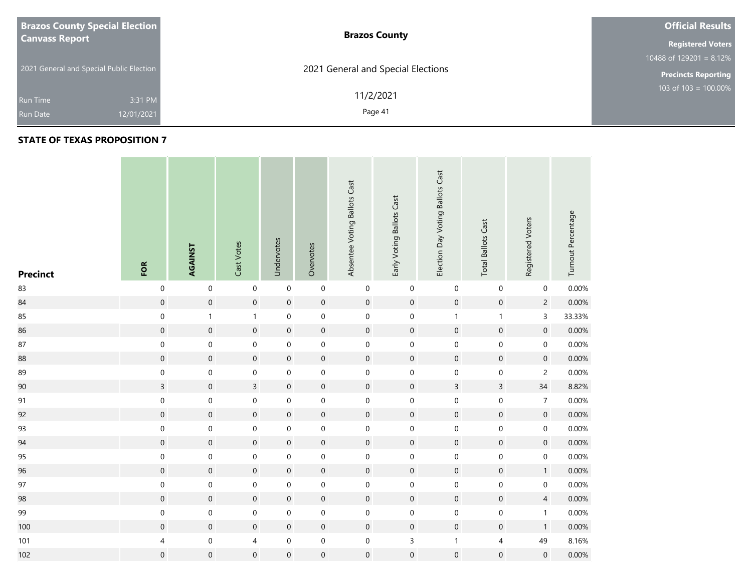**Brazos County Special Election Canvass Report**

2021 General and Special Public Election

Run Time 3:31 PM

Run Date 12/01/2021

**Brazos County**

2021 General and Special Elections

11/2/2021

**Official Results**

**Registered Voters**

10488 of 129201 = 8.12%

**Precincts Reporting**

103 of 103 = 100.00%

## STATE OF TEXAS PROPOSITION 7

| Precinct | FOR | AGAINST | Cast Votes | Undervotes | Overvotes | Absentee Voting Ballots Cast | Early Voting Ballots Cast | Election Day Voting Ballots Cast | Total Ballots Cast | Registered Voters | Turnout Percentage |
|---|---|---|---|---|---|---|---|---|---|---|---|
| 83 | 0 | 0 | 0 | 0 | 0 | 0 | 0 | 0 | 0 | 0 | 0.00% |
| 84 | 0 | 0 | 0 | 0 | 0 | 0 | 0 | 0 | 0 | 2 | 0.00% |
| 85 | 0 | 1 | 1 | 0 | 0 | 0 | 0 | 1 | 1 | 3 | 33.33% |
| 86 | 0 | 0 | 0 | 0 | 0 | 0 | 0 | 0 | 0 | 0 | 0.00% |
| 87 | 0 | 0 | 0 | 0 | 0 | 0 | 0 | 0 | 0 | 0 | 0.00% |
| 88 | 0 | 0 | 0 | 0 | 0 | 0 | 0 | 0 | 0 | 0 | 0.00% |
| 89 | 0 | 0 | 0 | 0 | 0 | 0 | 0 | 0 | 0 | 2 | 0.00% |
| 90 | 3 | 0 | 3 | 0 | 0 | 0 | 0 | 3 | 3 | 34 | 8.82% |
| 91 | 0 | 0 | 0 | 0 | 0 | 0 | 0 | 0 | 0 | 7 | 0.00% |
| 92 | 0 | 0 | 0 | 0 | 0 | 0 | 0 | 0 | 0 | 0 | 0.00% |
| 93 | 0 | 0 | 0 | 0 | 0 | 0 | 0 | 0 | 0 | 0 | 0.00% |
| 94 | 0 | 0 | 0 | 0 | 0 | 0 | 0 | 0 | 0 | 0 | 0.00% |
| 95 | 0 | 0 | 0 | 0 | 0 | 0 | 0 | 0 | 0 | 0 | 0.00% |
| 96 | 0 | 0 | 0 | 0 | 0 | 0 | 0 | 0 | 0 | 1 | 0.00% |
| 97 | 0 | 0 | 0 | 0 | 0 | 0 | 0 | 0 | 0 | 0 | 0.00% |
| 98 | 0 | 0 | 0 | 0 | 0 | 0 | 0 | 0 | 0 | 4 | 0.00% |
| 99 | 0 | 0 | 0 | 0 | 0 | 0 | 0 | 0 | 0 | 1 | 0.00% |
| 100 | 0 | 0 | 0 | 0 | 0 | 0 | 0 | 0 | 0 | 1 | 0.00% |
| 101 | 4 | 0 | 4 | 0 | 0 | 0 | 3 | 1 | 4 | 49 | 8.16% |
| 102 | 0 | 0 | 0 | 0 | 0 | 0 | 0 | 0 | 0 | 0 | 0.00% |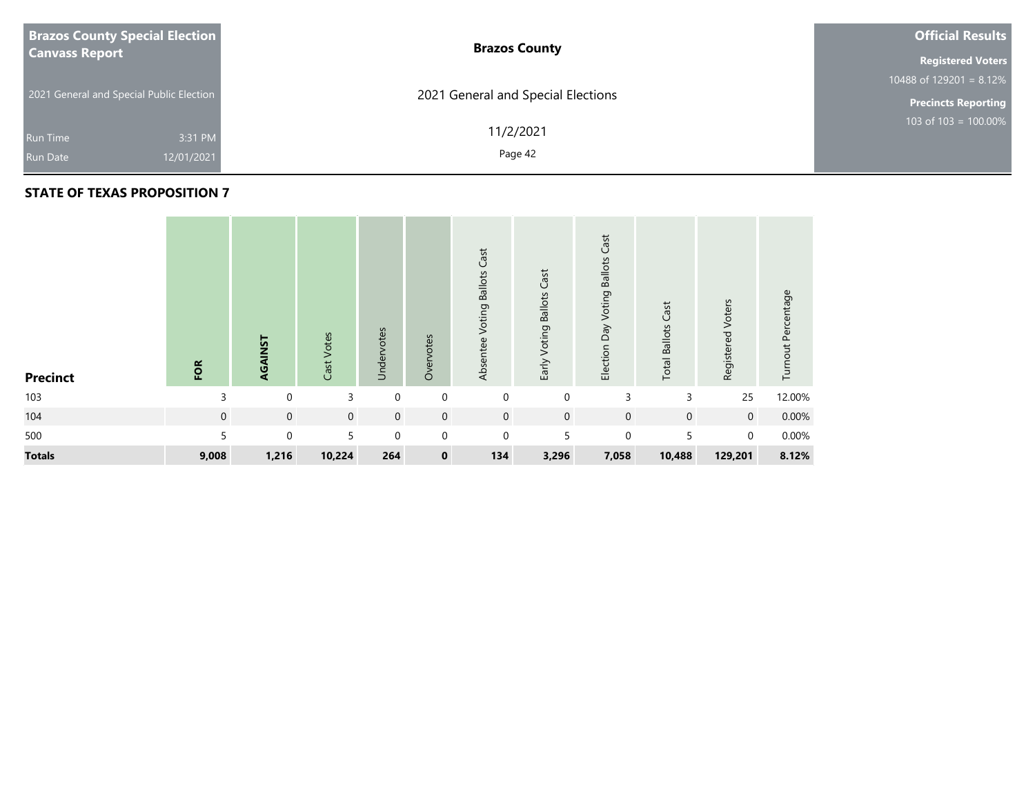**Brazos County Special Election Canvass Report**

2021 General and Special Public Election

Run Time 3:31 PM

Run Date 12/01/2021

**Brazos County**

2021 General and Special Elections

11/2/2021

**Official Results**

**Registered Voters**

10488 of 129201 = 8.12%

**Precincts Reporting**

103 of 103 = 100.00%

## STATE OF TEXAS PROPOSITION 7

| Precinct | FOR | AGAINST | Cast Votes | Undervotes | Overvotes | Absentee Voting Ballots Cast | Early Voting Ballots Cast | Election Day Voting Ballots Cast | Total Ballots Cast | Registered Voters | Turnout Percentage |
|---|---|---|---|---|---|---|---|---|---|---|---|
| 103 | 3 | 0 | 3 | 0 | 0 | 0 | 0 | 3 | 3 | 25 | 12.00% |
| 104 | 0 | 0 | 0 | 0 | 0 | 0 | 0 | 0 | 0 | 0 | 0.00% |
| 500 | 5 | 0 | 5 | 0 | 0 | 0 | 5 | 0 | 5 | 0 | 0.00% |
| **Totals** | **9,008** | **1,216** | **10,224** | **264** | **0** | **134** | **3,296** | **7,058** | **10,488** | **129,201** | **8.12%** |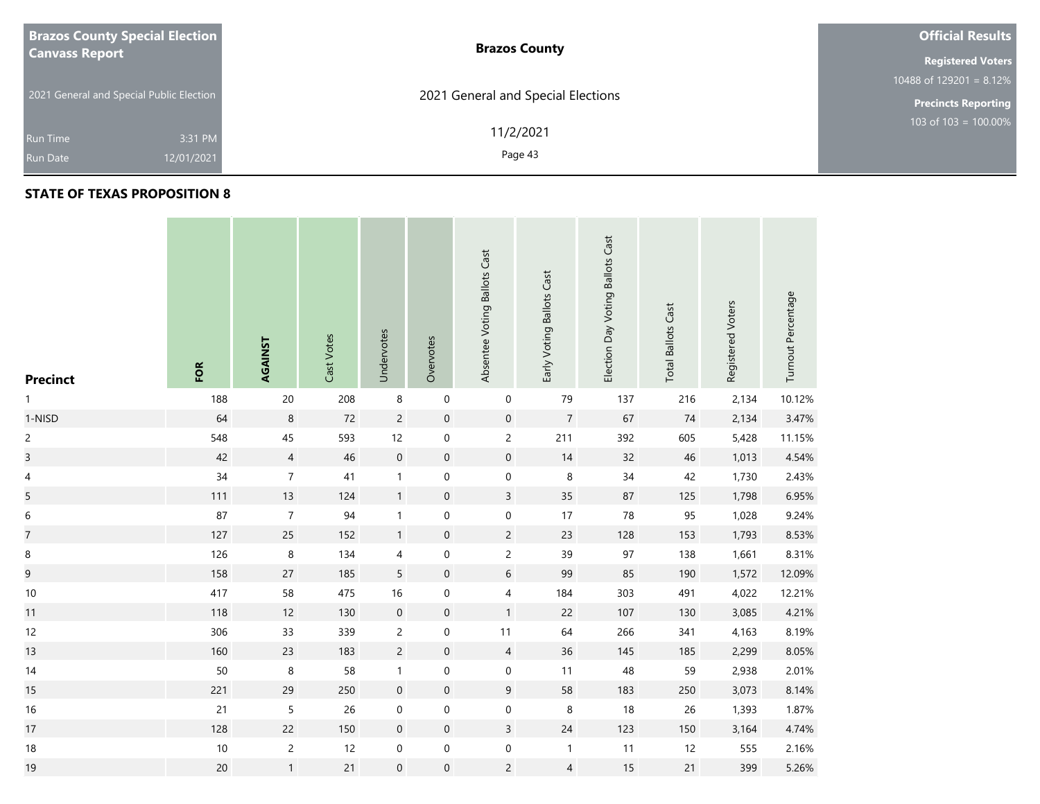**Brazos County Special Election Canvass Report**

2021 General and Special Public Election

Run Time 3:31 PM
Run Date 12/01/2021

**Brazos County**

2021 General and Special Elections

11/2/2021

**Official Results**

**Registered Voters**
10488 of 129201 = 8.12%

**Precincts Reporting**
103 of 103 = 100.00%

## STATE OF TEXAS PROPOSITION 8

| Precinct | FOR | AGAINST | Cast Votes | Undervotes | Overvotes | Absentee Voting Ballots Cast | Early Voting Ballots Cast | Election Day Voting Ballots Cast | Total Ballots Cast | Registered Voters | Turnout Percentage |
|---|---|---|---|---|---|---|---|---|---|---|---|
| 1 | 188 | 20 | 208 | 8 | 0 | 0 | 79 | 137 | 216 | 2,134 | 10.12% |
| 1-NISD | 64 | 8 | 72 | 2 | 0 | 0 | 7 | 67 | 74 | 2,134 | 3.47% |
| 2 | 548 | 45 | 593 | 12 | 0 | 2 | 211 | 392 | 605 | 5,428 | 11.15% |
| 3 | 42 | 4 | 46 | 0 | 0 | 0 | 14 | 32 | 46 | 1,013 | 4.54% |
| 4 | 34 | 7 | 41 | 1 | 0 | 0 | 8 | 34 | 42 | 1,730 | 2.43% |
| 5 | 111 | 13 | 124 | 1 | 0 | 3 | 35 | 87 | 125 | 1,798 | 6.95% |
| 6 | 87 | 7 | 94 | 1 | 0 | 0 | 17 | 78 | 95 | 1,028 | 9.24% |
| 7 | 127 | 25 | 152 | 1 | 0 | 2 | 23 | 128 | 153 | 1,793 | 8.53% |
| 8 | 126 | 8 | 134 | 4 | 0 | 2 | 39 | 97 | 138 | 1,661 | 8.31% |
| 9 | 158 | 27 | 185 | 5 | 0 | 6 | 99 | 85 | 190 | 1,572 | 12.09% |
| 10 | 417 | 58 | 475 | 16 | 0 | 4 | 184 | 303 | 491 | 4,022 | 12.21% |
| 11 | 118 | 12 | 130 | 0 | 0 | 1 | 22 | 107 | 130 | 3,085 | 4.21% |
| 12 | 306 | 33 | 339 | 2 | 0 | 11 | 64 | 266 | 341 | 4,163 | 8.19% |
| 13 | 160 | 23 | 183 | 2 | 0 | 4 | 36 | 145 | 185 | 2,299 | 8.05% |
| 14 | 50 | 8 | 58 | 1 | 0 | 0 | 11 | 48 | 59 | 2,938 | 2.01% |
| 15 | 221 | 29 | 250 | 0 | 0 | 9 | 58 | 183 | 250 | 3,073 | 8.14% |
| 16 | 21 | 5 | 26 | 0 | 0 | 0 | 8 | 18 | 26 | 1,393 | 1.87% |
| 17 | 128 | 22 | 150 | 0 | 0 | 3 | 24 | 123 | 150 | 3,164 | 4.74% |
| 18 | 10 | 2 | 12 | 0 | 0 | 0 | 1 | 11 | 12 | 555 | 2.16% |
| 19 | 20 | 1 | 21 | 0 | 0 | 2 | 4 | 15 | 21 | 399 | 5.26% |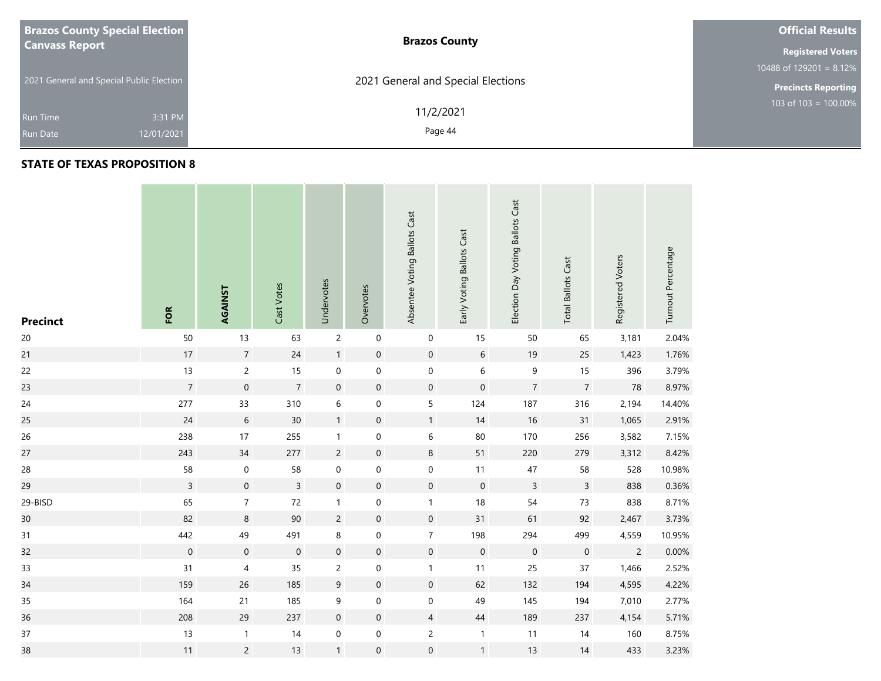**Brazos County Special Election Canvass Report**

2021 General and Special Public Election

Run Time 3:31 PM

Run Date 12/01/2021

**Brazos County**

2021 General and Special Elections

11/2/2021

**Official Results**

**Registered Voters**

10488 of 129201 = 8.12%

**Precincts Reporting**

103 of 103 = 100.00%

## STATE OF TEXAS PROPOSITION 8

| Precinct | FOR | AGAINST | Cast Votes | Undervotes | Overvotes | Absentee Voting Ballots Cast | Early Voting Ballots Cast | Election Day Voting Ballots Cast | Total Ballots Cast | Registered Voters | Turnout Percentage |
|---|---|---|---|---|---|---|---|---|---|---|---|
| 20 | 50 | 13 | 63 | 2 | 0 | 0 | 15 | 50 | 65 | 3,181 | 2.04% |
| 21 | 17 | 7 | 24 | 1 | 0 | 0 | 6 | 19 | 25 | 1,423 | 1.76% |
| 22 | 13 | 2 | 15 | 0 | 0 | 0 | 6 | 9 | 15 | 396 | 3.79% |
| 23 | 7 | 0 | 7 | 0 | 0 | 0 | 0 | 7 | 7 | 78 | 8.97% |
| 24 | 277 | 33 | 310 | 6 | 0 | 5 | 124 | 187 | 316 | 2,194 | 14.40% |
| 25 | 24 | 6 | 30 | 1 | 0 | 1 | 14 | 16 | 31 | 1,065 | 2.91% |
| 26 | 238 | 17 | 255 | 1 | 0 | 6 | 80 | 170 | 256 | 3,582 | 7.15% |
| 27 | 243 | 34 | 277 | 2 | 0 | 8 | 51 | 220 | 279 | 3,312 | 8.42% |
| 28 | 58 | 0 | 58 | 0 | 0 | 0 | 11 | 47 | 58 | 528 | 10.98% |
| 29 | 3 | 0 | 3 | 0 | 0 | 0 | 0 | 3 | 3 | 838 | 0.36% |
| 29-BISD | 65 | 7 | 72 | 1 | 0 | 1 | 18 | 54 | 73 | 838 | 8.71% |
| 30 | 82 | 8 | 90 | 2 | 0 | 0 | 31 | 61 | 92 | 2,467 | 3.73% |
| 31 | 442 | 49 | 491 | 8 | 0 | 7 | 198 | 294 | 499 | 4,559 | 10.95% |
| 32 | 0 | 0 | 0 | 0 | 0 | 0 | 0 | 0 | 0 | 2 | 0.00% |
| 33 | 31 | 4 | 35 | 2 | 0 | 1 | 11 | 25 | 37 | 1,466 | 2.52% |
| 34 | 159 | 26 | 185 | 9 | 0 | 0 | 62 | 132 | 194 | 4,595 | 4.22% |
| 35 | 164 | 21 | 185 | 9 | 0 | 0 | 49 | 145 | 194 | 7,010 | 2.77% |
| 36 | 208 | 29 | 237 | 0 | 0 | 4 | 44 | 189 | 237 | 4,154 | 5.71% |
| 37 | 13 | 1 | 14 | 0 | 0 | 2 | 1 | 11 | 14 | 160 | 8.75% |
| 38 | 11 | 2 | 13 | 1 | 0 | 0 | 1 | 13 | 14 | 433 | 3.23% |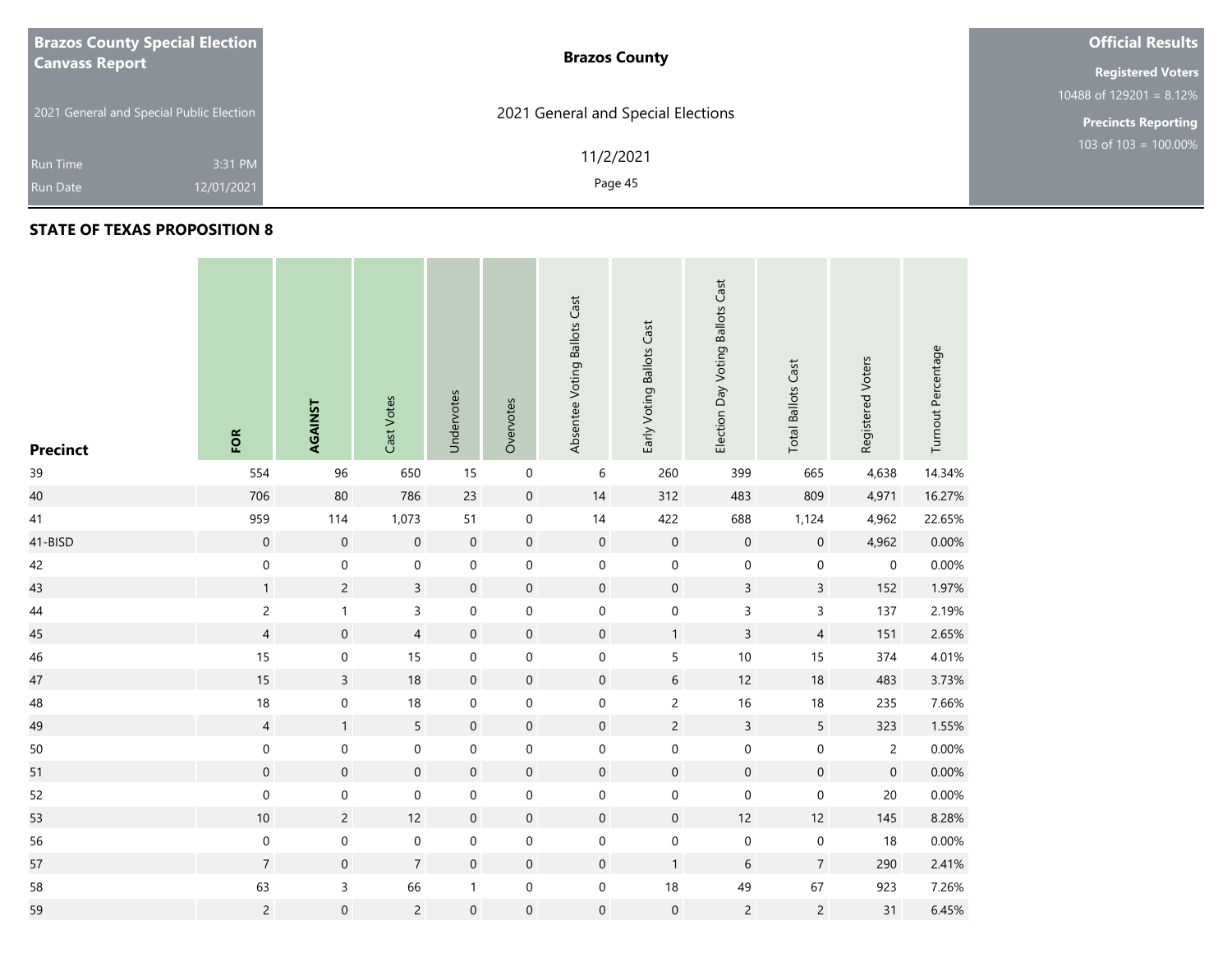**Brazos County Special Election Canvass Report**

2021 General and Special Public Election

Run Time 3:31 PM

Run Date 12/01/2021

**Brazos County**

2021 General and Special Elections

11/2/2021

**Official Results**

**Registered Voters**

10488 of 129201 = 8.12%

**Precincts Reporting**

103 of 103 = 100.00%

## STATE OF TEXAS PROPOSITION 8

| Precinct | FOR | AGAINST | Cast Votes | Undervotes | Overvotes | Absentee Voting Ballots Cast | Early Voting Ballots Cast | Election Day Voting Ballots Cast | Total Ballots Cast | Registered Voters | Turnout Percentage |
|---|---|---|---|---|---|---|---|---|---|---|---|
| 39 | 554 | 96 | 650 | 15 | 0 | 6 | 260 | 399 | 665 | 4,638 | 14.34% |
| 40 | 706 | 80 | 786 | 23 | 0 | 14 | 312 | 483 | 809 | 4,971 | 16.27% |
| 41 | 959 | 114 | 1,073 | 51 | 0 | 14 | 422 | 688 | 1,124 | 4,962 | 22.65% |
| 41-BISD | 0 | 0 | 0 | 0 | 0 | 0 | 0 | 0 | 0 | 4,962 | 0.00% |
| 42 | 0 | 0 | 0 | 0 | 0 | 0 | 0 | 0 | 0 | 0 | 0.00% |
| 43 | 1 | 2 | 3 | 0 | 0 | 0 | 0 | 3 | 3 | 152 | 1.97% |
| 44 | 2 | 1 | 3 | 0 | 0 | 0 | 0 | 3 | 3 | 137 | 2.19% |
| 45 | 4 | 0 | 4 | 0 | 0 | 0 | 1 | 3 | 4 | 151 | 2.65% |
| 46 | 15 | 0 | 15 | 0 | 0 | 0 | 5 | 10 | 15 | 374 | 4.01% |
| 47 | 15 | 3 | 18 | 0 | 0 | 0 | 6 | 12 | 18 | 483 | 3.73% |
| 48 | 18 | 0 | 18 | 0 | 0 | 0 | 2 | 16 | 18 | 235 | 7.66% |
| 49 | 4 | 1 | 5 | 0 | 0 | 0 | 2 | 3 | 5 | 323 | 1.55% |
| 50 | 0 | 0 | 0 | 0 | 0 | 0 | 0 | 0 | 0 | 2 | 0.00% |
| 51 | 0 | 0 | 0 | 0 | 0 | 0 | 0 | 0 | 0 | 0 | 0.00% |
| 52 | 0 | 0 | 0 | 0 | 0 | 0 | 0 | 0 | 0 | 20 | 0.00% |
| 53 | 10 | 2 | 12 | 0 | 0 | 0 | 0 | 12 | 12 | 145 | 8.28% |
| 56 | 0 | 0 | 0 | 0 | 0 | 0 | 0 | 0 | 0 | 18 | 0.00% |
| 57 | 7 | 0 | 7 | 0 | 0 | 0 | 1 | 6 | 7 | 290 | 2.41% |
| 58 | 63 | 3 | 66 | 1 | 0 | 0 | 18 | 49 | 67 | 923 | 7.26% |
| 59 | 2 | 0 | 2 | 0 | 0 | 0 | 0 | 2 | 2 | 31 | 6.45% |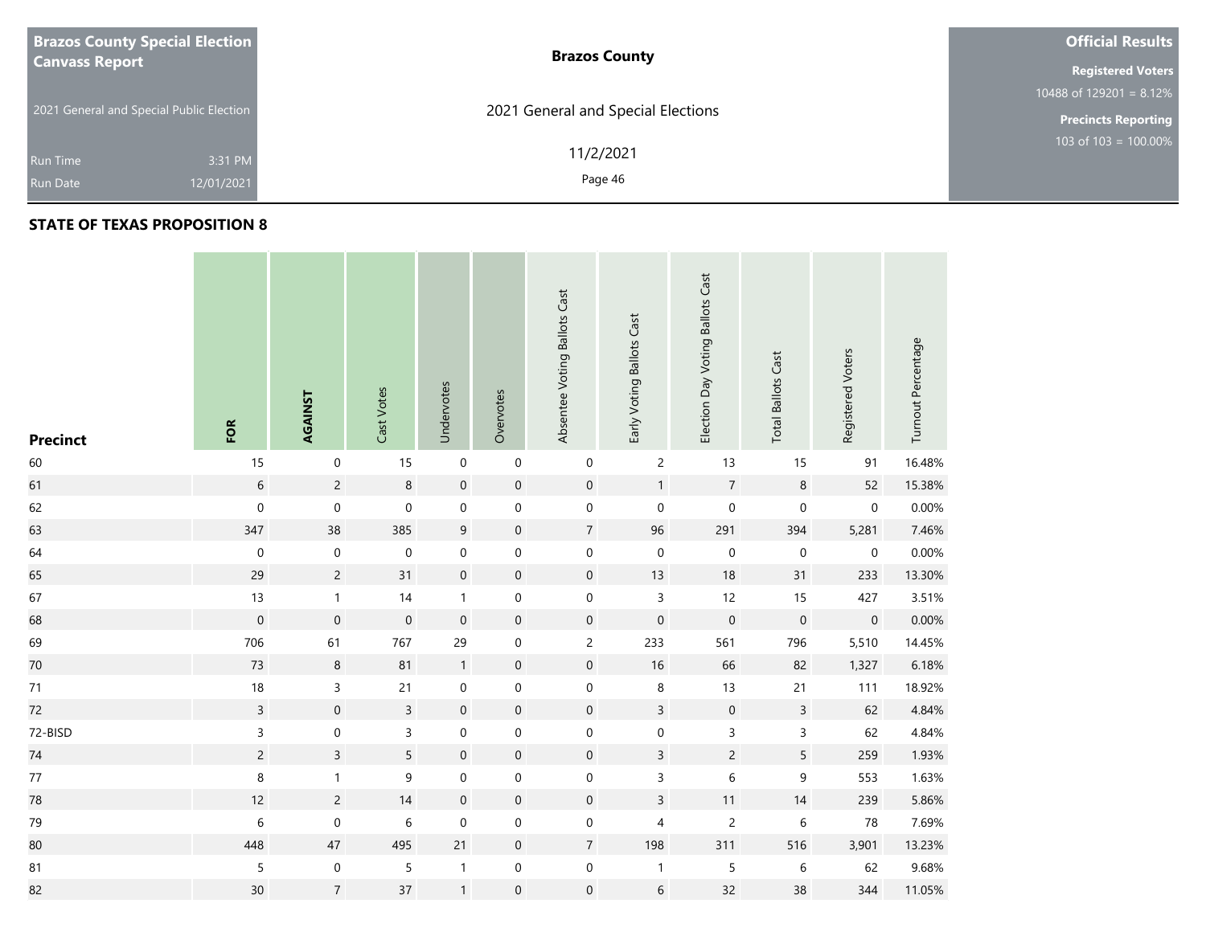**Brazos County Special Election Canvass Report**

2021 General and Special Public Election

Run Time 3:31 PM

Run Date 12/01/2021

**Brazos County**

2021 General and Special Elections

11/2/2021

**Official Results**

**Registered Voters**

10488 of 129201 = 8.12%

**Precincts Reporting**

103 of 103 = 100.00%

## STATE OF TEXAS PROPOSITION 8

| Precinct | FOR | AGAINST | Cast Votes | Undervotes | Overvotes | Absentee Voting Ballots Cast | Early Voting Ballots Cast | Election Day Voting Ballots Cast | Total Ballots Cast | Registered Voters | Turnout Percentage |
|---|---|---|---|---|---|---|---|---|---|---|---|
| 60 | 15 | 0 | 15 | 0 | 0 | 0 | 2 | 13 | 15 | 91 | 16.48% |
| 61 | 6 | 2 | 8 | 0 | 0 | 0 | 1 | 7 | 8 | 52 | 15.38% |
| 62 | 0 | 0 | 0 | 0 | 0 | 0 | 0 | 0 | 0 | 0 | 0.00% |
| 63 | 347 | 38 | 385 | 9 | 0 | 7 | 96 | 291 | 394 | 5,281 | 7.46% |
| 64 | 0 | 0 | 0 | 0 | 0 | 0 | 0 | 0 | 0 | 0 | 0.00% |
| 65 | 29 | 2 | 31 | 0 | 0 | 0 | 13 | 18 | 31 | 233 | 13.30% |
| 67 | 13 | 1 | 14 | 1 | 0 | 0 | 3 | 12 | 15 | 427 | 3.51% |
| 68 | 0 | 0 | 0 | 0 | 0 | 0 | 0 | 0 | 0 | 0 | 0.00% |
| 69 | 706 | 61 | 767 | 29 | 0 | 2 | 233 | 561 | 796 | 5,510 | 14.45% |
| 70 | 73 | 8 | 81 | 1 | 0 | 0 | 16 | 66 | 82 | 1,327 | 6.18% |
| 71 | 18 | 3 | 21 | 0 | 0 | 0 | 8 | 13 | 21 | 111 | 18.92% |
| 72 | 3 | 0 | 3 | 0 | 0 | 0 | 3 | 0 | 3 | 62 | 4.84% |
| 72-BISD | 3 | 0 | 3 | 0 | 0 | 0 | 0 | 3 | 3 | 62 | 4.84% |
| 74 | 2 | 3 | 5 | 0 | 0 | 0 | 3 | 2 | 5 | 259 | 1.93% |
| 77 | 8 | 1 | 9 | 0 | 0 | 0 | 3 | 6 | 9 | 553 | 1.63% |
| 78 | 12 | 2 | 14 | 0 | 0 | 0 | 3 | 11 | 14 | 239 | 5.86% |
| 79 | 6 | 0 | 6 | 0 | 0 | 0 | 4 | 2 | 6 | 78 | 7.69% |
| 80 | 448 | 47 | 495 | 21 | 0 | 7 | 198 | 311 | 516 | 3,901 | 13.23% |
| 81 | 5 | 0 | 5 | 1 | 0 | 0 | 1 | 5 | 6 | 62 | 9.68% |
| 82 | 30 | 7 | 37 | 1 | 0 | 0 | 6 | 32 | 38 | 344 | 11.05% |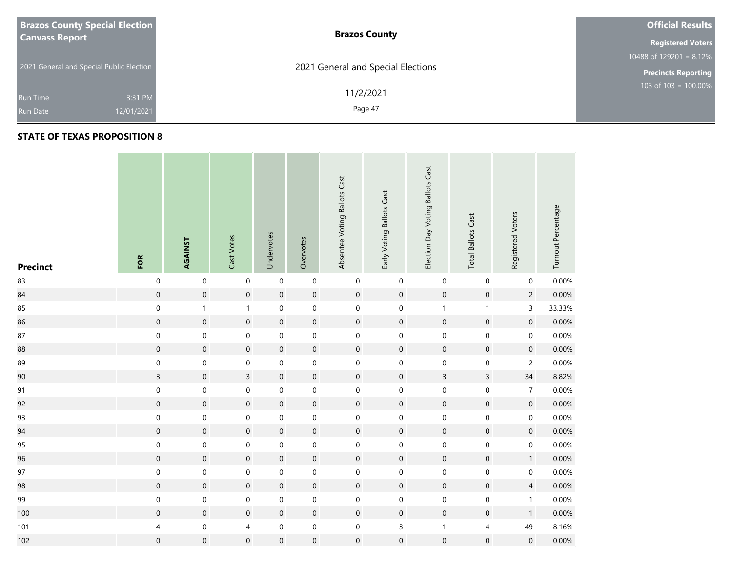**Brazos County Special Election Canvass Report**

2021 General and Special Public Election

Run Time 3:31 PM
Run Date 12/01/2021

**Brazos County**

2021 General and Special Elections

11/2/2021

**Official Results**

**Registered Voters**
10488 of 129201 = 8.12%

**Precincts Reporting**
103 of 103 = 100.00%

## STATE OF TEXAS PROPOSITION 8

| Precinct | FOR | AGAINST | Cast Votes | Undervotes | Overvotes | Absentee Voting Ballots Cast | Early Voting Ballots Cast | Election Day Voting Ballots Cast | Total Ballots Cast | Registered Voters | Turnout Percentage |
|---|---|---|---|---|---|---|---|---|---|---|---|
| 83 | 0 | 0 | 0 | 0 | 0 | 0 | 0 | 0 | 0 | 0 | 0.00% |
| 84 | 0 | 0 | 0 | 0 | 0 | 0 | 0 | 0 | 0 | 2 | 0.00% |
| 85 | 0 | 1 | 1 | 0 | 0 | 0 | 0 | 1 | 1 | 3 | 33.33% |
| 86 | 0 | 0 | 0 | 0 | 0 | 0 | 0 | 0 | 0 | 0 | 0.00% |
| 87 | 0 | 0 | 0 | 0 | 0 | 0 | 0 | 0 | 0 | 0 | 0.00% |
| 88 | 0 | 0 | 0 | 0 | 0 | 0 | 0 | 0 | 0 | 0 | 0.00% |
| 89 | 0 | 0 | 0 | 0 | 0 | 0 | 0 | 0 | 0 | 2 | 0.00% |
| 90 | 3 | 0 | 3 | 0 | 0 | 0 | 0 | 3 | 3 | 34 | 8.82% |
| 91 | 0 | 0 | 0 | 0 | 0 | 0 | 0 | 0 | 0 | 7 | 0.00% |
| 92 | 0 | 0 | 0 | 0 | 0 | 0 | 0 | 0 | 0 | 0 | 0.00% |
| 93 | 0 | 0 | 0 | 0 | 0 | 0 | 0 | 0 | 0 | 0 | 0.00% |
| 94 | 0 | 0 | 0 | 0 | 0 | 0 | 0 | 0 | 0 | 0 | 0.00% |
| 95 | 0 | 0 | 0 | 0 | 0 | 0 | 0 | 0 | 0 | 0 | 0.00% |
| 96 | 0 | 0 | 0 | 0 | 0 | 0 | 0 | 0 | 0 | 1 | 0.00% |
| 97 | 0 | 0 | 0 | 0 | 0 | 0 | 0 | 0 | 0 | 0 | 0.00% |
| 98 | 0 | 0 | 0 | 0 | 0 | 0 | 0 | 0 | 0 | 4 | 0.00% |
| 99 | 0 | 0 | 0 | 0 | 0 | 0 | 0 | 0 | 0 | 1 | 0.00% |
| 100 | 0 | 0 | 0 | 0 | 0 | 0 | 0 | 0 | 0 | 1 | 0.00% |
| 101 | 4 | 0 | 4 | 0 | 0 | 0 | 3 | 1 | 4 | 49 | 8.16% |
| 102 | 0 | 0 | 0 | 0 | 0 | 0 | 0 | 0 | 0 | 0 | 0.00% |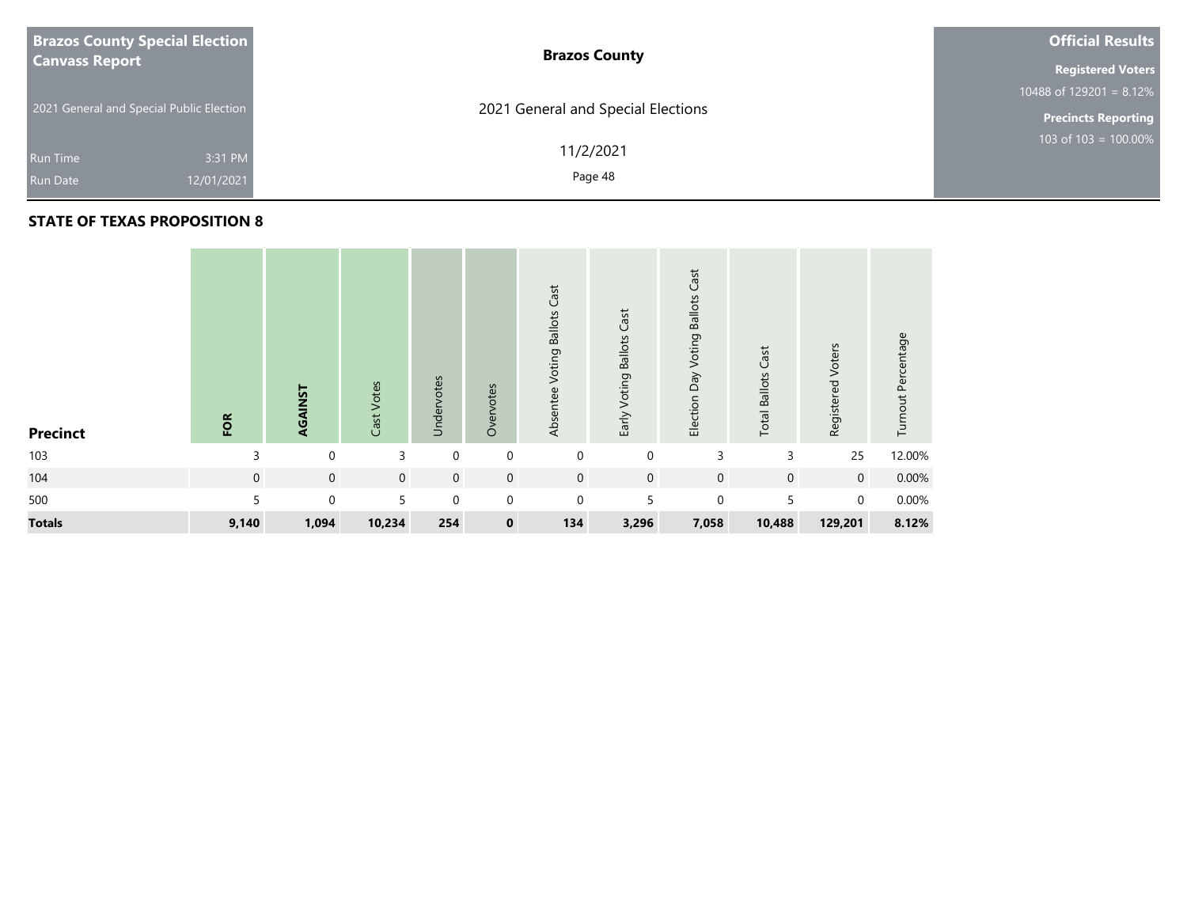| Brazos County Special Election Canvass Report | Brazos County | Official Results |
| --- | --- | --- |
| 2021 General and Special Public Election | 2021 General and Special Elections | Registered Voters 10488 of 129201 = 8.12% |
| Run Time 3:31 PM | 11/2/2021 | Precincts Reporting 103 of 103 = 100.00% |
| Run Date 12/01/2021 | | |

## STATE OF TEXAS PROPOSITION 8

| Precinct | FOR | AGAINST | Cast Votes | Undervotes | Overvotes | Absentee Voting Ballots Cast | Early Voting Ballots Cast | Election Day Voting Ballots Cast | Total Ballots Cast | Registered Voters | Turnout Percentage |
| --- | --- | --- | --- | --- | --- | --- | --- | --- | --- | --- | --- |
| 103 | 3 | 0 | 3 | 0 | 0 | 0 | 0 | 3 | 3 | 25 | 12.00% |
| 104 | 0 | 0 | 0 | 0 | 0 | 0 | 0 | 0 | 0 | 0 | 0.00% |
| 500 | 5 | 0 | 5 | 0 | 0 | 0 | 5 | 0 | 5 | 0 | 0.00% |
| **Totals** | **9,140** | **1,094** | **10,234** | **254** | **0** | **134** | **3,296** | **7,058** | **10,488** | **129,201** | **8.12%** |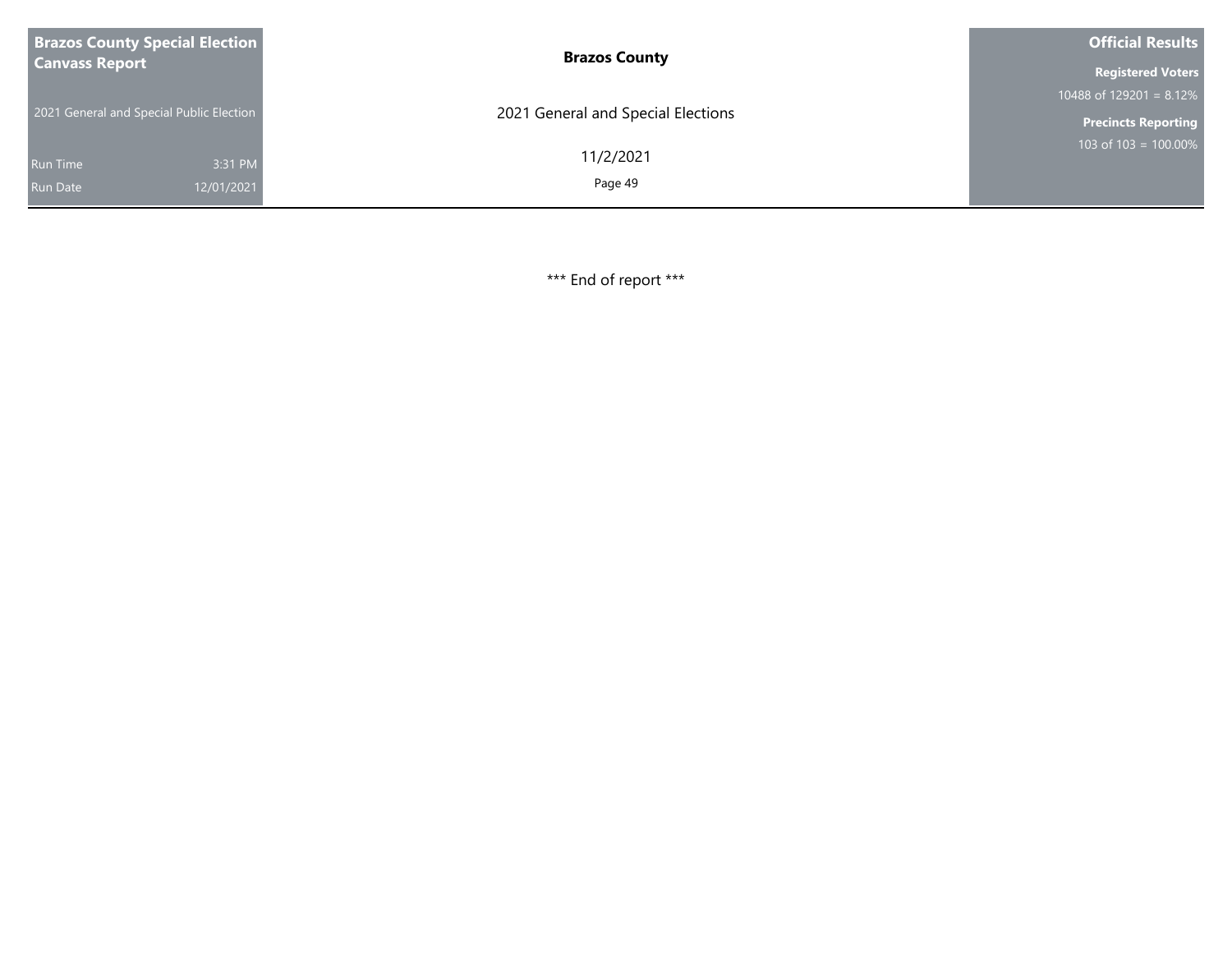*** End of report ***